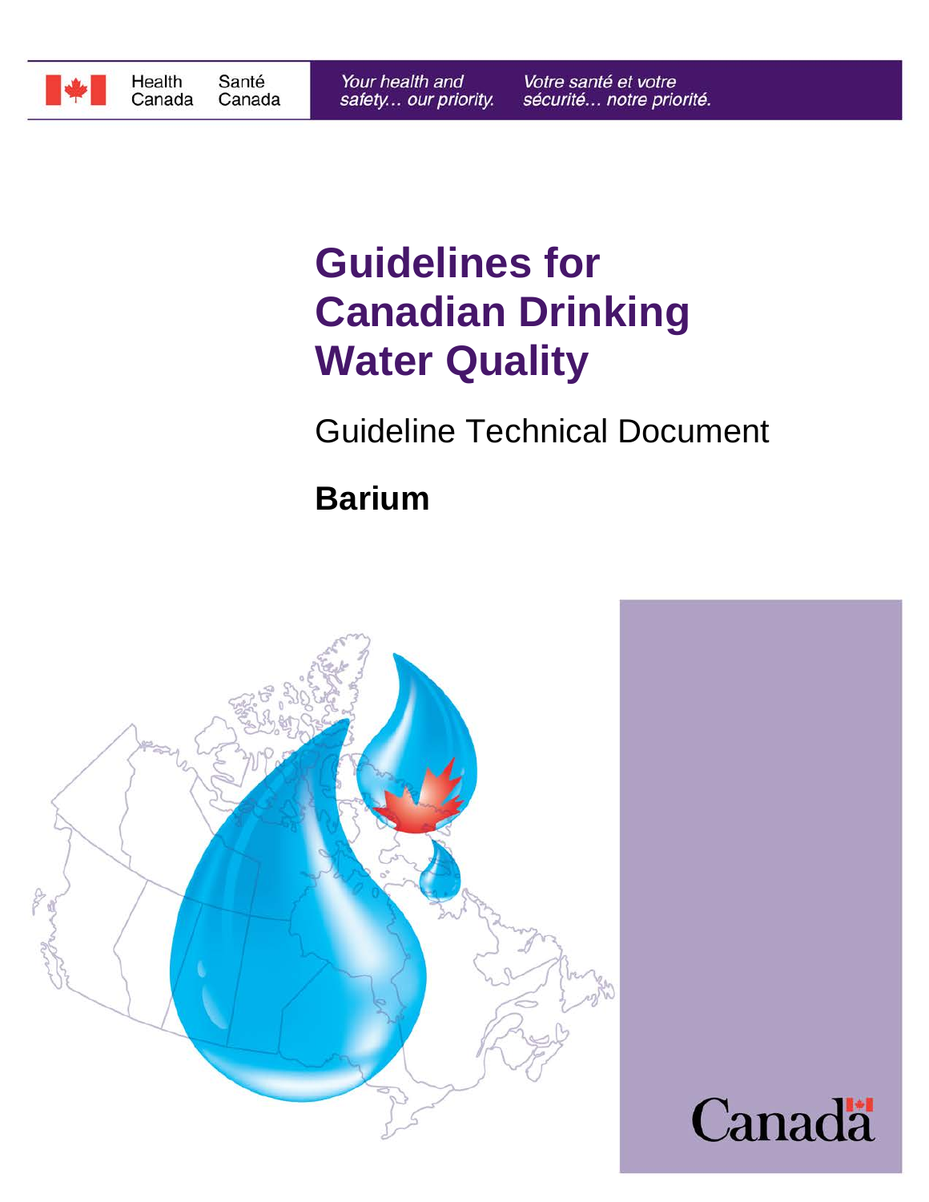Health Canada | Santé Canada

*Your health and safety... our priority.* | *Votre santé et votre sécurité... notre priorité.*

# Guidelines for Canadian Drinking Water Quality

## Guideline Technical Document

## Barium

Canada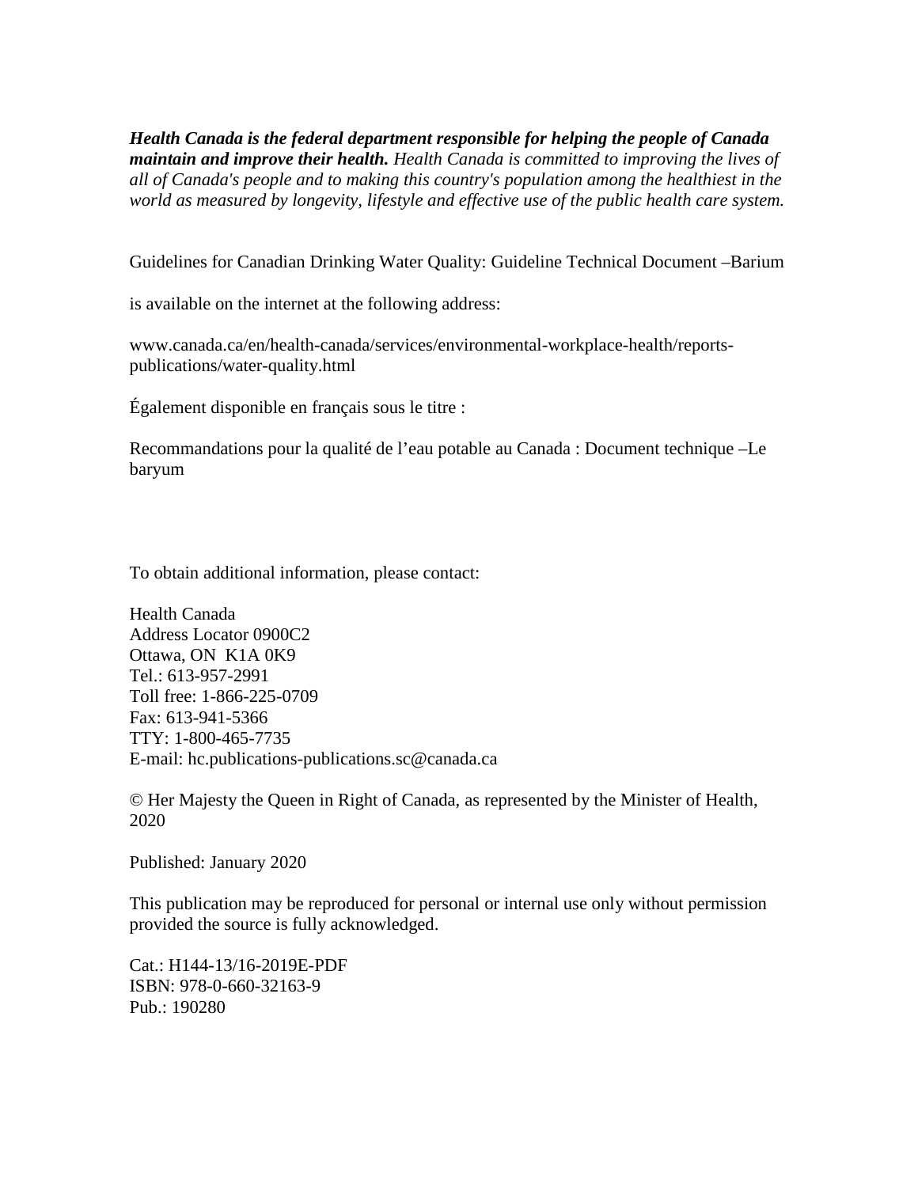***Health Canada is the federal department responsible for helping the people of Canada maintain and improve their health.*** *Health Canada is committed to improving the lives of all of Canada's people and to making this country's population among the healthiest in the world as measured by longevity, lifestyle and effective use of the public health care system.*

Guidelines for Canadian Drinking Water Quality: Guideline Technical Document –Barium

is available on the internet at the following address:

www.canada.ca/en/health-canada/services/environmental-workplace-health/reports-publications/water-quality.html

Également disponible en français sous le titre :

Recommandations pour la qualité de l'eau potable au Canada : Document technique –Le baryum

To obtain additional information, please contact:

Health Canada
Address Locator 0900C2
Ottawa, ON K1A 0K9
Tel.: 613-957-2991
Toll free: 1-866-225-0709
Fax: 613-941-5366
TTY: 1-800-465-7735
E-mail: hc.publications-publications.sc@canada.ca

© Her Majesty the Queen in Right of Canada, as represented by the Minister of Health, 2020

Published: January 2020

This publication may be reproduced for personal or internal use only without permission provided the source is fully acknowledged.

Cat.: H144-13/16-2019E-PDF
ISBN: 978-0-660-32163-9
Pub.: 190280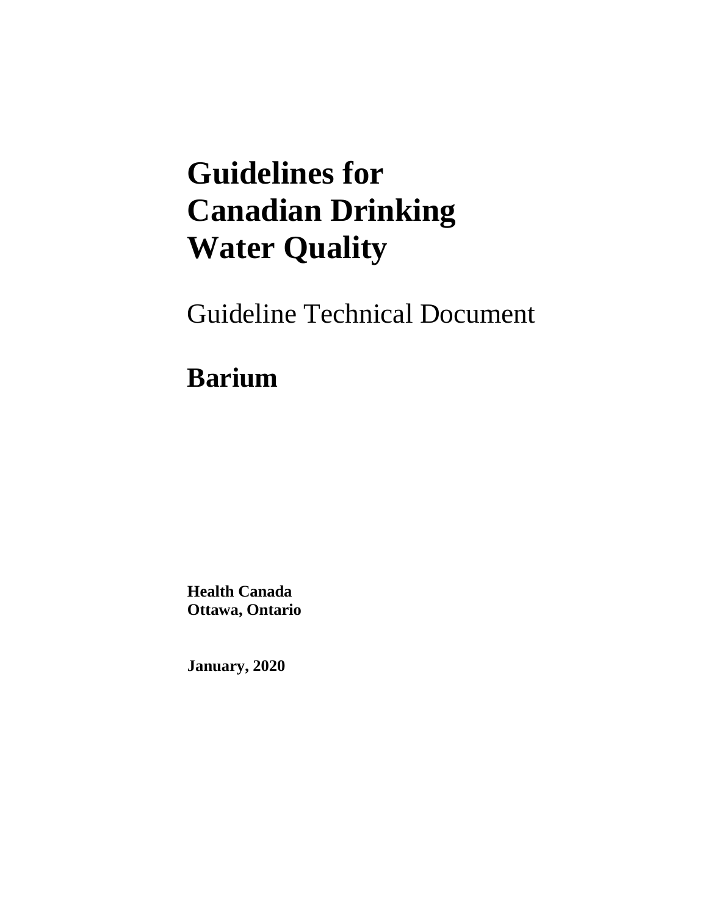# Guidelines for Canadian Drinking Water Quality

Guideline Technical Document

## Barium

**Health Canada**
**Ottawa, Ontario**

**January, 2020**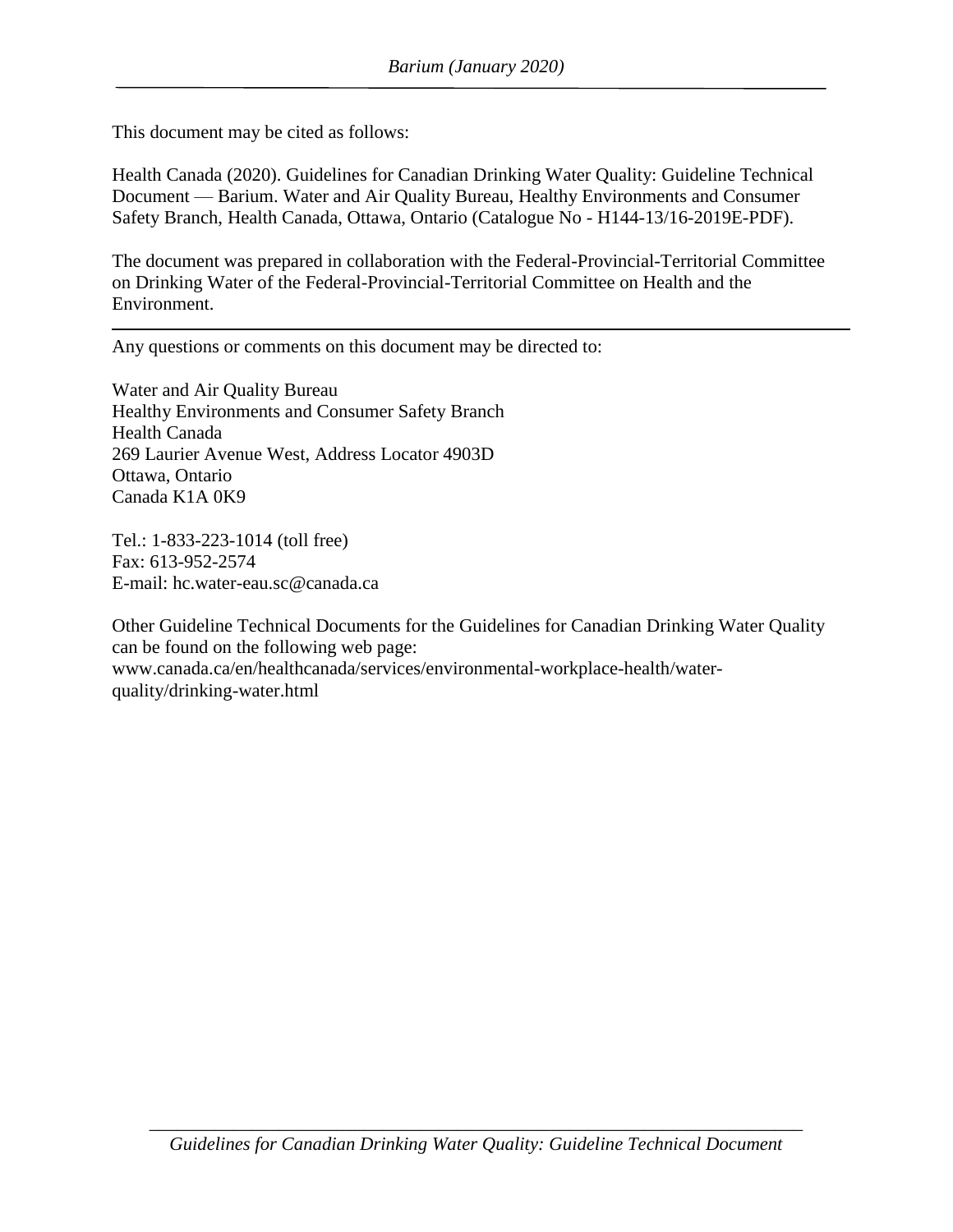This document may be cited as follows:

Health Canada (2020). Guidelines for Canadian Drinking Water Quality: Guideline Technical Document — Barium. Water and Air Quality Bureau, Healthy Environments and Consumer Safety Branch, Health Canada, Ottawa, Ontario (Catalogue No - H144-13/16-2019E-PDF).

The document was prepared in collaboration with the Federal-Provincial-Territorial Committee on Drinking Water of the Federal-Provincial-Territorial Committee on Health and the Environment.

---

Any questions or comments on this document may be directed to:

Water and Air Quality Bureau
Healthy Environments and Consumer Safety Branch
Health Canada
269 Laurier Avenue West, Address Locator 4903D
Ottawa, Ontario
Canada K1A 0K9

Tel.: 1-833-223-1014 (toll free)
Fax: 613-952-2574
E-mail: hc.water-eau.sc@canada.ca

Other Guideline Technical Documents for the Guidelines for Canadian Drinking Water Quality can be found on the following web page:
www.canada.ca/en/healthcanada/services/environmental-workplace-health/water-quality/drinking-water.html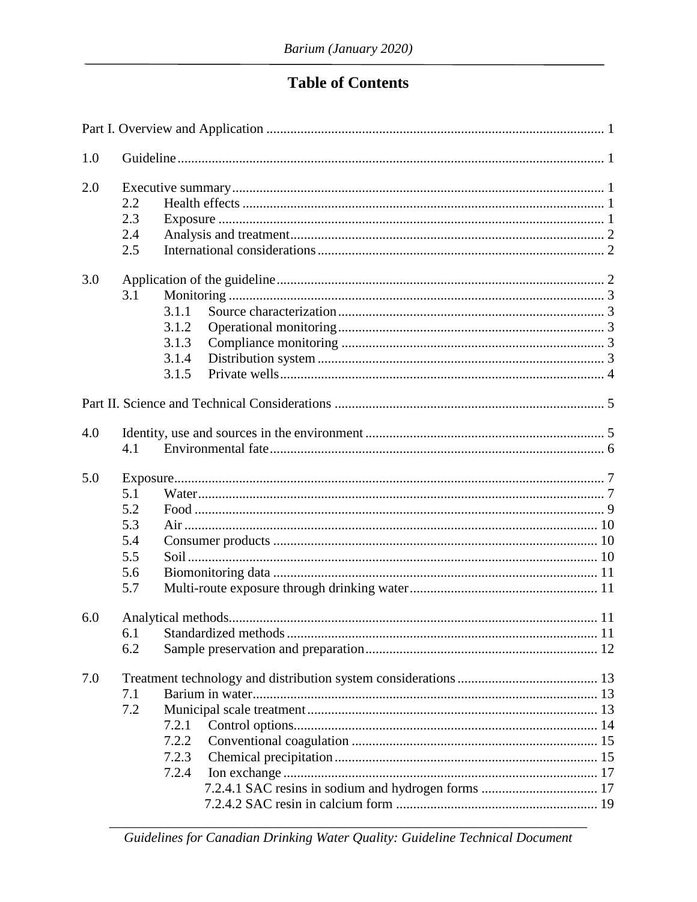# Table of Contents

Part I. Overview and Application .......... 1

1.0 Guideline .......... 1

2.0 Executive summary .......... 1
- 2.2 Health effects .......... 1
- 2.3 Exposure .......... 1
- 2.4 Analysis and treatment .......... 2
- 2.5 International considerations .......... 2

3.0 Application of the guideline .......... 2
- 3.1 Monitoring .......... 3
  - 3.1.1 Source characterization .......... 3
  - 3.1.2 Operational monitoring .......... 3
  - 3.1.3 Compliance monitoring .......... 3
  - 3.1.4 Distribution system .......... 3
  - 3.1.5 Private wells .......... 4

Part II. Science and Technical Considerations .......... 5

4.0 Identity, use and sources in the environment .......... 5
- 4.1 Environmental fate .......... 6

5.0 Exposure .......... 7
- 5.1 Water .......... 7
- 5.2 Food .......... 9
- 5.3 Air .......... 10
- 5.4 Consumer products .......... 10
- 5.5 Soil .......... 10
- 5.6 Biomonitoring data .......... 11
- 5.7 Multi-route exposure through drinking water .......... 11

6.0 Analytical methods .......... 11
- 6.1 Standardized methods .......... 11
- 6.2 Sample preservation and preparation .......... 12

7.0 Treatment technology and distribution system considerations .......... 13
- 7.1 Barium in water .......... 13
- 7.2 Municipal scale treatment .......... 13
  - 7.2.1 Control options .......... 14
  - 7.2.2 Conventional coagulation .......... 15
  - 7.2.3 Chemical precipitation .......... 15
  - 7.2.4 Ion exchange .......... 17
    - 7.2.4.1 SAC resins in sodium and hydrogen forms .......... 17
    - 7.2.4.2 SAC resin in calcium form .......... 19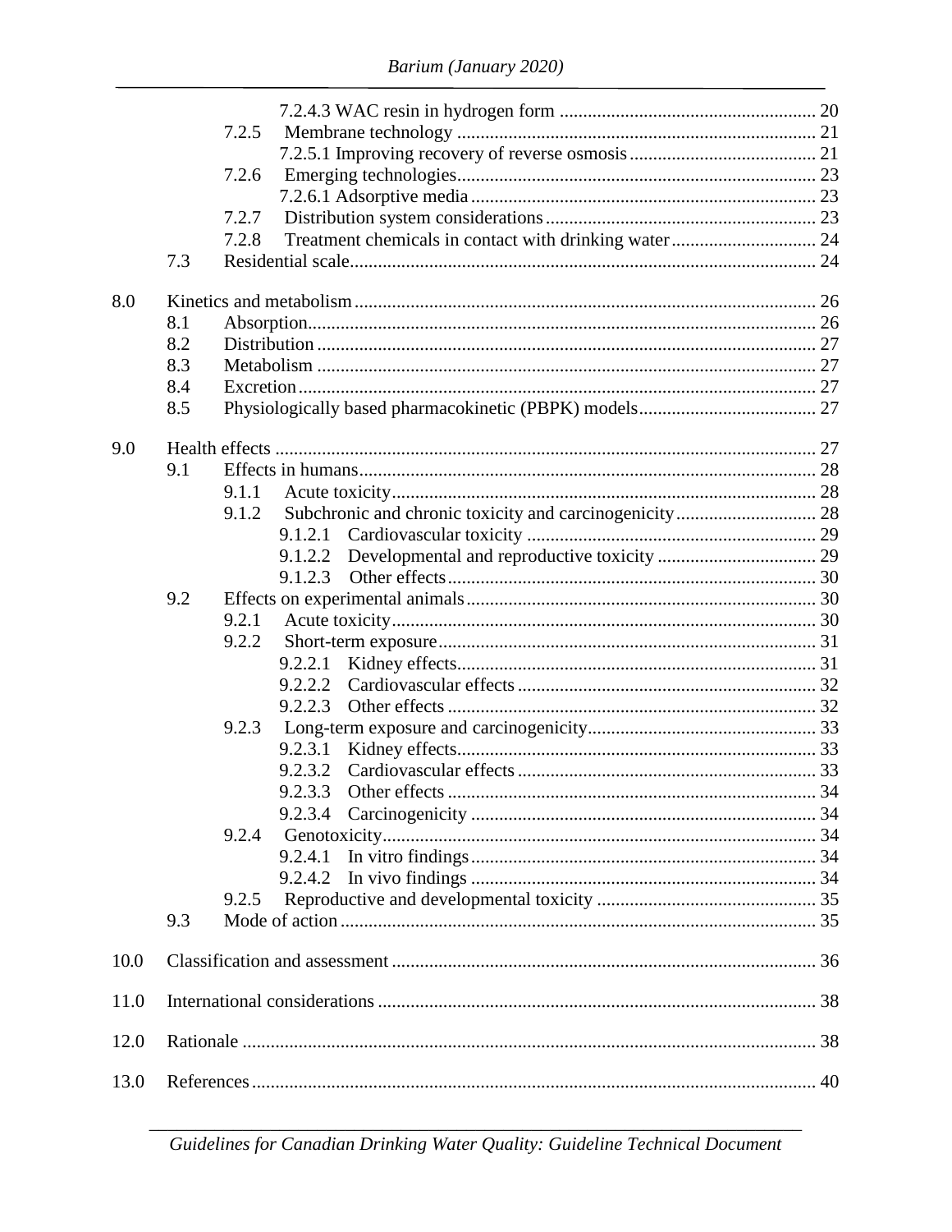7.2.4.3 WAC resin in hydrogen form ..................................................... 20
7.2.5 Membrane technology ........................................................................... 21
7.2.5.1 Improving recovery of reverse osmosis ....................................... 21
7.2.6 Emerging technologies ........................................................................... 23
7.2.6.1 Adsorptive media ......................................................................... 23
7.2.7 Distribution system considerations ......................................................... 23
7.2.8 Treatment chemicals in contact with drinking water .............................. 24
7.3 Residential scale ................................................................................................. 24

8.0 Kinetics and metabolism ................................................................................................ 26
8.1 Absorption .......................................................................................................... 26
8.2 Distribution ......................................................................................................... 27
8.3 Metabolism ......................................................................................................... 27
8.4 Excretion ............................................................................................................. 27
8.5 Physiologically based pharmacokinetic (PBPK) models ..................................... 27

9.0 Health effects ................................................................................................................. 27
9.1 Effects in humans ................................................................................................ 28
9.1.1 Acute toxicity ......................................................................................... 28
9.1.2 Subchronic and chronic toxicity and carcinogenicity ............................. 28
9.1.2.1 Cardiovascular toxicity ............................................................. 29
9.1.2.2 Developmental and reproductive toxicity ................................. 29
9.1.2.3 Other effects .............................................................................. 30
9.2 Effects on experimental animals ......................................................................... 30
9.2.1 Acute toxicity ......................................................................................... 30
9.2.2 Short-term exposure ............................................................................... 31
9.2.2.1 Kidney effects ............................................................................ 31
9.2.2.2 Cardiovascular effects ............................................................... 32
9.2.2.3 Other effects .............................................................................. 32
9.2.3 Long-term exposure and carcinogenicity ................................................ 33
9.2.3.1 Kidney effects ............................................................................ 33
9.2.3.2 Cardiovascular effects ............................................................... 33
9.2.3.3 Other effects .............................................................................. 34
9.2.3.4 Carcinogenicity ......................................................................... 34
9.2.4 Genotoxicity ........................................................................................... 34
9.2.4.1 In vitro findings ......................................................................... 34
9.2.4.2 In vivo findings .......................................................................... 34
9.2.5 Reproductive and developmental toxicity .............................................. 35
9.3 Mode of action .................................................................................................... 35

10.0 Classification and assessment ....................................................................................... 36

11.0 International considerations ........................................................................................... 38

12.0 Rationale ........................................................................................................................ 38

13.0 References ...................................................................................................................... 40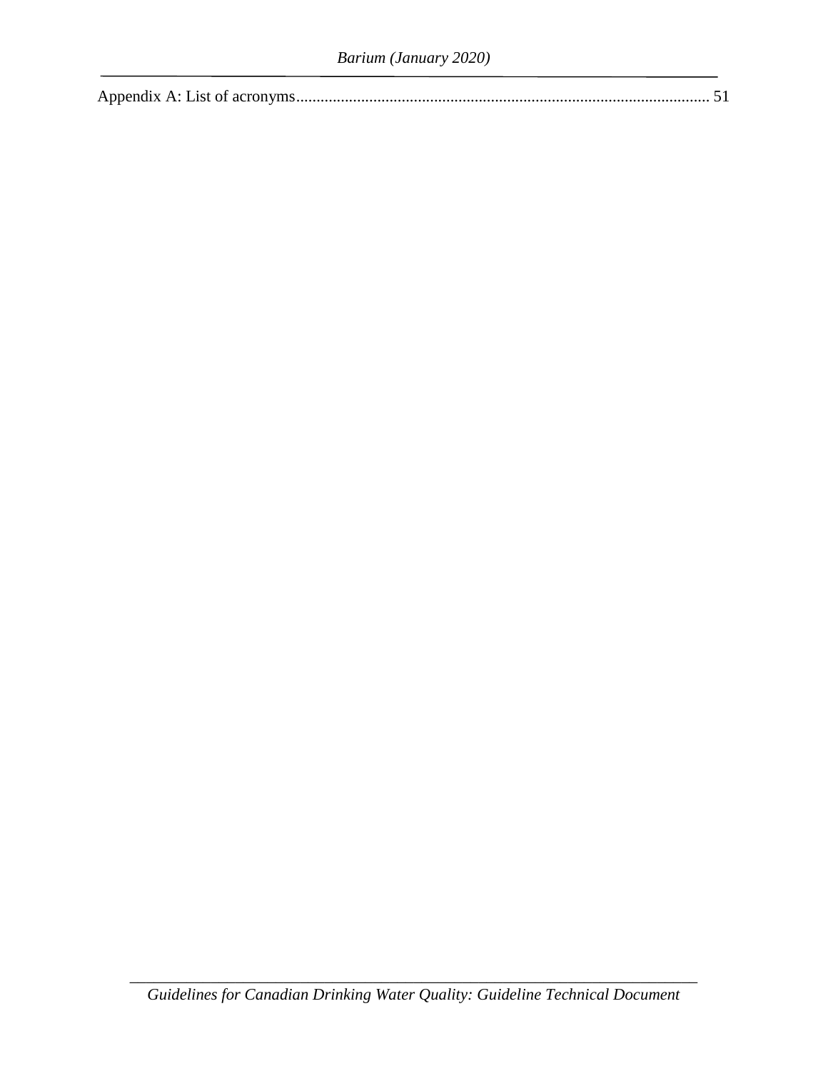Appendix A: List of acronyms.................................................................................................... 51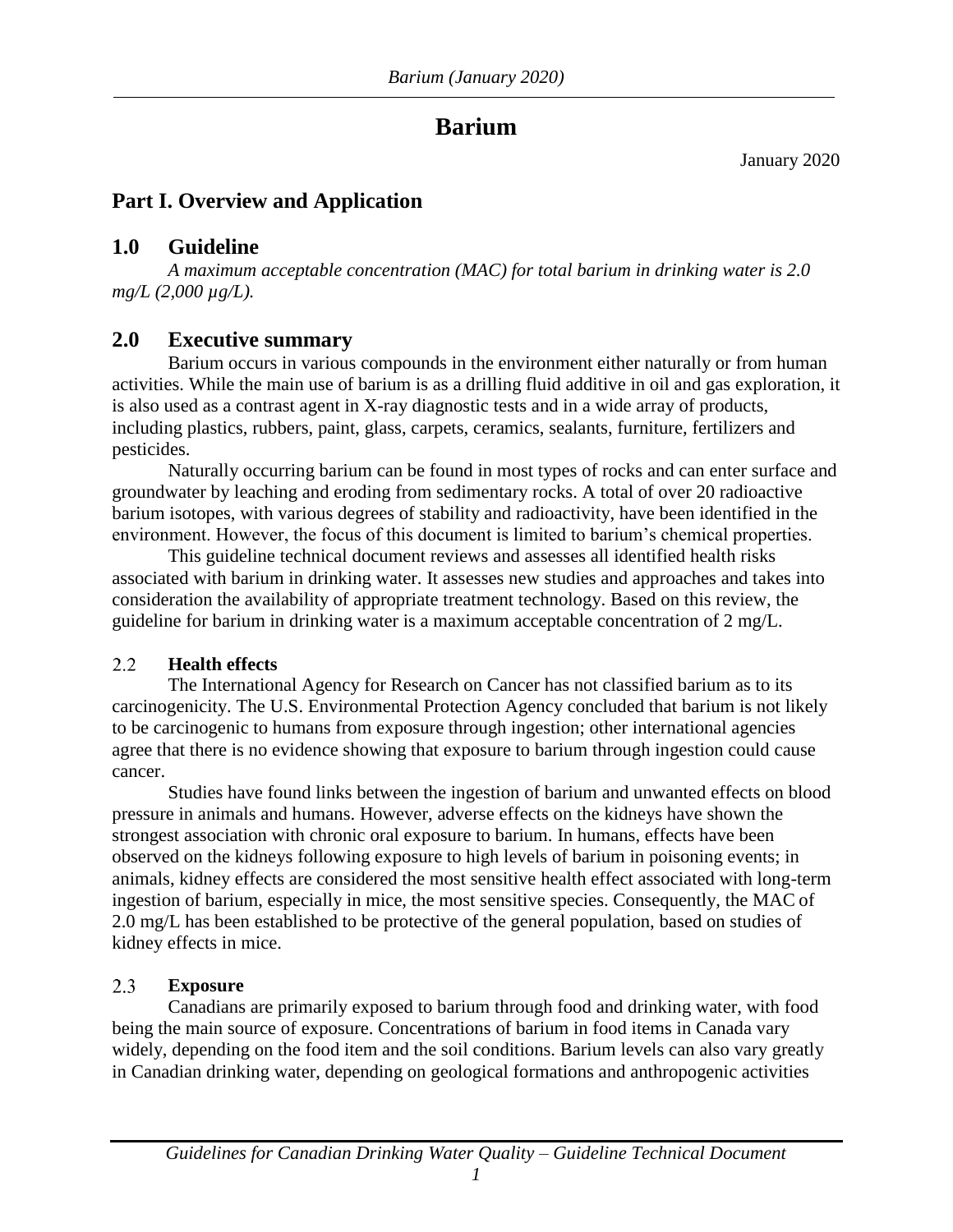# Barium

January 2020

## Part I. Overview and Application

## 1.0 Guideline

*A maximum acceptable concentration (MAC) for total barium in drinking water is 2.0 mg/L (2,000 µg/L).*

## 2.0 Executive summary

Barium occurs in various compounds in the environment either naturally or from human activities. While the main use of barium is as a drilling fluid additive in oil and gas exploration, it is also used as a contrast agent in X-ray diagnostic tests and in a wide array of products, including plastics, rubbers, paint, glass, carpets, ceramics, sealants, furniture, fertilizers and pesticides.

Naturally occurring barium can be found in most types of rocks and can enter surface and groundwater by leaching and eroding from sedimentary rocks. A total of over 20 radioactive barium isotopes, with various degrees of stability and radioactivity, have been identified in the environment. However, the focus of this document is limited to barium's chemical properties.

This guideline technical document reviews and assesses all identified health risks associated with barium in drinking water. It assesses new studies and approaches and takes into consideration the availability of appropriate treatment technology. Based on this review, the guideline for barium in drinking water is a maximum acceptable concentration of 2 mg/L.

### 2.2 Health effects

The International Agency for Research on Cancer has not classified barium as to its carcinogenicity. The U.S. Environmental Protection Agency concluded that barium is not likely to be carcinogenic to humans from exposure through ingestion; other international agencies agree that there is no evidence showing that exposure to barium through ingestion could cause cancer.

Studies have found links between the ingestion of barium and unwanted effects on blood pressure in animals and humans. However, adverse effects on the kidneys have shown the strongest association with chronic oral exposure to barium. In humans, effects have been observed on the kidneys following exposure to high levels of barium in poisoning events; in animals, kidney effects are considered the most sensitive health effect associated with long-term ingestion of barium, especially in mice, the most sensitive species. Consequently, the MAC of 2.0 mg/L has been established to be protective of the general population, based on studies of kidney effects in mice.

### 2.3 Exposure

Canadians are primarily exposed to barium through food and drinking water, with food being the main source of exposure. Concentrations of barium in food items in Canada vary widely, depending on the food item and the soil conditions. Barium levels can also vary greatly in Canadian drinking water, depending on geological formations and anthropogenic activities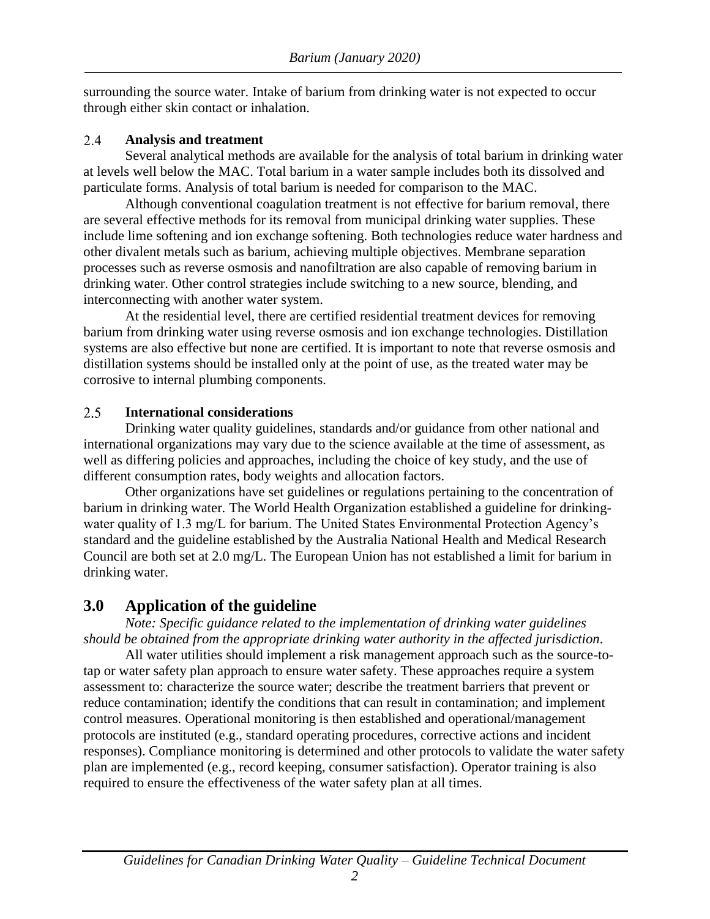surrounding the source water. Intake of barium from drinking water is not expected to occur through either skin contact or inhalation.

### 2.4 Analysis and treatment

Several analytical methods are available for the analysis of total barium in drinking water at levels well below the MAC. Total barium in a water sample includes both its dissolved and particulate forms. Analysis of total barium is needed for comparison to the MAC.

Although conventional coagulation treatment is not effective for barium removal, there are several effective methods for its removal from municipal drinking water supplies. These include lime softening and ion exchange softening. Both technologies reduce water hardness and other divalent metals such as barium, achieving multiple objectives. Membrane separation processes such as reverse osmosis and nanofiltration are also capable of removing barium in drinking water. Other control strategies include switching to a new source, blending, and interconnecting with another water system.

At the residential level, there are certified residential treatment devices for removing barium from drinking water using reverse osmosis and ion exchange technologies. Distillation systems are also effective but none are certified. It is important to note that reverse osmosis and distillation systems should be installed only at the point of use, as the treated water may be corrosive to internal plumbing components.

### 2.5 International considerations

Drinking water quality guidelines, standards and/or guidance from other national and international organizations may vary due to the science available at the time of assessment, as well as differing policies and approaches, including the choice of key study, and the use of different consumption rates, body weights and allocation factors.

Other organizations have set guidelines or regulations pertaining to the concentration of barium in drinking water. The World Health Organization established a guideline for drinking-water quality of 1.3 mg/L for barium. The United States Environmental Protection Agency's standard and the guideline established by the Australia National Health and Medical Research Council are both set at 2.0 mg/L. The European Union has not established a limit for barium in drinking water.

## 3.0 Application of the guideline

*Note: Specific guidance related to the implementation of drinking water guidelines should be obtained from the appropriate drinking water authority in the affected jurisdiction.*

All water utilities should implement a risk management approach such as the source-to-tap or water safety plan approach to ensure water safety. These approaches require a system assessment to: characterize the source water; describe the treatment barriers that prevent or reduce contamination; identify the conditions that can result in contamination; and implement control measures. Operational monitoring is then established and operational/management protocols are instituted (e.g., standard operating procedures, corrective actions and incident responses). Compliance monitoring is determined and other protocols to validate the water safety plan are implemented (e.g., record keeping, consumer satisfaction). Operator training is also required to ensure the effectiveness of the water safety plan at all times.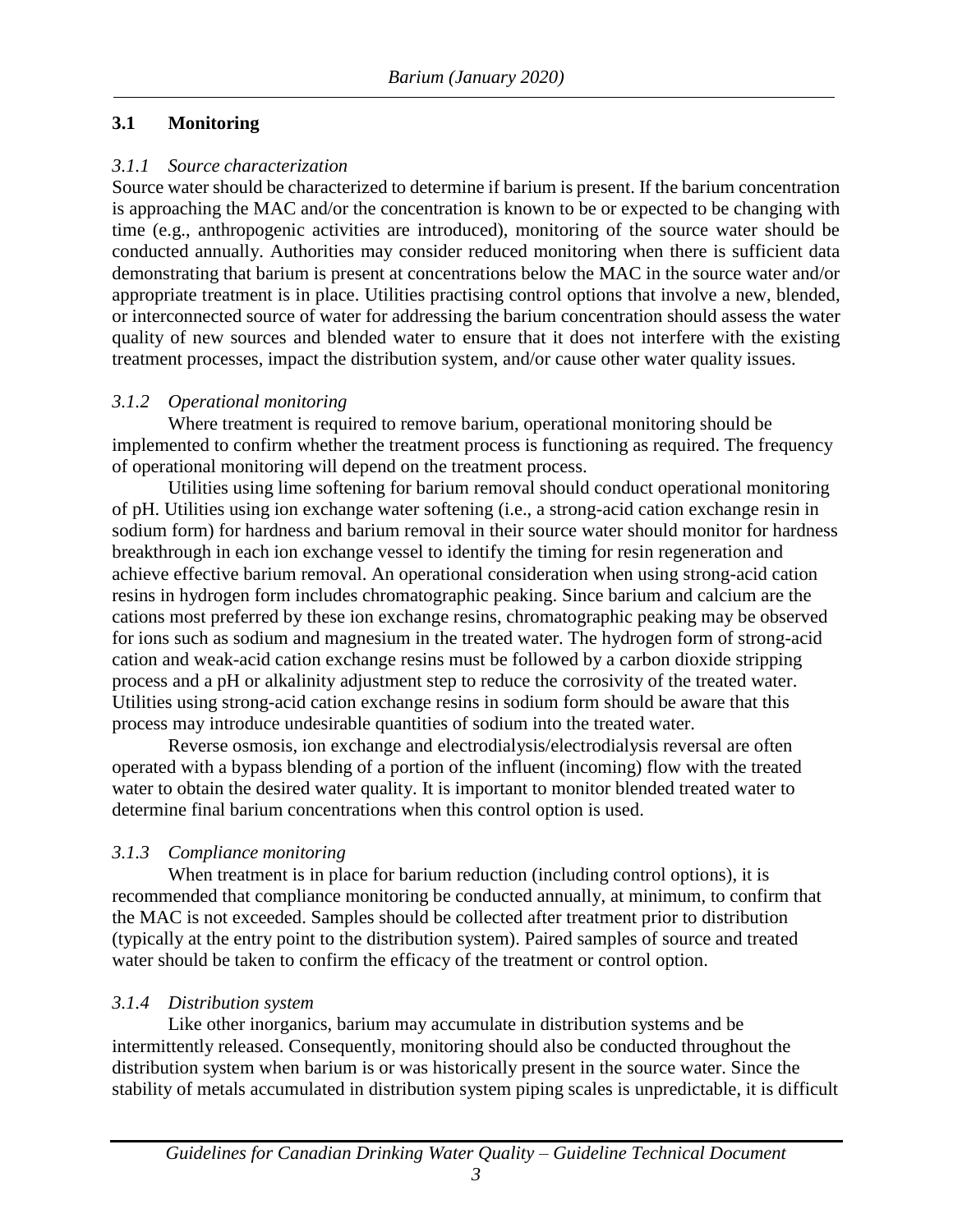## 3.1 Monitoring

### *3.1.1 Source characterization*

Source water should be characterized to determine if barium is present. If the barium concentration is approaching the MAC and/or the concentration is known to be or expected to be changing with time (e.g., anthropogenic activities are introduced), monitoring of the source water should be conducted annually. Authorities may consider reduced monitoring when there is sufficient data demonstrating that barium is present at concentrations below the MAC in the source water and/or appropriate treatment is in place. Utilities practising control options that involve a new, blended, or interconnected source of water for addressing the barium concentration should assess the water quality of new sources and blended water to ensure that it does not interfere with the existing treatment processes, impact the distribution system, and/or cause other water quality issues.

### *3.1.2 Operational monitoring*

Where treatment is required to remove barium, operational monitoring should be implemented to confirm whether the treatment process is functioning as required. The frequency of operational monitoring will depend on the treatment process.

Utilities using lime softening for barium removal should conduct operational monitoring of pH. Utilities using ion exchange water softening (i.e., a strong-acid cation exchange resin in sodium form) for hardness and barium removal in their source water should monitor for hardness breakthrough in each ion exchange vessel to identify the timing for resin regeneration and achieve effective barium removal. An operational consideration when using strong-acid cation resins in hydrogen form includes chromatographic peaking. Since barium and calcium are the cations most preferred by these ion exchange resins, chromatographic peaking may be observed for ions such as sodium and magnesium in the treated water. The hydrogen form of strong-acid cation and weak-acid cation exchange resins must be followed by a carbon dioxide stripping process and a pH or alkalinity adjustment step to reduce the corrosivity of the treated water. Utilities using strong-acid cation exchange resins in sodium form should be aware that this process may introduce undesirable quantities of sodium into the treated water.

Reverse osmosis, ion exchange and electrodialysis/electrodialysis reversal are often operated with a bypass blending of a portion of the influent (incoming) flow with the treated water to obtain the desired water quality. It is important to monitor blended treated water to determine final barium concentrations when this control option is used.

### *3.1.3 Compliance monitoring*

When treatment is in place for barium reduction (including control options), it is recommended that compliance monitoring be conducted annually, at minimum, to confirm that the MAC is not exceeded. Samples should be collected after treatment prior to distribution (typically at the entry point to the distribution system). Paired samples of source and treated water should be taken to confirm the efficacy of the treatment or control option.

### *3.1.4 Distribution system*

Like other inorganics, barium may accumulate in distribution systems and be intermittently released. Consequently, monitoring should also be conducted throughout the distribution system when barium is or was historically present in the source water. Since the stability of metals accumulated in distribution system piping scales is unpredictable, it is difficult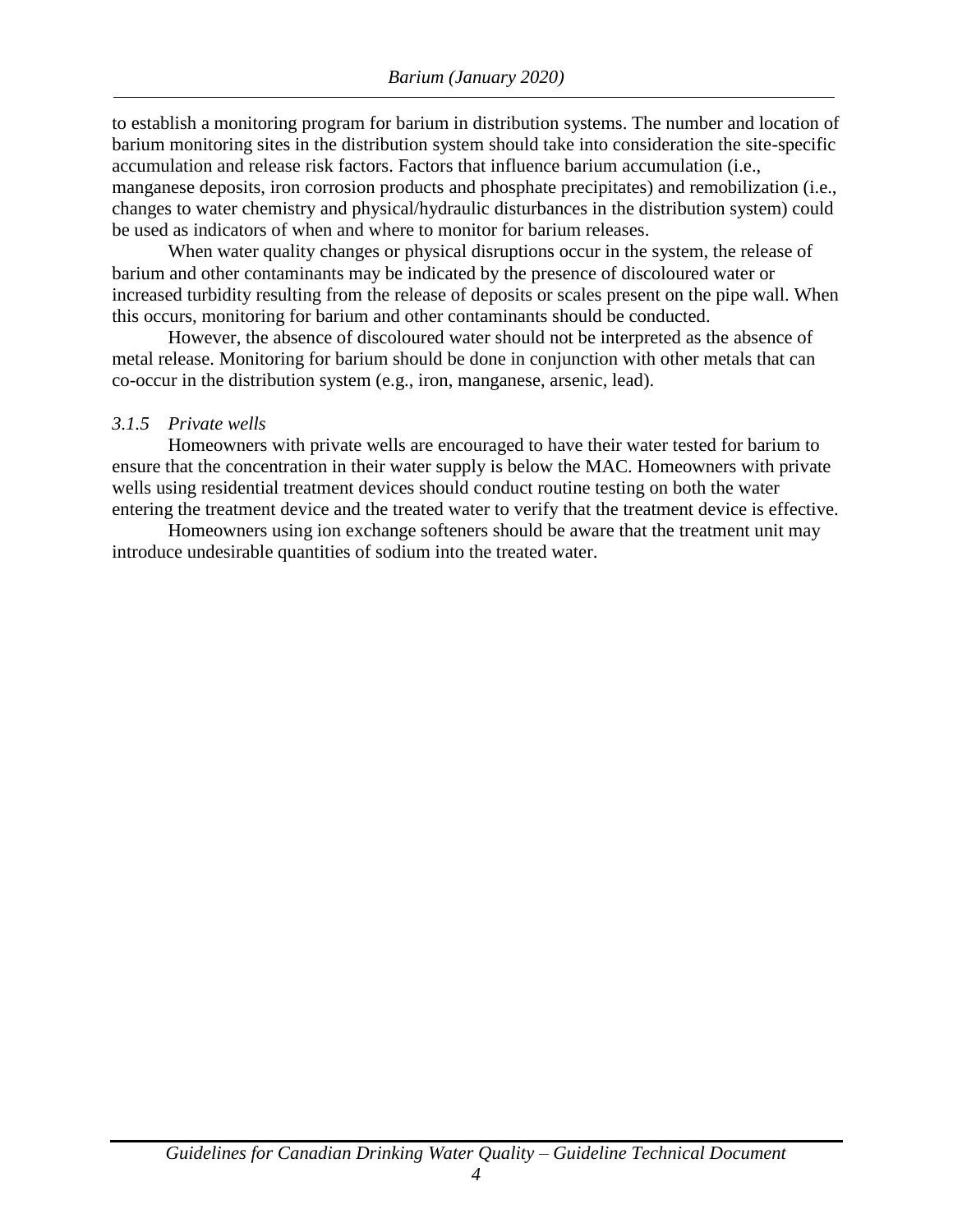to establish a monitoring program for barium in distribution systems. The number and location of barium monitoring sites in the distribution system should take into consideration the site-specific accumulation and release risk factors. Factors that influence barium accumulation (i.e., manganese deposits, iron corrosion products and phosphate precipitates) and remobilization (i.e., changes to water chemistry and physical/hydraulic disturbances in the distribution system) could be used as indicators of when and where to monitor for barium releases.

When water quality changes or physical disruptions occur in the system, the release of barium and other contaminants may be indicated by the presence of discoloured water or increased turbidity resulting from the release of deposits or scales present on the pipe wall. When this occurs, monitoring for barium and other contaminants should be conducted.

However, the absence of discoloured water should not be interpreted as the absence of metal release. Monitoring for barium should be done in conjunction with other metals that can co-occur in the distribution system (e.g., iron, manganese, arsenic, lead).

#### *3.1.5 Private wells*

Homeowners with private wells are encouraged to have their water tested for barium to ensure that the concentration in their water supply is below the MAC. Homeowners with private wells using residential treatment devices should conduct routine testing on both the water entering the treatment device and the treated water to verify that the treatment device is effective.

Homeowners using ion exchange softeners should be aware that the treatment unit may introduce undesirable quantities of sodium into the treated water.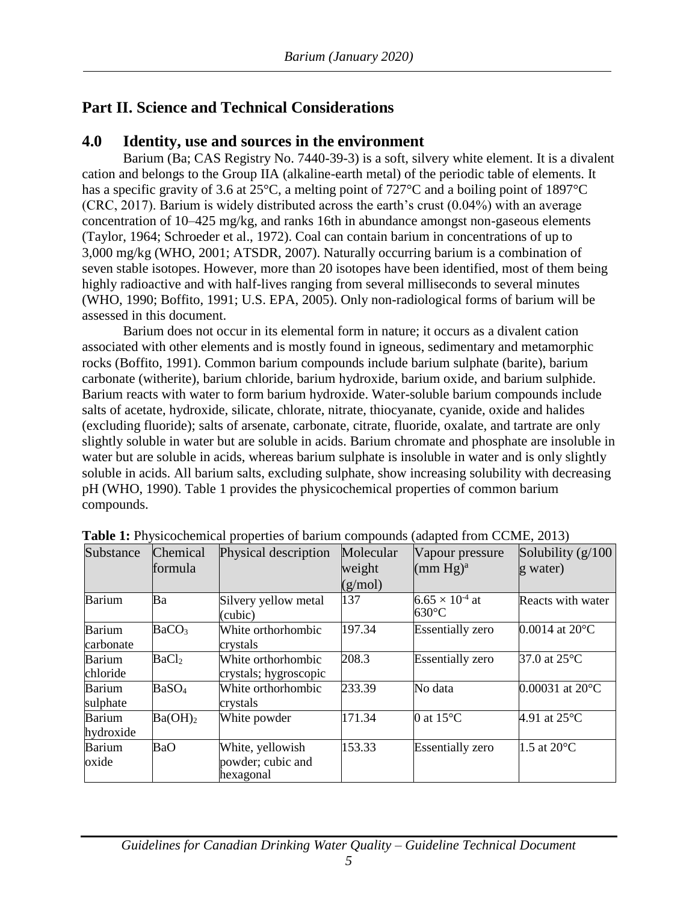## Part II. Science and Technical Considerations

### 4.0 Identity, use and sources in the environment

Barium (Ba; CAS Registry No. 7440-39-3) is a soft, silvery white element. It is a divalent cation and belongs to the Group IIA (alkaline-earth metal) of the periodic table of elements. It has a specific gravity of 3.6 at 25°C, a melting point of 727°C and a boiling point of 1897°C (CRC, 2017). Barium is widely distributed across the earth's crust (0.04%) with an average concentration of 10–425 mg/kg, and ranks 16th in abundance amongst non-gaseous elements (Taylor, 1964; Schroeder et al., 1972). Coal can contain barium in concentrations of up to 3,000 mg/kg (WHO, 2001; ATSDR, 2007). Naturally occurring barium is a combination of seven stable isotopes. However, more than 20 isotopes have been identified, most of them being highly radioactive and with half-lives ranging from several milliseconds to several minutes (WHO, 1990; Boffito, 1991; U.S. EPA, 2005). Only non-radiological forms of barium will be assessed in this document.

Barium does not occur in its elemental form in nature; it occurs as a divalent cation associated with other elements and is mostly found in igneous, sedimentary and metamorphic rocks (Boffito, 1991). Common barium compounds include barium sulphate (barite), barium carbonate (witherite), barium chloride, barium hydroxide, barium oxide, and barium sulphide. Barium reacts with water to form barium hydroxide. Water-soluble barium compounds include salts of acetate, hydroxide, silicate, chlorate, nitrate, thiocyanate, cyanide, oxide and halides (excluding fluoride); salts of arsenate, carbonate, citrate, fluoride, oxalate, and tartrate are only slightly soluble in water but are soluble in acids. Barium chromate and phosphate are insoluble in water but are soluble in acids, whereas barium sulphate is insoluble in water and is only slightly soluble in acids. All barium salts, excluding sulphate, show increasing solubility with decreasing pH (WHO, 1990). Table 1 provides the physicochemical properties of common barium compounds.

**Table 1:** Physicochemical properties of barium compounds (adapted from CCME, 2013)

| Substance | Chemical formula | Physical description | Molecular weight (g/mol) | Vapour pressure (mm Hg)[a] | Solubility (g/100 g water) |
|---|---|---|---|---|---|
| Barium | Ba | Silvery yellow metal (cubic) | 137 | $6.65 \times 10^{-4}$ at 630°C | Reacts with water |
| Barium carbonate | $BaCO_3$ | White orthorhombic crystals | 197.34 | Essentially zero | 0.0014 at 20°C |
| Barium chloride | $BaCl_2$ | White orthorhombic crystals; hygroscopic | 208.3 | Essentially zero | 37.0 at 25°C |
| Barium sulphate | $BaSO_4$ | White orthorhombic crystals | 233.39 | No data | 0.00031 at 20°C |
| Barium hydroxide | $Ba(OH)_2$ | White powder | 171.34 | 0 at 15°C | 4.91 at 25°C |
| Barium oxide | BaO | White, yellowish powder; cubic and hexagonal | 153.33 | Essentially zero | 1.5 at 20°C |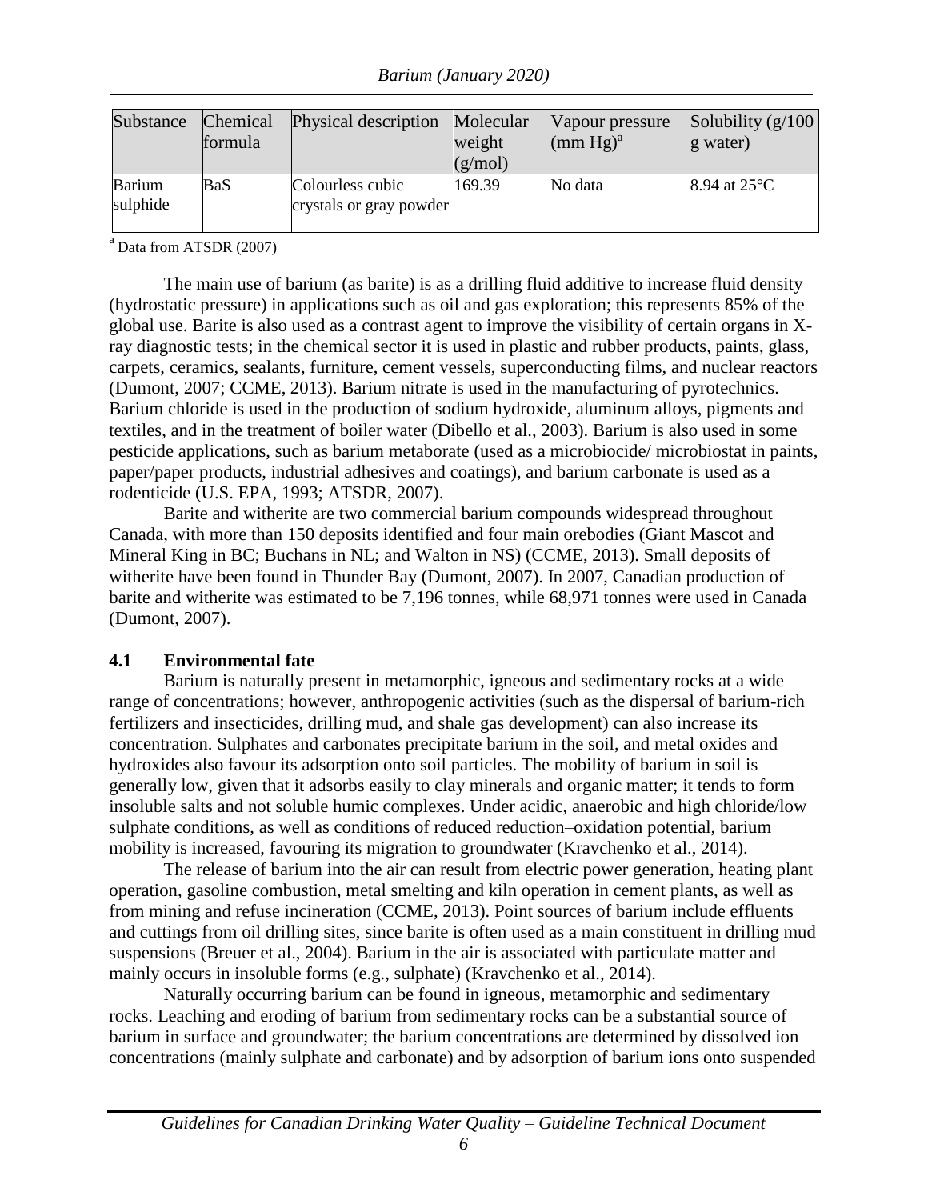| Substance | Chemical formula | Physical description | Molecular weight (g/mol) | Vapour pressure (mm Hg)[a] | Solubility (g/100 g water) |
| --- | --- | --- | --- | --- | --- |
| Barium sulphide | BaS | Colourless cubic crystals or gray powder | 169.39 | No data | 8.94 at 25°C |

[a] Data from ATSDR (2007)

The main use of barium (as barite) is as a drilling fluid additive to increase fluid density (hydrostatic pressure) in applications such as oil and gas exploration; this represents 85% of the global use. Barite is also used as a contrast agent to improve the visibility of certain organs in X-ray diagnostic tests; in the chemical sector it is used in plastic and rubber products, paints, glass, carpets, ceramics, sealants, furniture, cement vessels, superconducting films, and nuclear reactors (Dumont, 2007; CCME, 2013). Barium nitrate is used in the manufacturing of pyrotechnics. Barium chloride is used in the production of sodium hydroxide, aluminum alloys, pigments and textiles, and in the treatment of boiler water (Dibello et al., 2003). Barium is also used in some pesticide applications, such as barium metaborate (used as a microbiocide/ microbiostat in paints, paper/paper products, industrial adhesives and coatings), and barium carbonate is used as a rodenticide (U.S. EPA, 1993; ATSDR, 2007).

Barite and witherite are two commercial barium compounds widespread throughout Canada, with more than 150 deposits identified and four main orebodies (Giant Mascot and Mineral King in BC; Buchans in NL; and Walton in NS) (CCME, 2013). Small deposits of witherite have been found in Thunder Bay (Dumont, 2007). In 2007, Canadian production of barite and witherite was estimated to be 7,196 tonnes, while 68,971 tonnes were used in Canada (Dumont, 2007).

### 4.1 Environmental fate

Barium is naturally present in metamorphic, igneous and sedimentary rocks at a wide range of concentrations; however, anthropogenic activities (such as the dispersal of barium-rich fertilizers and insecticides, drilling mud, and shale gas development) can also increase its concentration. Sulphates and carbonates precipitate barium in the soil, and metal oxides and hydroxides also favour its adsorption onto soil particles. The mobility of barium in soil is generally low, given that it adsorbs easily to clay minerals and organic matter; it tends to form insoluble salts and not soluble humic complexes. Under acidic, anaerobic and high chloride/low sulphate conditions, as well as conditions of reduced reduction–oxidation potential, barium mobility is increased, favouring its migration to groundwater (Kravchenko et al., 2014).

The release of barium into the air can result from electric power generation, heating plant operation, gasoline combustion, metal smelting and kiln operation in cement plants, as well as from mining and refuse incineration (CCME, 2013). Point sources of barium include effluents and cuttings from oil drilling sites, since barite is often used as a main constituent in drilling mud suspensions (Breuer et al., 2004). Barium in the air is associated with particulate matter and mainly occurs in insoluble forms (e.g., sulphate) (Kravchenko et al., 2014).

Naturally occurring barium can be found in igneous, metamorphic and sedimentary rocks. Leaching and eroding of barium from sedimentary rocks can be a substantial source of barium in surface and groundwater; the barium concentrations are determined by dissolved ion concentrations (mainly sulphate and carbonate) and by adsorption of barium ions onto suspended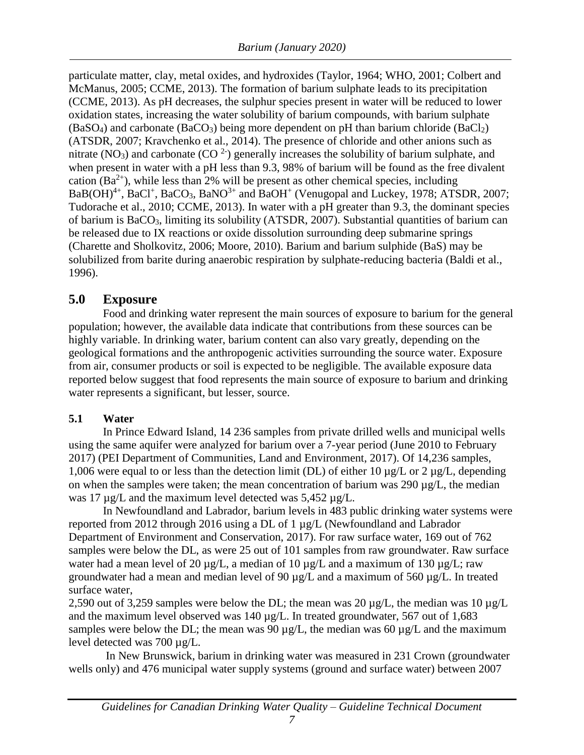particulate matter, clay, metal oxides, and hydroxides (Taylor, 1964; WHO, 2001; Colbert and McManus, 2005; CCME, 2013). The formation of barium sulphate leads to its precipitation (CCME, 2013). As pH decreases, the sulphur species present in water will be reduced to lower oxidation states, increasing the water solubility of barium compounds, with barium sulphate ($BaSO_4$) and carbonate ($BaCO_3$) being more dependent on pH than barium chloride ($BaCl_2$) (ATSDR, 2007; Kravchenko et al., 2014). The presence of chloride and other anions such as nitrate ($NO_3$) and carbonate ($CO^{2-}$) generally increases the solubility of barium sulphate, and when present in water with a pH less than 9.3, 98% of barium will be found as the free divalent cation ($Ba^{2+}$), while less than 2% will be present as other chemical species, including $BaB(OH)^{4+}$, $BaCl^{+}$, $BaCO_3$, $BaNO^{3+}$ and $BaOH^{+}$ (Venugopal and Luckey, 1978; ATSDR, 2007; Tudorache et al., 2010; CCME, 2013). In water with a pH greater than 9.3, the dominant species of barium is $BaCO_3$, limiting its solubility (ATSDR, 2007). Substantial quantities of barium can be released due to IX reactions or oxide dissolution surrounding deep submarine springs (Charette and Sholkovitz, 2006; Moore, 2010). Barium and barium sulphide (BaS) may be solubilized from barite during anaerobic respiration by sulphate-reducing bacteria (Baldi et al., 1996).

# 5.0 Exposure

Food and drinking water represent the main sources of exposure to barium for the general population; however, the available data indicate that contributions from these sources can be highly variable. In drinking water, barium content can also vary greatly, depending on the geological formations and the anthropogenic activities surrounding the source water. Exposure from air, consumer products or soil is expected to be negligible. The available exposure data reported below suggest that food represents the main source of exposure to barium and drinking water represents a significant, but lesser, source.

## 5.1 Water

In Prince Edward Island, 14 236 samples from private drilled wells and municipal wells using the same aquifer were analyzed for barium over a 7-year period (June 2010 to February 2017) (PEI Department of Communities, Land and Environment, 2017). Of 14,236 samples, 1,006 were equal to or less than the detection limit (DL) of either 10 µg/L or 2 µg/L, depending on when the samples were taken; the mean concentration of barium was 290 µg/L, the median was 17 µg/L and the maximum level detected was 5,452 µg/L.

In Newfoundland and Labrador, barium levels in 483 public drinking water systems were reported from 2012 through 2016 using a DL of 1 µg/L (Newfoundland and Labrador Department of Environment and Conservation, 2017). For raw surface water, 169 out of 762 samples were below the DL, as were 25 out of 101 samples from raw groundwater. Raw surface water had a mean level of 20 µg/L, a median of 10 µg/L and a maximum of 130 µg/L; raw groundwater had a mean and median level of 90 µg/L and a maximum of 560 µg/L. In treated surface water, 2,590 out of 3,259 samples were below the DL; the mean was 20 µg/L, the median was 10 µg/L and the maximum level observed was 140 µg/L. In treated groundwater, 567 out of 1,683 samples were below the DL; the mean was 90 µg/L, the median was 60 µg/L and the maximum level detected was 700 µg/L.

In New Brunswick, barium in drinking water was measured in 231 Crown (groundwater wells only) and 476 municipal water supply systems (ground and surface water) between 2007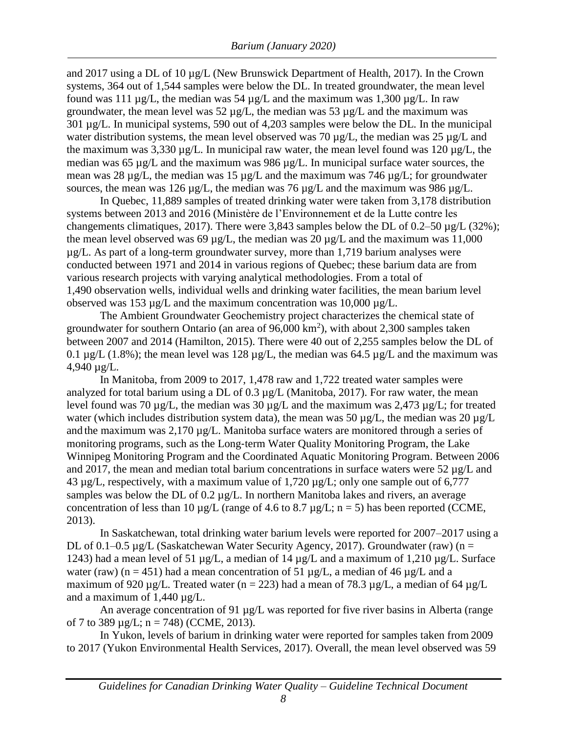and 2017 using a DL of 10 µg/L (New Brunswick Department of Health, 2017). In the Crown systems, 364 out of 1,544 samples were below the DL. In treated groundwater, the mean level found was 111 µg/L, the median was 54 µg/L and the maximum was 1,300 µg/L. In raw groundwater, the mean level was 52 µg/L, the median was 53 µg/L and the maximum was 301 µg/L. In municipal systems, 590 out of 4,203 samples were below the DL. In the municipal water distribution systems, the mean level observed was 70 µg/L, the median was 25 µg/L and the maximum was 3,330 µg/L. In municipal raw water, the mean level found was 120 µg/L, the median was 65 µg/L and the maximum was 986 µg/L. In municipal surface water sources, the mean was 28 µg/L, the median was 15 µg/L and the maximum was 746 µg/L; for groundwater sources, the mean was 126 µg/L, the median was 76 µg/L and the maximum was 986 µg/L.

In Quebec, 11,889 samples of treated drinking water were taken from 3,178 distribution systems between 2013 and 2016 (Ministère de l'Environnement et de la Lutte contre les changements climatiques, 2017). There were 3,843 samples below the DL of 0.2–50 µg/L (32%); the mean level observed was 69 µg/L, the median was 20 µg/L and the maximum was 11,000 µg/L. As part of a long-term groundwater survey, more than 1,719 barium analyses were conducted between 1971 and 2014 in various regions of Quebec; these barium data are from various research projects with varying analytical methodologies. From a total of 1,490 observation wells, individual wells and drinking water facilities, the mean barium level observed was 153 µg/L and the maximum concentration was 10,000 µg/L.

The Ambient Groundwater Geochemistry project characterizes the chemical state of groundwater for southern Ontario (an area of 96,000 $km^2$), with about 2,300 samples taken between 2007 and 2014 (Hamilton, 2015). There were 40 out of 2,255 samples below the DL of 0.1 µg/L (1.8%); the mean level was 128 µg/L, the median was 64.5 µg/L and the maximum was 4,940 µg/L.

In Manitoba, from 2009 to 2017, 1,478 raw and 1,722 treated water samples were analyzed for total barium using a DL of 0.3 µg/L (Manitoba, 2017). For raw water, the mean level found was 70 µg/L, the median was 30 µg/L and the maximum was 2,473 µg/L; for treated water (which includes distribution system data), the mean was 50 µg/L, the median was 20 µg/L and the maximum was 2,170 µg/L. Manitoba surface waters are monitored through a series of monitoring programs, such as the Long-term Water Quality Monitoring Program, the Lake Winnipeg Monitoring Program and the Coordinated Aquatic Monitoring Program. Between 2006 and 2017, the mean and median total barium concentrations in surface waters were 52 µg/L and 43 µg/L, respectively, with a maximum value of 1,720 µg/L; only one sample out of 6,777 samples was below the DL of 0.2 µg/L. In northern Manitoba lakes and rivers, an average concentration of less than 10 µg/L (range of 4.6 to 8.7 µg/L; n = 5) has been reported (CCME, 2013).

In Saskatchewan, total drinking water barium levels were reported for 2007–2017 using a DL of 0.1–0.5 µg/L (Saskatchewan Water Security Agency, 2017). Groundwater (raw) (n = 1243) had a mean level of 51 µg/L, a median of 14 µg/L and a maximum of 1,210 µg/L. Surface water (raw) (n = 451) had a mean concentration of 51 µg/L, a median of 46 µg/L and a maximum of 920 µg/L. Treated water (n = 223) had a mean of 78.3 µg/L, a median of 64 µg/L and a maximum of 1,440 µg/L.

An average concentration of 91 µg/L was reported for five river basins in Alberta (range of 7 to 389 µg/L; n = 748) (CCME, 2013).

In Yukon, levels of barium in drinking water were reported for samples taken from 2009 to 2017 (Yukon Environmental Health Services, 2017). Overall, the mean level observed was 59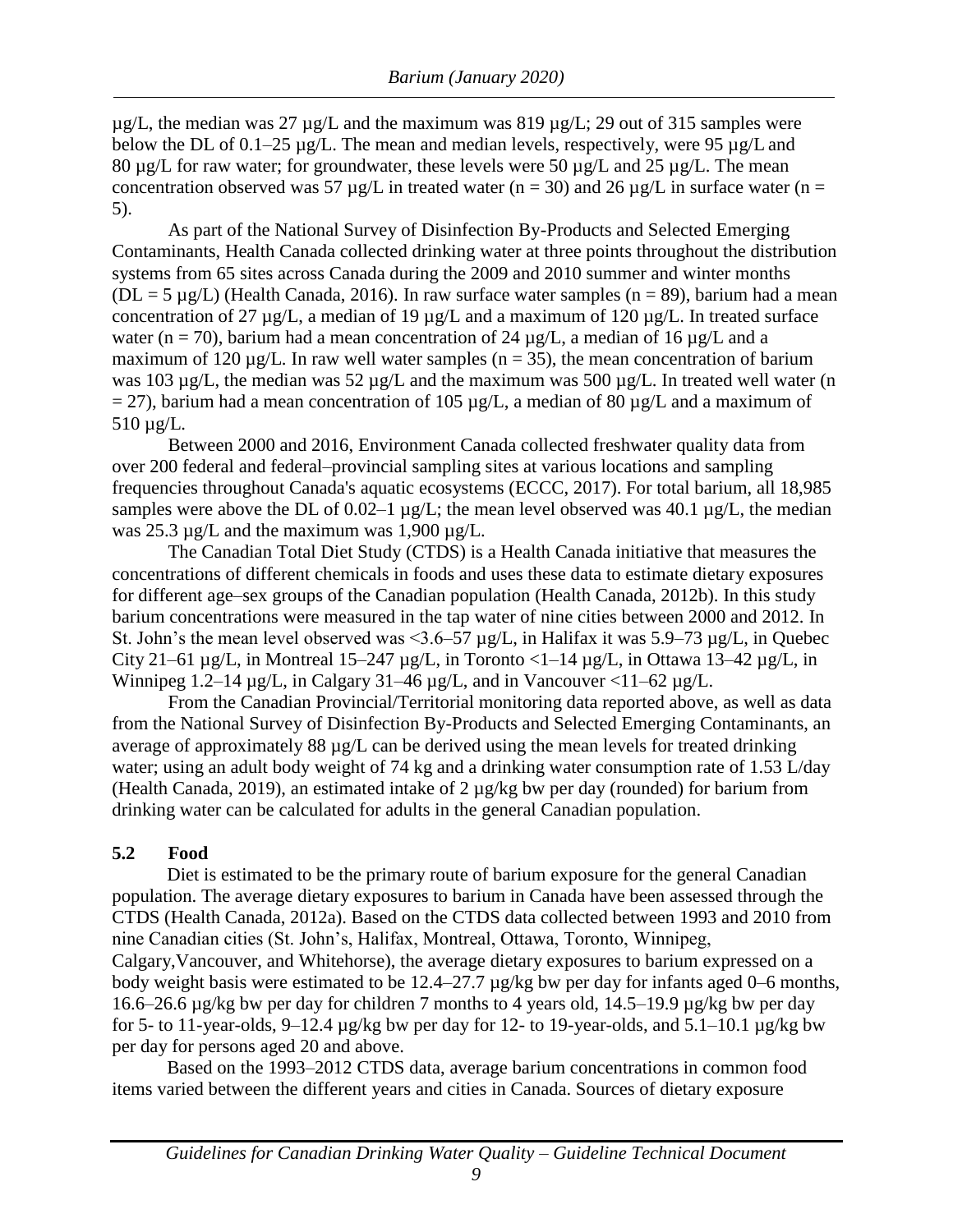µg/L, the median was 27 µg/L and the maximum was 819 µg/L; 29 out of 315 samples were below the DL of 0.1–25 µg/L. The mean and median levels, respectively, were 95 µg/L and 80 µg/L for raw water; for groundwater, these levels were 50 µg/L and 25 µg/L. The mean concentration observed was 57 µg/L in treated water (n = 30) and 26 µg/L in surface water (n = 5).

As part of the National Survey of Disinfection By-Products and Selected Emerging Contaminants, Health Canada collected drinking water at three points throughout the distribution systems from 65 sites across Canada during the 2009 and 2010 summer and winter months (DL = 5 µg/L) (Health Canada, 2016). In raw surface water samples (n = 89), barium had a mean concentration of 27 µg/L, a median of 19 µg/L and a maximum of 120 µg/L. In treated surface water (n = 70), barium had a mean concentration of 24 µg/L, a median of 16 µg/L and a maximum of 120 µg/L. In raw well water samples (n = 35), the mean concentration of barium was 103 µg/L, the median was 52 µg/L and the maximum was 500 µg/L. In treated well water (n = 27), barium had a mean concentration of 105 µg/L, a median of 80 µg/L and a maximum of 510 µg/L.

Between 2000 and 2016, Environment Canada collected freshwater quality data from over 200 federal and federal–provincial sampling sites at various locations and sampling frequencies throughout Canada's aquatic ecosystems (ECCC, 2017). For total barium, all 18,985 samples were above the DL of 0.02–1 µg/L; the mean level observed was 40.1 µg/L, the median was 25.3 µg/L and the maximum was 1,900 µg/L.

The Canadian Total Diet Study (CTDS) is a Health Canada initiative that measures the concentrations of different chemicals in foods and uses these data to estimate dietary exposures for different age–sex groups of the Canadian population (Health Canada, 2012b). In this study barium concentrations were measured in the tap water of nine cities between 2000 and 2012. In St. John's the mean level observed was <3.6–57 µg/L, in Halifax it was 5.9–73 µg/L, in Quebec City 21–61 µg/L, in Montreal 15–247 µg/L, in Toronto <1–14 µg/L, in Ottawa 13–42 µg/L, in Winnipeg 1.2–14 µg/L, in Calgary 31–46 µg/L, and in Vancouver <11–62 µg/L.

From the Canadian Provincial/Territorial monitoring data reported above, as well as data from the National Survey of Disinfection By-Products and Selected Emerging Contaminants, an average of approximately 88 µg/L can be derived using the mean levels for treated drinking water; using an adult body weight of 74 kg and a drinking water consumption rate of 1.53 L/day (Health Canada, 2019), an estimated intake of 2 µg/kg bw per day (rounded) for barium from drinking water can be calculated for adults in the general Canadian population.

### 5.2 Food

Diet is estimated to be the primary route of barium exposure for the general Canadian population. The average dietary exposures to barium in Canada have been assessed through the CTDS (Health Canada, 2012a). Based on the CTDS data collected between 1993 and 2010 from nine Canadian cities (St. John's, Halifax, Montreal, Ottawa, Toronto, Winnipeg, Calgary,Vancouver, and Whitehorse), the average dietary exposures to barium expressed on a body weight basis were estimated to be 12.4–27.7 µg/kg bw per day for infants aged 0–6 months, 16.6–26.6 µg/kg bw per day for children 7 months to 4 years old, 14.5–19.9 µg/kg bw per day for 5- to 11-year-olds, 9–12.4 µg/kg bw per day for 12- to 19-year-olds, and 5.1–10.1 µg/kg bw per day for persons aged 20 and above.

Based on the 1993–2012 CTDS data, average barium concentrations in common food items varied between the different years and cities in Canada. Sources of dietary exposure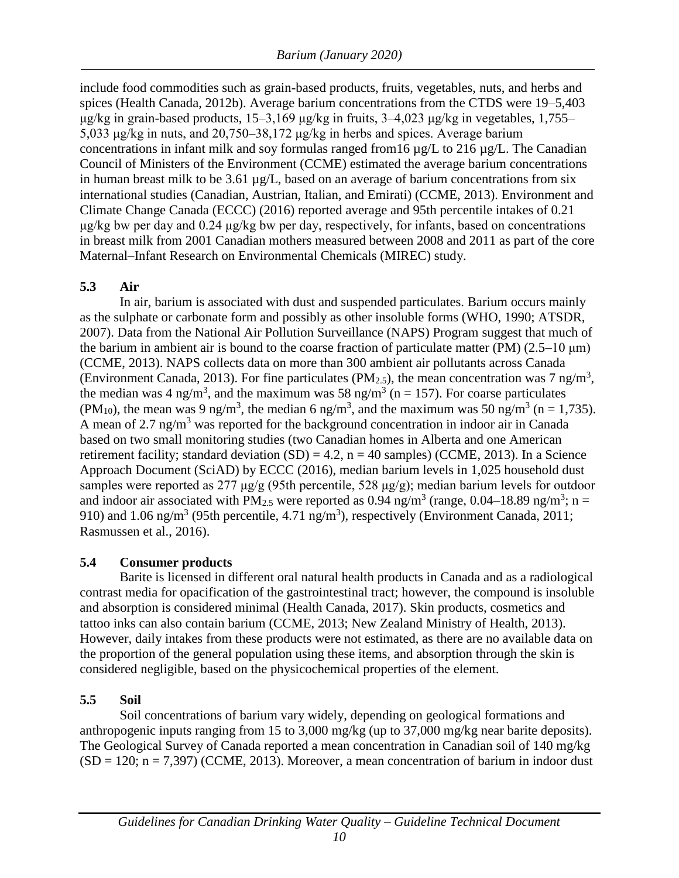include food commodities such as grain-based products, fruits, vegetables, nuts, and herbs and spices (Health Canada, 2012b). Average barium concentrations from the CTDS were 19–5,403 µg/kg in grain-based products, 15–3,169 µg/kg in fruits, 3–4,023 µg/kg in vegetables, 1,755–5,033 µg/kg in nuts, and 20,750–38,172 µg/kg in herbs and spices. Average barium concentrations in infant milk and soy formulas ranged from16 µg/L to 216 µg/L. The Canadian Council of Ministers of the Environment (CCME) estimated the average barium concentrations in human breast milk to be 3.61 µg/L, based on an average of barium concentrations from six international studies (Canadian, Austrian, Italian, and Emirati) (CCME, 2013). Environment and Climate Change Canada (ECCC) (2016) reported average and 95th percentile intakes of 0.21 µg/kg bw per day and 0.24 µg/kg bw per day, respectively, for infants, based on concentrations in breast milk from 2001 Canadian mothers measured between 2008 and 2011 as part of the core Maternal–Infant Research on Environmental Chemicals (MIREC) study.

### 5.3 Air

In air, barium is associated with dust and suspended particulates. Barium occurs mainly as the sulphate or carbonate form and possibly as other insoluble forms (WHO, 1990; ATSDR, 2007). Data from the National Air Pollution Surveillance (NAPS) Program suggest that much of the barium in ambient air is bound to the coarse fraction of particulate matter (PM) (2.5–10 µm) (CCME, 2013). NAPS collects data on more than 300 ambient air pollutants across Canada (Environment Canada, 2013). For fine particulates ($PM_{2.5}$), the mean concentration was 7 ng/m$^3$, the median was 4 ng/m$^3$, and the maximum was 58 ng/m$^3$ (n = 157). For coarse particulates ($PM_{10}$), the mean was 9 ng/m$^3$, the median 6 ng/m$^3$, and the maximum was 50 ng/m$^3$ (n = 1,735). A mean of 2.7 ng/m$^3$ was reported for the background concentration in indoor air in Canada based on two small monitoring studies (two Canadian homes in Alberta and one American retirement facility; standard deviation (SD) = 4.2, n = 40 samples) (CCME, 2013). In a Science Approach Document (SciAD) by ECCC (2016), median barium levels in 1,025 household dust samples were reported as 277 µg/g (95th percentile, 528 µg/g); median barium levels for outdoor and indoor air associated with $PM_{2.5}$ were reported as 0.94 ng/m$^3$ (range, 0.04–18.89 ng/m$^3$; n = 910) and 1.06 ng/m$^3$ (95th percentile, 4.71 ng/m$^3$), respectively (Environment Canada, 2011; Rasmussen et al., 2016).

### 5.4 Consumer products

Barite is licensed in different oral natural health products in Canada and as a radiological contrast media for opacification of the gastrointestinal tract; however, the compound is insoluble and absorption is considered minimal (Health Canada, 2017). Skin products, cosmetics and tattoo inks can also contain barium (CCME, 2013; New Zealand Ministry of Health, 2013). However, daily intakes from these products were not estimated, as there are no available data on the proportion of the general population using these items, and absorption through the skin is considered negligible, based on the physicochemical properties of the element.

### 5.5 Soil

Soil concentrations of barium vary widely, depending on geological formations and anthropogenic inputs ranging from 15 to 3,000 mg/kg (up to 37,000 mg/kg near barite deposits). The Geological Survey of Canada reported a mean concentration in Canadian soil of 140 mg/kg (SD = 120; n = 7,397) (CCME, 2013). Moreover, a mean concentration of barium in indoor dust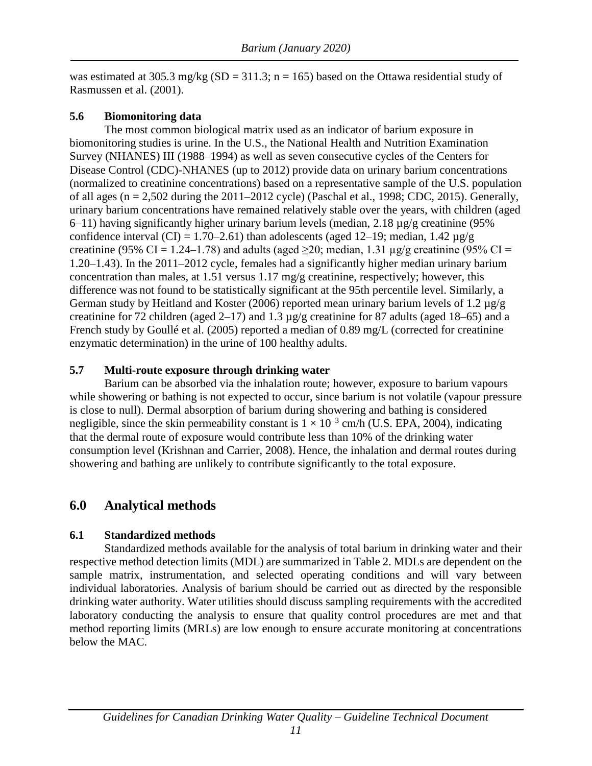was estimated at 305.3 mg/kg (SD = 311.3; n = 165) based on the Ottawa residential study of Rasmussen et al. (2001).

### 5.6 Biomonitoring data

The most common biological matrix used as an indicator of barium exposure in biomonitoring studies is urine. In the U.S., the National Health and Nutrition Examination Survey (NHANES) III (1988–1994) as well as seven consecutive cycles of the Centers for Disease Control (CDC)-NHANES (up to 2012) provide data on urinary barium concentrations (normalized to creatinine concentrations) based on a representative sample of the U.S. population of all ages (n = 2,502 during the 2011–2012 cycle) (Paschal et al., 1998; CDC, 2015). Generally, urinary barium concentrations have remained relatively stable over the years, with children (aged 6–11) having significantly higher urinary barium levels (median, 2.18 µg/g creatinine (95% confidence interval (CI) = 1.70–2.61) than adolescents (aged 12–19; median, 1.42 µg/g creatinine (95% CI = 1.24–1.78) and adults (aged ≥20; median, 1.31 µg/g creatinine (95% CI = 1.20–1.43). In the 2011–2012 cycle, females had a significantly higher median urinary barium concentration than males, at 1.51 versus 1.17 mg/g creatinine, respectively; however, this difference was not found to be statistically significant at the 95th percentile level. Similarly, a German study by Heitland and Koster (2006) reported mean urinary barium levels of 1.2 µg/g creatinine for 72 children (aged 2–17) and 1.3 µg/g creatinine for 87 adults (aged 18–65) and a French study by Goullé et al. (2005) reported a median of 0.89 mg/L (corrected for creatinine enzymatic determination) in the urine of 100 healthy adults.

### 5.7 Multi-route exposure through drinking water

Barium can be absorbed via the inhalation route; however, exposure to barium vapours while showering or bathing is not expected to occur, since barium is not volatile (vapour pressure is close to null). Dermal absorption of barium during showering and bathing is considered negligible, since the skin permeability constant is $1 \times 10^{-3}$ cm/h (U.S. EPA, 2004), indicating that the dermal route of exposure would contribute less than 10% of the drinking water consumption level (Krishnan and Carrier, 2008). Hence, the inhalation and dermal routes during showering and bathing are unlikely to contribute significantly to the total exposure.

## 6.0 Analytical methods

### 6.1 Standardized methods

Standardized methods available for the analysis of total barium in drinking water and their respective method detection limits (MDL) are summarized in Table 2. MDLs are dependent on the sample matrix, instrumentation, and selected operating conditions and will vary between individual laboratories. Analysis of barium should be carried out as directed by the responsible drinking water authority. Water utilities should discuss sampling requirements with the accredited laboratory conducting the analysis to ensure that quality control procedures are met and that method reporting limits (MRLs) are low enough to ensure accurate monitoring at concentrations below the MAC.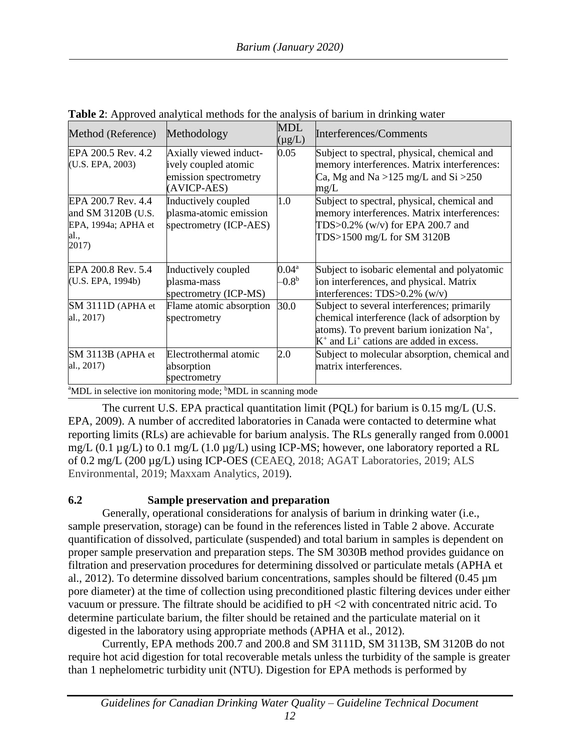**Table 2**: Approved analytical methods for the analysis of barium in drinking water

| Method (Reference) | Methodology | MDL (µg/L) | Interferences/Comments |
|---|---|---|---|
| EPA 200.5 Rev. 4.2 (U.S. EPA, 2003) | Axially viewed inductively coupled atomic emission spectrometry (AVICP-AES) | 0.05 | Subject to spectral, physical, chemical and memory interferences. Matrix interferences: Ca, Mg and Na >125 mg/L and Si >250 mg/L |
| EPA 200.7 Rev. 4.4 and SM 3120B (U.S. EPA, 1994a; APHA et al., 2017) | Inductively coupled plasma-atomic emission spectrometry (ICP-AES) | 1.0 | Subject to spectral, physical, chemical and memory interferences. Matrix interferences: TDS>0.2% (w/v) for EPA 200.7 and TDS>1500 mg/L for SM 3120B |
| EPA 200.8 Rev. 5.4 (U.S. EPA, 1994b) | Inductively coupled plasma-mass spectrometry (ICP-MS) | 0.04[a] –0.8[b] | Subject to isobaric elemental and polyatomic ion interferences, and physical. Matrix interferences: TDS>0.2% (w/v) |
| SM 3111D (APHA et al., 2017) | Flame atomic absorption spectrometry | 30.0 | Subject to several interferences; primarily chemical interference (lack of adsorption by atoms). To prevent barium ionization $Na^+$, $K^+$ and $Li^+$ cations are added in excess. |
| SM 3113B (APHA et al., 2017) | Electrothermal atomic absorption spectrometry | 2.0 | Subject to molecular absorption, chemical and matrix interferences. |

[a]MDL in selective ion monitoring mode; [b]MDL in scanning mode

The current U.S. EPA practical quantitation limit (PQL) for barium is 0.15 mg/L (U.S. EPA, 2009). A number of accredited laboratories in Canada were contacted to determine what reporting limits (RLs) are achievable for barium analysis. The RLs generally ranged from 0.0001 mg/L (0.1 µg/L) to 0.1 mg/L (1.0 µg/L) using ICP-MS; however, one laboratory reported a RL of 0.2 mg/L (200 µg/L) using ICP-OES (CEAEQ, 2018; AGAT Laboratories, 2019; ALS Environmental, 2019; Maxxam Analytics, 2019).

### 6.2 Sample preservation and preparation

Generally, operational considerations for analysis of barium in drinking water (i.e., sample preservation, storage) can be found in the references listed in Table 2 above. Accurate quantification of dissolved, particulate (suspended) and total barium in samples is dependent on proper sample preservation and preparation steps. The SM 3030B method provides guidance on filtration and preservation procedures for determining dissolved or particulate metals (APHA et al., 2012). To determine dissolved barium concentrations, samples should be filtered (0.45 µm pore diameter) at the time of collection using preconditioned plastic filtering devices under either vacuum or pressure. The filtrate should be acidified to pH <2 with concentrated nitric acid. To determine particulate barium, the filter should be retained and the particulate material on it digested in the laboratory using appropriate methods (APHA et al., 2012).

Currently, EPA methods 200.7 and 200.8 and SM 3111D, SM 3113B, SM 3120B do not require hot acid digestion for total recoverable metals unless the turbidity of the sample is greater than 1 nephelometric turbidity unit (NTU). Digestion for EPA methods is performed by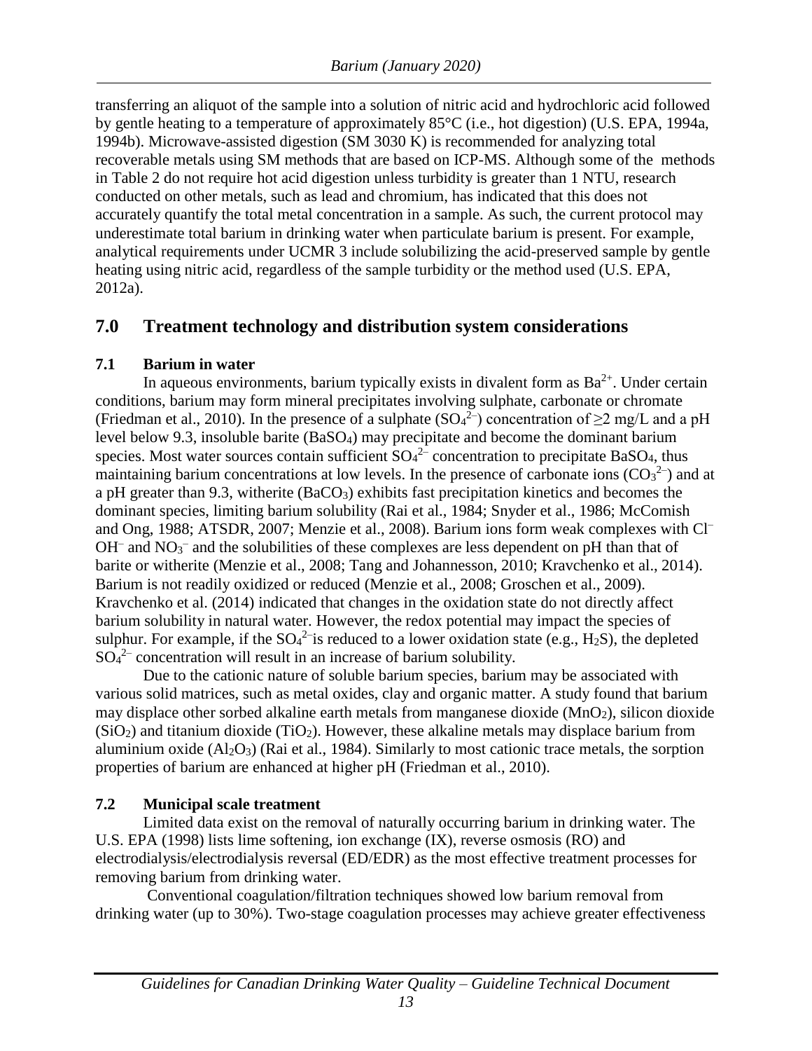transferring an aliquot of the sample into a solution of nitric acid and hydrochloric acid followed by gentle heating to a temperature of approximately 85°C (i.e., hot digestion) (U.S. EPA, 1994a, 1994b). Microwave-assisted digestion (SM 3030 K) is recommended for analyzing total recoverable metals using SM methods that are based on ICP-MS. Although some of the methods in Table 2 do not require hot acid digestion unless turbidity is greater than 1 NTU, research conducted on other metals, such as lead and chromium, has indicated that this does not accurately quantify the total metal concentration in a sample. As such, the current protocol may underestimate total barium in drinking water when particulate barium is present. For example, analytical requirements under UCMR 3 include solubilizing the acid-preserved sample by gentle heating using nitric acid, regardless of the sample turbidity or the method used (U.S. EPA, 2012a).

## 7.0 Treatment technology and distribution system considerations

### 7.1 Barium in water

In aqueous environments, barium typically exists in divalent form as $Ba^{2+}$. Under certain conditions, barium may form mineral precipitates involving sulphate, carbonate or chromate (Friedman et al., 2010). In the presence of a sulphate ($SO_4^{2-}$) concentration of ≥2 mg/L and a pH level below 9.3, insoluble barite ($BaSO_4$) may precipitate and become the dominant barium species. Most water sources contain sufficient $SO_4^{2-}$ concentration to precipitate $BaSO_4$, thus maintaining barium concentrations at low levels. In the presence of carbonate ions ($CO_3^{2-}$) and at a pH greater than 9.3, witherite ($BaCO_3$) exhibits fast precipitation kinetics and becomes the dominant species, limiting barium solubility (Rai et al., 1984; Snyder et al., 1986; McComish and Ong, 1988; ATSDR, 2007; Menzie et al., 2008). Barium ions form weak complexes with $Cl^-$ $OH^-$ and $NO_3^-$ and the solubilities of these complexes are less dependent on pH than that of barite or witherite (Menzie et al., 2008; Tang and Johannesson, 2010; Kravchenko et al., 2014). Barium is not readily oxidized or reduced (Menzie et al., 2008; Groschen et al., 2009). Kravchenko et al. (2014) indicated that changes in the oxidation state do not directly affect barium solubility in natural water. However, the redox potential may impact the species of sulphur. For example, if the $SO_4^{2-}$is reduced to a lower oxidation state (e.g., $H_2S$), the depleted $SO_4^{2-}$ concentration will result in an increase of barium solubility.

Due to the cationic nature of soluble barium species, barium may be associated with various solid matrices, such as metal oxides, clay and organic matter. A study found that barium may displace other sorbed alkaline earth metals from manganese dioxide ($MnO_2$), silicon dioxide ($SiO_2$) and titanium dioxide ($TiO_2$). However, these alkaline metals may displace barium from aluminium oxide ($Al_2O_3$) (Rai et al., 1984). Similarly to most cationic trace metals, the sorption properties of barium are enhanced at higher pH (Friedman et al., 2010).

### 7.2 Municipal scale treatment

Limited data exist on the removal of naturally occurring barium in drinking water. The U.S. EPA (1998) lists lime softening, ion exchange (IX), reverse osmosis (RO) and electrodialysis/electrodialysis reversal (ED/EDR) as the most effective treatment processes for removing barium from drinking water.

Conventional coagulation/filtration techniques showed low barium removal from drinking water (up to 30%). Two-stage coagulation processes may achieve greater effectiveness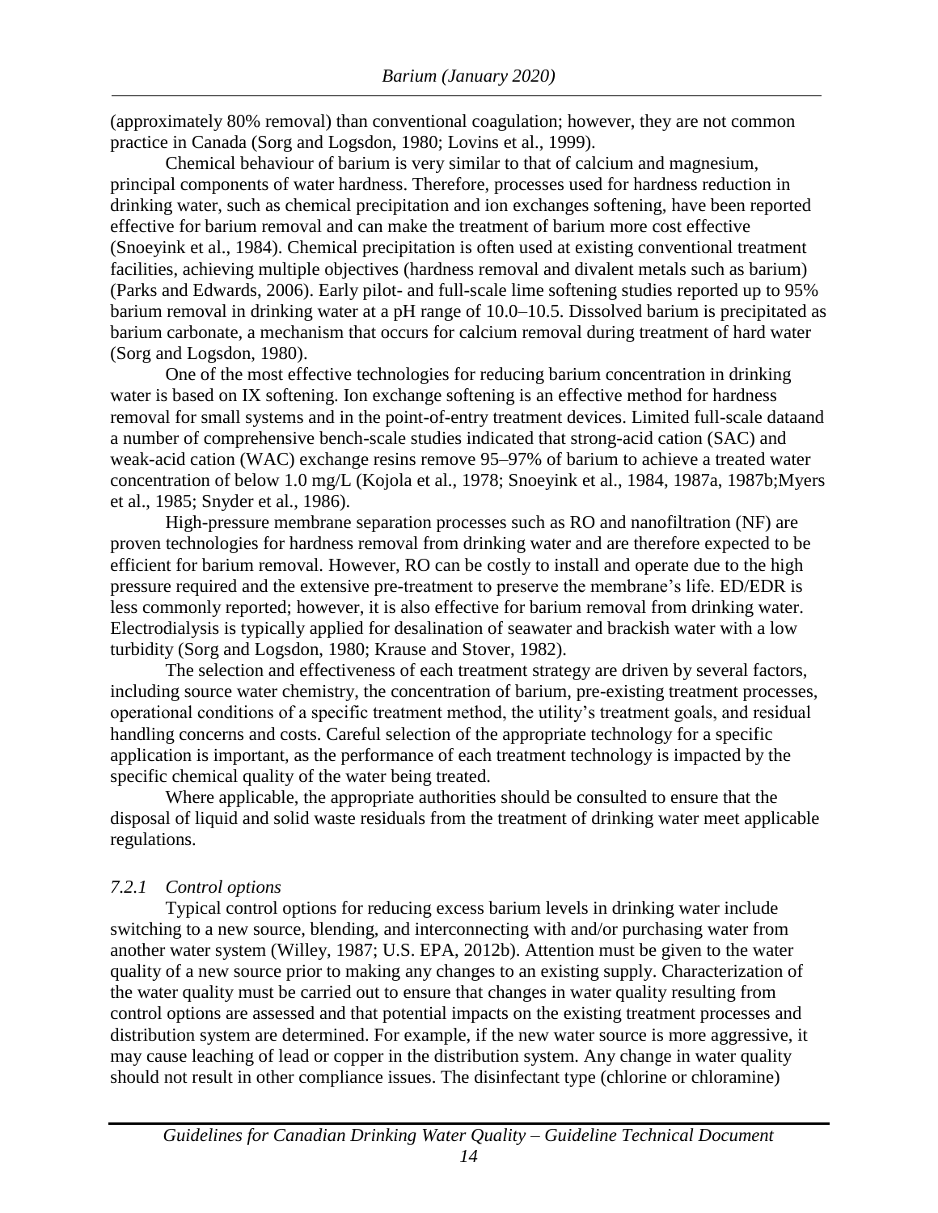(approximately 80% removal) than conventional coagulation; however, they are not common practice in Canada (Sorg and Logsdon, 1980; Lovins et al., 1999).

Chemical behaviour of barium is very similar to that of calcium and magnesium, principal components of water hardness. Therefore, processes used for hardness reduction in drinking water, such as chemical precipitation and ion exchanges softening, have been reported effective for barium removal and can make the treatment of barium more cost effective (Snoeyink et al., 1984). Chemical precipitation is often used at existing conventional treatment facilities, achieving multiple objectives (hardness removal and divalent metals such as barium) (Parks and Edwards, 2006). Early pilot- and full-scale lime softening studies reported up to 95% barium removal in drinking water at a pH range of 10.0–10.5. Dissolved barium is precipitated as barium carbonate, a mechanism that occurs for calcium removal during treatment of hard water (Sorg and Logsdon, 1980).

One of the most effective technologies for reducing barium concentration in drinking water is based on IX softening. Ion exchange softening is an effective method for hardness removal for small systems and in the point-of-entry treatment devices. Limited full-scale dataand a number of comprehensive bench-scale studies indicated that strong-acid cation (SAC) and weak-acid cation (WAC) exchange resins remove 95–97% of barium to achieve a treated water concentration of below 1.0 mg/L (Kojola et al., 1978; Snoeyink et al., 1984, 1987a, 1987b;Myers et al., 1985; Snyder et al., 1986).

High-pressure membrane separation processes such as RO and nanofiltration (NF) are proven technologies for hardness removal from drinking water and are therefore expected to be efficient for barium removal. However, RO can be costly to install and operate due to the high pressure required and the extensive pre-treatment to preserve the membrane's life. ED/EDR is less commonly reported; however, it is also effective for barium removal from drinking water. Electrodialysis is typically applied for desalination of seawater and brackish water with a low turbidity (Sorg and Logsdon, 1980; Krause and Stover, 1982).

The selection and effectiveness of each treatment strategy are driven by several factors, including source water chemistry, the concentration of barium, pre-existing treatment processes, operational conditions of a specific treatment method, the utility's treatment goals, and residual handling concerns and costs. Careful selection of the appropriate technology for a specific application is important, as the performance of each treatment technology is impacted by the specific chemical quality of the water being treated.

Where applicable, the appropriate authorities should be consulted to ensure that the disposal of liquid and solid waste residuals from the treatment of drinking water meet applicable regulations.

### *7.2.1 Control options*

Typical control options for reducing excess barium levels in drinking water include switching to a new source, blending, and interconnecting with and/or purchasing water from another water system (Willey, 1987; U.S. EPA, 2012b). Attention must be given to the water quality of a new source prior to making any changes to an existing supply. Characterization of the water quality must be carried out to ensure that changes in water quality resulting from control options are assessed and that potential impacts on the existing treatment processes and distribution system are determined. For example, if the new water source is more aggressive, it may cause leaching of lead or copper in the distribution system. Any change in water quality should not result in other compliance issues. The disinfectant type (chlorine or chloramine)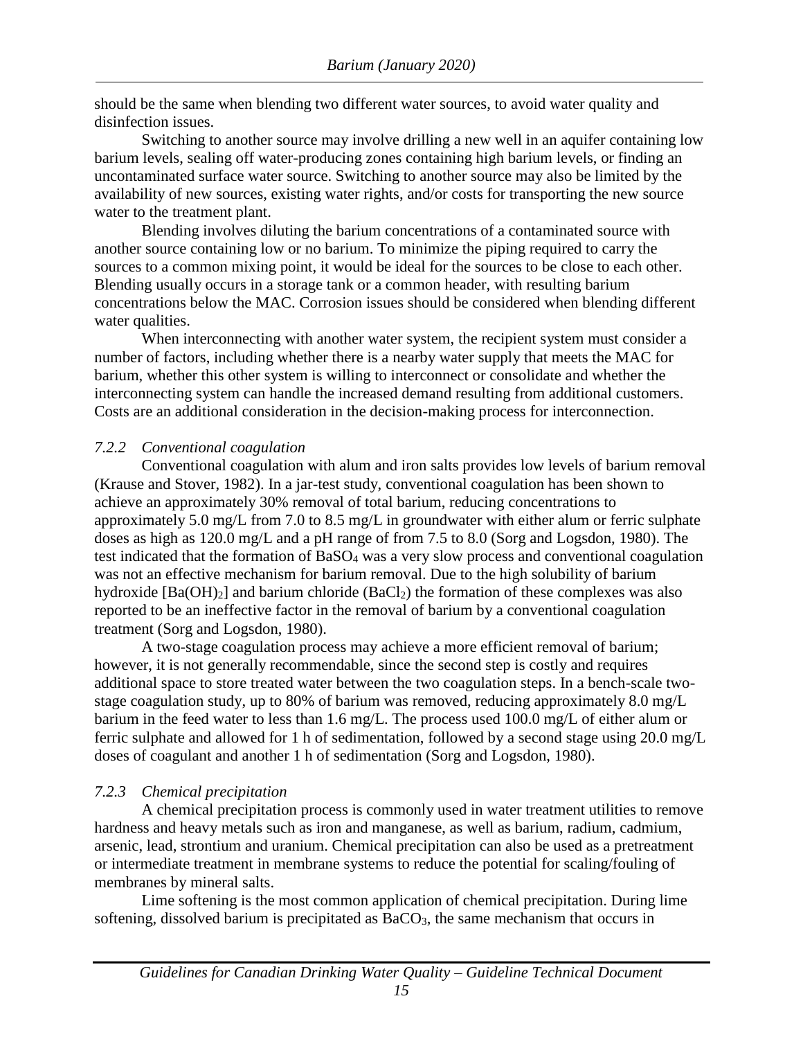should be the same when blending two different water sources, to avoid water quality and disinfection issues.

Switching to another source may involve drilling a new well in an aquifer containing low barium levels, sealing off water-producing zones containing high barium levels, or finding an uncontaminated surface water source. Switching to another source may also be limited by the availability of new sources, existing water rights, and/or costs for transporting the new source water to the treatment plant.

Blending involves diluting the barium concentrations of a contaminated source with another source containing low or no barium. To minimize the piping required to carry the sources to a common mixing point, it would be ideal for the sources to be close to each other. Blending usually occurs in a storage tank or a common header, with resulting barium concentrations below the MAC. Corrosion issues should be considered when blending different water qualities.

When interconnecting with another water system, the recipient system must consider a number of factors, including whether there is a nearby water supply that meets the MAC for barium, whether this other system is willing to interconnect or consolidate and whether the interconnecting system can handle the increased demand resulting from additional customers. Costs are an additional consideration in the decision-making process for interconnection.

### *7.2.2 Conventional coagulation*

Conventional coagulation with alum and iron salts provides low levels of barium removal (Krause and Stover, 1982). In a jar-test study, conventional coagulation has been shown to achieve an approximately 30% removal of total barium, reducing concentrations to approximately 5.0 mg/L from 7.0 to 8.5 mg/L in groundwater with either alum or ferric sulphate doses as high as 120.0 mg/L and a pH range of from 7.5 to 8.0 (Sorg and Logsdon, 1980). The test indicated that the formation of $BaSO_4$ was a very slow process and conventional coagulation was not an effective mechanism for barium removal. Due to the high solubility of barium hydroxide [$Ba(OH)_2$] and barium chloride ($BaCl_2$) the formation of these complexes was also reported to be an ineffective factor in the removal of barium by a conventional coagulation treatment (Sorg and Logsdon, 1980).

A two-stage coagulation process may achieve a more efficient removal of barium; however, it is not generally recommendable, since the second step is costly and requires additional space to store treated water between the two coagulation steps. In a bench-scale two-stage coagulation study, up to 80% of barium was removed, reducing approximately 8.0 mg/L barium in the feed water to less than 1.6 mg/L. The process used 100.0 mg/L of either alum or ferric sulphate and allowed for 1 h of sedimentation, followed by a second stage using 20.0 mg/L doses of coagulant and another 1 h of sedimentation (Sorg and Logsdon, 1980).

### *7.2.3 Chemical precipitation*

A chemical precipitation process is commonly used in water treatment utilities to remove hardness and heavy metals such as iron and manganese, as well as barium, radium, cadmium, arsenic, lead, strontium and uranium. Chemical precipitation can also be used as a pretreatment or intermediate treatment in membrane systems to reduce the potential for scaling/fouling of membranes by mineral salts.

Lime softening is the most common application of chemical precipitation. During lime softening, dissolved barium is precipitated as $BaCO_3$, the same mechanism that occurs in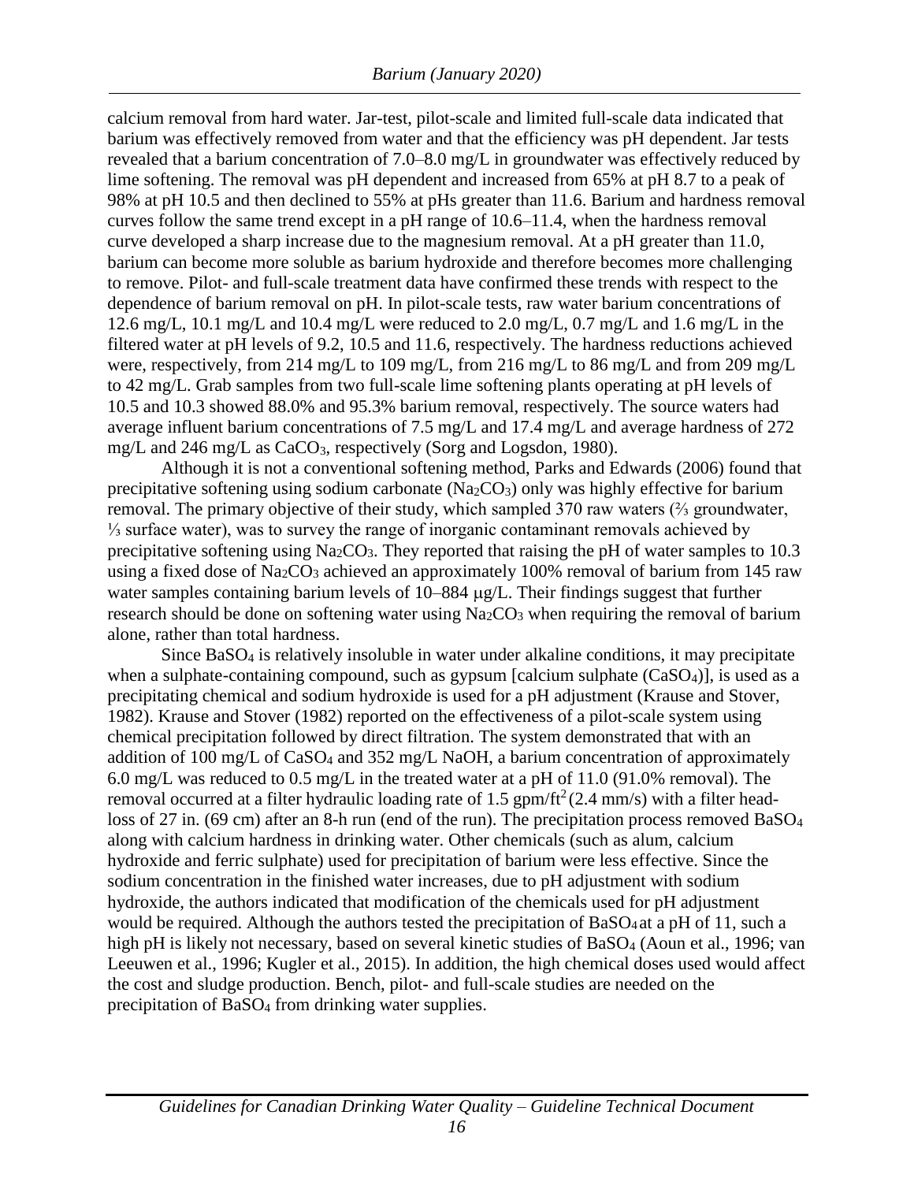calcium removal from hard water. Jar-test, pilot-scale and limited full-scale data indicated that barium was effectively removed from water and that the efficiency was pH dependent. Jar tests revealed that a barium concentration of 7.0–8.0 mg/L in groundwater was effectively reduced by lime softening. The removal was pH dependent and increased from 65% at pH 8.7 to a peak of 98% at pH 10.5 and then declined to 55% at pHs greater than 11.6. Barium and hardness removal curves follow the same trend except in a pH range of 10.6–11.4, when the hardness removal curve developed a sharp increase due to the magnesium removal. At a pH greater than 11.0, barium can become more soluble as barium hydroxide and therefore becomes more challenging to remove. Pilot- and full-scale treatment data have confirmed these trends with respect to the dependence of barium removal on pH. In pilot-scale tests, raw water barium concentrations of 12.6 mg/L, 10.1 mg/L and 10.4 mg/L were reduced to 2.0 mg/L, 0.7 mg/L and 1.6 mg/L in the filtered water at pH levels of 9.2, 10.5 and 11.6, respectively. The hardness reductions achieved were, respectively, from 214 mg/L to 109 mg/L, from 216 mg/L to 86 mg/L and from 209 mg/L to 42 mg/L. Grab samples from two full-scale lime softening plants operating at pH levels of 10.5 and 10.3 showed 88.0% and 95.3% barium removal, respectively. The source waters had average influent barium concentrations of 7.5 mg/L and 17.4 mg/L and average hardness of 272 mg/L and 246 mg/L as $CaCO_3$, respectively (Sorg and Logsdon, 1980).

Although it is not a conventional softening method, Parks and Edwards (2006) found that precipitative softening using sodium carbonate ($Na_2CO_3$) only was highly effective for barium removal. The primary objective of their study, which sampled 370 raw waters (⅔ groundwater, ⅓ surface water), was to survey the range of inorganic contaminant removals achieved by precipitative softening using $Na_2CO_3$. They reported that raising the pH of water samples to 10.3 using a fixed dose of $Na_2CO_3$ achieved an approximately 100% removal of barium from 145 raw water samples containing barium levels of 10–884 μg/L. Their findings suggest that further research should be done on softening water using $Na_2CO_3$ when requiring the removal of barium alone, rather than total hardness.

Since $BaSO_4$ is relatively insoluble in water under alkaline conditions, it may precipitate when a sulphate-containing compound, such as gypsum [calcium sulphate ($CaSO_4$)], is used as a precipitating chemical and sodium hydroxide is used for a pH adjustment (Krause and Stover, 1982). Krause and Stover (1982) reported on the effectiveness of a pilot-scale system using chemical precipitation followed by direct filtration. The system demonstrated that with an addition of 100 mg/L of $CaSO_4$ and 352 mg/L NaOH, a barium concentration of approximately 6.0 mg/L was reduced to 0.5 mg/L in the treated water at a pH of 11.0 (91.0% removal). The removal occurred at a filter hydraulic loading rate of 1.5 gpm/ft$^2$ (2.4 mm/s) with a filter head-loss of 27 in. (69 cm) after an 8-h run (end of the run). The precipitation process removed $BaSO_4$ along with calcium hardness in drinking water. Other chemicals (such as alum, calcium hydroxide and ferric sulphate) used for precipitation of barium were less effective. Since the sodium concentration in the finished water increases, due to pH adjustment with sodium hydroxide, the authors indicated that modification of the chemicals used for pH adjustment would be required. Although the authors tested the precipitation of $BaSO_4$ at a pH of 11, such a high pH is likely not necessary, based on several kinetic studies of $BaSO_4$ (Aoun et al., 1996; van Leeuwen et al., 1996; Kugler et al., 2015). In addition, the high chemical doses used would affect the cost and sludge production. Bench, pilot- and full-scale studies are needed on the precipitation of $BaSO_4$ from drinking water supplies.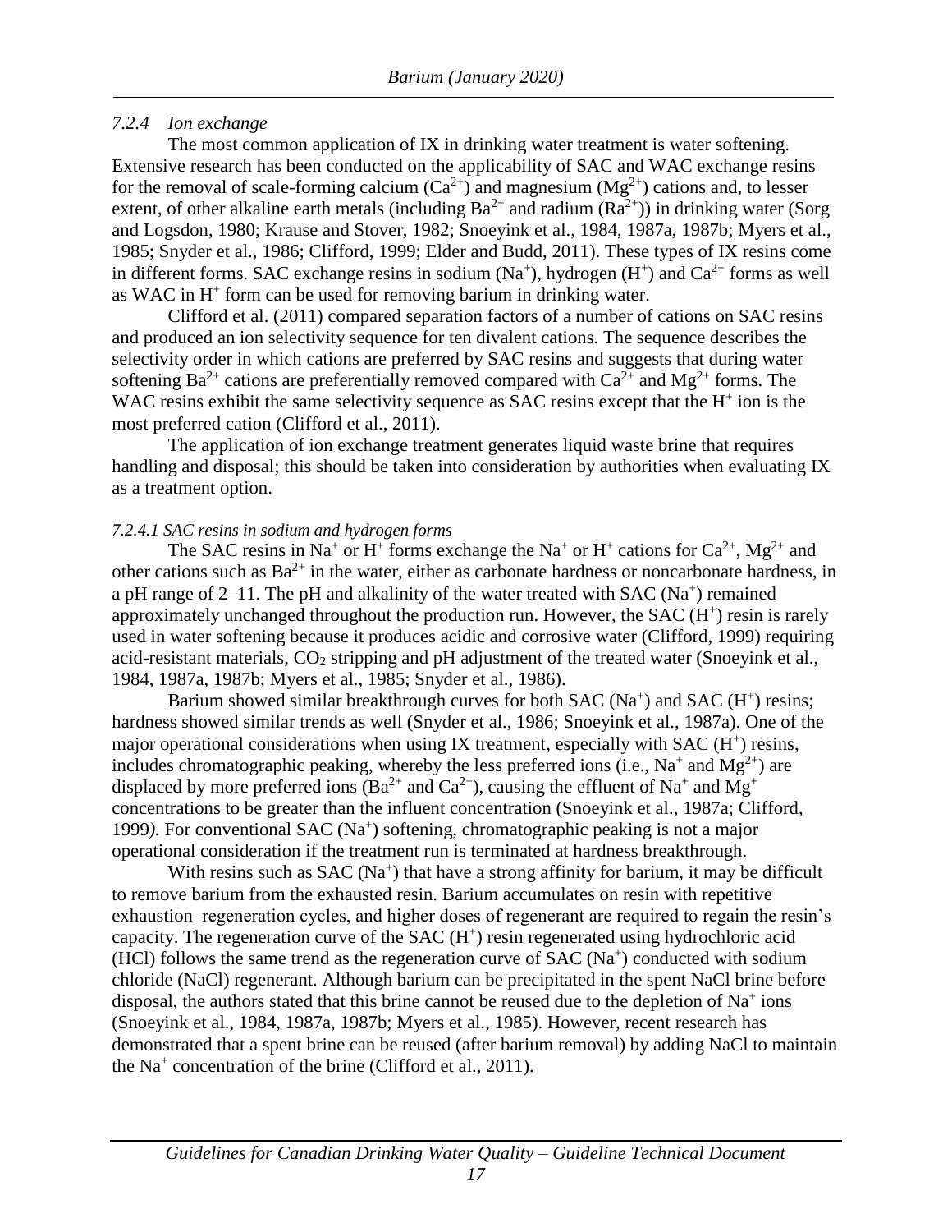### *7.2.4 Ion exchange*

The most common application of IX in drinking water treatment is water softening. Extensive research has been conducted on the applicability of SAC and WAC exchange resins for the removal of scale-forming calcium ($Ca^{2+}$) and magnesium ($Mg^{2+}$) cations and, to lesser extent, of other alkaline earth metals (including $Ba^{2+}$ and radium ($Ra^{2+}$)) in drinking water (Sorg and Logsdon, 1980; Krause and Stover, 1982; Snoeyink et al., 1984, 1987a, 1987b; Myers et al., 1985; Snyder et al., 1986; Clifford, 1999; Elder and Budd, 2011). These types of IX resins come in different forms. SAC exchange resins in sodium ($Na^+$), hydrogen ($H^+$) and $Ca^{2+}$ forms as well as WAC in $H^+$ form can be used for removing barium in drinking water.

Clifford et al. (2011) compared separation factors of a number of cations on SAC resins and produced an ion selectivity sequence for ten divalent cations. The sequence describes the selectivity order in which cations are preferred by SAC resins and suggests that during water softening $Ba^{2+}$ cations are preferentially removed compared with $Ca^{2+}$ and $Mg^{2+}$ forms. The WAC resins exhibit the same selectivity sequence as SAC resins except that the $H^+$ ion is the most preferred cation (Clifford et al., 2011).

The application of ion exchange treatment generates liquid waste brine that requires handling and disposal; this should be taken into consideration by authorities when evaluating IX as a treatment option.

#### *7.2.4.1 SAC resins in sodium and hydrogen forms*

The SAC resins in $Na^+$ or $H^+$ forms exchange the $Na^+$ or $H^+$ cations for $Ca^{2+}$, $Mg^{2+}$ and other cations such as $Ba^{2+}$ in the water, either as carbonate hardness or noncarbonate hardness, in a pH range of 2–11. The pH and alkalinity of the water treated with SAC ($Na^+$) remained approximately unchanged throughout the production run. However, the SAC ($H^+$) resin is rarely used in water softening because it produces acidic and corrosive water (Clifford, 1999) requiring acid-resistant materials, $CO_2$ stripping and pH adjustment of the treated water (Snoeyink et al., 1984, 1987a, 1987b; Myers et al., 1985; Snyder et al., 1986).

Barium showed similar breakthrough curves for both SAC ($Na^+$) and SAC ($H^+$) resins; hardness showed similar trends as well (Snyder et al., 1986; Snoeyink et al., 1987a). One of the major operational considerations when using IX treatment, especially with SAC ($H^+$) resins, includes chromatographic peaking, whereby the less preferred ions (i.e., $Na^+$ and $Mg^{2+}$) are displaced by more preferred ions ($Ba^{2+}$ and $Ca^{2+}$), causing the effluent of $Na^+$ and $Mg^+$ concentrations to be greater than the influent concentration (Snoeyink et al., 1987a; Clifford, 1999*).* For conventional SAC ($Na^+$) softening, chromatographic peaking is not a major operational consideration if the treatment run is terminated at hardness breakthrough.

With resins such as SAC ($Na^+$) that have a strong affinity for barium, it may be difficult to remove barium from the exhausted resin. Barium accumulates on resin with repetitive exhaustion–regeneration cycles, and higher doses of regenerant are required to regain the resin's capacity. The regeneration curve of the SAC ($H^+$) resin regenerated using hydrochloric acid (HCl) follows the same trend as the regeneration curve of SAC ($Na^+$) conducted with sodium chloride (NaCl) regenerant. Although barium can be precipitated in the spent NaCl brine before disposal, the authors stated that this brine cannot be reused due to the depletion of $Na^+$ ions (Snoeyink et al., 1984, 1987a, 1987b; Myers et al., 1985). However, recent research has demonstrated that a spent brine can be reused (after barium removal) by adding NaCl to maintain the $Na^+$ concentration of the brine (Clifford et al., 2011).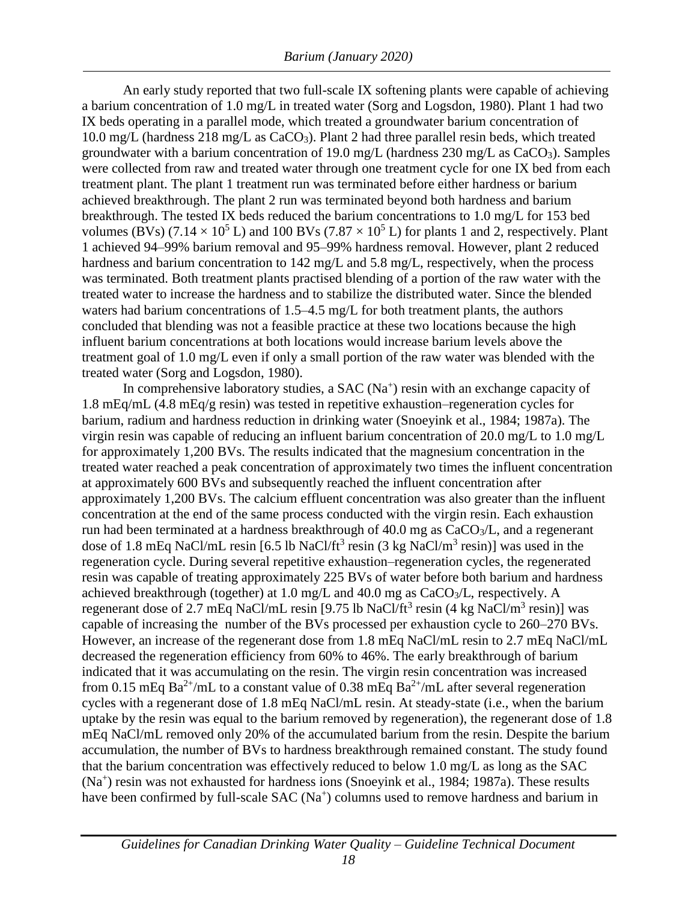An early study reported that two full-scale IX softening plants were capable of achieving a barium concentration of 1.0 mg/L in treated water (Sorg and Logsdon, 1980). Plant 1 had two IX beds operating in a parallel mode, which treated a groundwater barium concentration of 10.0 mg/L (hardness 218 mg/L as $CaCO_3$). Plant 2 had three parallel resin beds, which treated groundwater with a barium concentration of 19.0 mg/L (hardness 230 mg/L as $CaCO_3$). Samples were collected from raw and treated water through one treatment cycle for one IX bed from each treatment plant. The plant 1 treatment run was terminated before either hardness or barium achieved breakthrough. The plant 2 run was terminated beyond both hardness and barium breakthrough. The tested IX beds reduced the barium concentrations to 1.0 mg/L for 153 bed volumes (BVs) ($7.14 \times 10^5$ L) and 100 BVs ($7.87 \times 10^5$ L) for plants 1 and 2, respectively. Plant 1 achieved 94–99% barium removal and 95–99% hardness removal. However, plant 2 reduced hardness and barium concentration to 142 mg/L and 5.8 mg/L, respectively, when the process was terminated. Both treatment plants practised blending of a portion of the raw water with the treated water to increase the hardness and to stabilize the distributed water. Since the blended waters had barium concentrations of 1.5–4.5 mg/L for both treatment plants, the authors concluded that blending was not a feasible practice at these two locations because the high influent barium concentrations at both locations would increase barium levels above the treatment goal of 1.0 mg/L even if only a small portion of the raw water was blended with the treated water (Sorg and Logsdon, 1980).

In comprehensive laboratory studies, a SAC ($Na^+$) resin with an exchange capacity of 1.8 mEq/mL (4.8 mEq/g resin) was tested in repetitive exhaustion–regeneration cycles for barium, radium and hardness reduction in drinking water (Snoeyink et al., 1984; 1987a). The virgin resin was capable of reducing an influent barium concentration of 20.0 mg/L to 1.0 mg/L for approximately 1,200 BVs. The results indicated that the magnesium concentration in the treated water reached a peak concentration of approximately two times the influent concentration at approximately 600 BVs and subsequently reached the influent concentration after approximately 1,200 BVs. The calcium effluent concentration was also greater than the influent concentration at the end of the same process conducted with the virgin resin. Each exhaustion run had been terminated at a hardness breakthrough of 40.0 mg as $CaCO_3$/L, and a regenerant dose of 1.8 mEq NaCl/mL resin [6.5 lb NaCl/ft$^3$ resin (3 kg NaCl/m$^3$ resin)] was used in the regeneration cycle. During several repetitive exhaustion–regeneration cycles, the regenerated resin was capable of treating approximately 225 BVs of water before both barium and hardness achieved breakthrough (together) at 1.0 mg/L and 40.0 mg as $CaCO_3$/L, respectively. A regenerant dose of 2.7 mEq NaCl/mL resin [9.75 lb NaCl/ft$^3$ resin (4 kg NaCl/m$^3$ resin)] was capable of increasing the number of the BVs processed per exhaustion cycle to 260–270 BVs. However, an increase of the regenerant dose from 1.8 mEq NaCl/mL resin to 2.7 mEq NaCl/mL decreased the regeneration efficiency from 60% to 46%. The early breakthrough of barium indicated that it was accumulating on the resin. The virgin resin concentration was increased from 0.15 mEq $Ba^{2+}$/mL to a constant value of 0.38 mEq $Ba^{2+}$/mL after several regeneration cycles with a regenerant dose of 1.8 mEq NaCl/mL resin. At steady-state (i.e., when the barium uptake by the resin was equal to the barium removed by regeneration), the regenerant dose of 1.8 mEq NaCl/mL removed only 20% of the accumulated barium from the resin. Despite the barium accumulation, the number of BVs to hardness breakthrough remained constant. The study found that the barium concentration was effectively reduced to below 1.0 mg/L as long as the SAC ($Na^+$) resin was not exhausted for hardness ions (Snoeyink et al., 1984; 1987a). These results have been confirmed by full-scale SAC ($Na^+$) columns used to remove hardness and barium in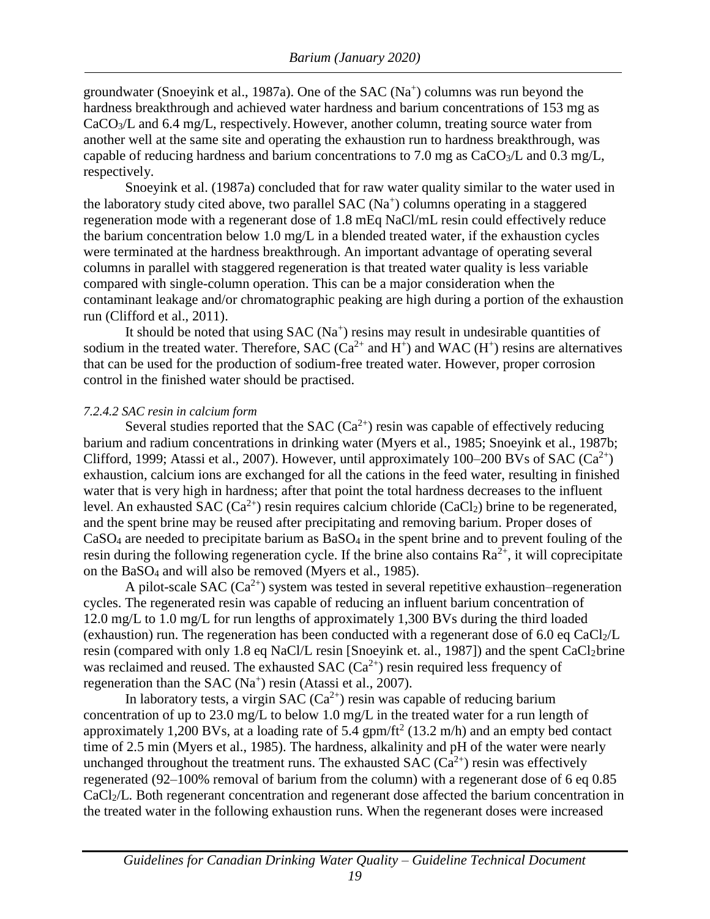groundwater (Snoeyink et al., 1987a). One of the SAC ($Na^+$) columns was run beyond the hardness breakthrough and achieved water hardness and barium concentrations of 153 mg as $CaCO_3$/L and 6.4 mg/L, respectively. However, another column, treating source water from another well at the same site and operating the exhaustion run to hardness breakthrough, was capable of reducing hardness and barium concentrations to 7.0 mg as $CaCO_3$/L and 0.3 mg/L, respectively.

Snoeyink et al. (1987a) concluded that for raw water quality similar to the water used in the laboratory study cited above, two parallel SAC ($Na^+$) columns operating in a staggered regeneration mode with a regenerant dose of 1.8 mEq NaCl/mL resin could effectively reduce the barium concentration below 1.0 mg/L in a blended treated water, if the exhaustion cycles were terminated at the hardness breakthrough. An important advantage of operating several columns in parallel with staggered regeneration is that treated water quality is less variable compared with single-column operation. This can be a major consideration when the contaminant leakage and/or chromatographic peaking are high during a portion of the exhaustion run (Clifford et al., 2011).

It should be noted that using SAC ($Na^+$) resins may result in undesirable quantities of sodium in the treated water. Therefore, SAC ($Ca^{2+}$ and $H^+$) and WAC ($H^+$) resins are alternatives that can be used for the production of sodium-free treated water. However, proper corrosion control in the finished water should be practised.

*7.2.4.2 SAC resin in calcium form*

Several studies reported that the SAC ($Ca^{2+}$) resin was capable of effectively reducing barium and radium concentrations in drinking water (Myers et al., 1985; Snoeyink et al., 1987b; Clifford, 1999; Atassi et al., 2007). However, until approximately 100–200 BVs of SAC ($Ca^{2+}$) exhaustion, calcium ions are exchanged for all the cations in the feed water, resulting in finished water that is very high in hardness; after that point the total hardness decreases to the influent level. An exhausted SAC ($Ca^{2+}$) resin requires calcium chloride ($CaCl_2$) brine to be regenerated, and the spent brine may be reused after precipitating and removing barium. Proper doses of $CaSO_4$ are needed to precipitate barium as $BaSO_4$ in the spent brine and to prevent fouling of the resin during the following regeneration cycle. If the brine also contains $Ra^{2+}$, it will coprecipitate on the $BaSO_4$ and will also be removed (Myers et al., 1985).

A pilot-scale SAC ($Ca^{2+}$) system was tested in several repetitive exhaustion–regeneration cycles. The regenerated resin was capable of reducing an influent barium concentration of 12.0 mg/L to 1.0 mg/L for run lengths of approximately 1,300 BVs during the third loaded (exhaustion) run. The regeneration has been conducted with a regenerant dose of 6.0 eq $CaCl_2$/L resin (compared with only 1.8 eq NaCl/L resin [Snoeyink et. al., 1987]) and the spent $CaCl_2$brine was reclaimed and reused. The exhausted SAC ($Ca^{2+}$) resin required less frequency of regeneration than the SAC ($Na^+$) resin (Atassi et al., 2007).

In laboratory tests, a virgin SAC ($Ca^{2+}$) resin was capable of reducing barium concentration of up to 23.0 mg/L to below 1.0 mg/L in the treated water for a run length of approximately 1,200 BVs, at a loading rate of 5.4 gpm/ft$^2$ (13.2 m/h) and an empty bed contact time of 2.5 min (Myers et al., 1985). The hardness, alkalinity and pH of the water were nearly unchanged throughout the treatment runs. The exhausted SAC ($Ca^{2+}$) resin was effectively regenerated (92–100% removal of barium from the column) with a regenerant dose of 6 eq 0.85 $CaCl_2$/L. Both regenerant concentration and regenerant dose affected the barium concentration in the treated water in the following exhaustion runs. When the regenerant doses were increased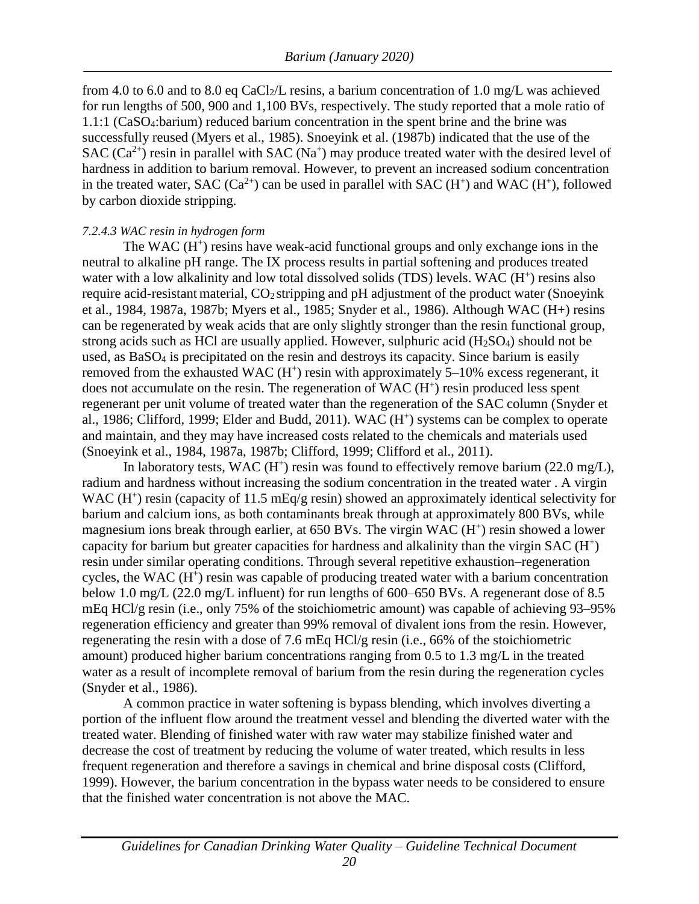from 4.0 to 6.0 and to 8.0 eq $CaCl_2$/L resins, a barium concentration of 1.0 mg/L was achieved for run lengths of 500, 900 and 1,100 BVs, respectively. The study reported that a mole ratio of 1.1:1 ($CaSO_4$:barium) reduced barium concentration in the spent brine and the brine was successfully reused (Myers et al., 1985). Snoeyink et al. (1987b) indicated that the use of the SAC ($Ca^{2+}$) resin in parallel with SAC ($Na^+$) may produce treated water with the desired level of hardness in addition to barium removal. However, to prevent an increased sodium concentration in the treated water, SAC ($Ca^{2+}$) can be used in parallel with SAC ($H^+$) and WAC ($H^+$), followed by carbon dioxide stripping.

#### *7.2.4.3 WAC resin in hydrogen form*

The WAC ($H^+$) resins have weak-acid functional groups and only exchange ions in the neutral to alkaline pH range. The IX process results in partial softening and produces treated water with a low alkalinity and low total dissolved solids (TDS) levels. WAC ($H^+$) resins also require acid-resistant material, $CO_2$ stripping and pH adjustment of the product water (Snoeyink et al., 1984, 1987a, 1987b; Myers et al., 1985; Snyder et al., 1986). Although WAC (H+) resins can be regenerated by weak acids that are only slightly stronger than the resin functional group, strong acids such as HCl are usually applied. However, sulphuric acid ($H_2SO_4$) should not be used, as $BaSO_4$ is precipitated on the resin and destroys its capacity. Since barium is easily removed from the exhausted WAC ($H^+$) resin with approximately 5–10% excess regenerant, it does not accumulate on the resin. The regeneration of WAC ($H^+$) resin produced less spent regenerant per unit volume of treated water than the regeneration of the SAC column (Snyder et al., 1986; Clifford, 1999; Elder and Budd, 2011). WAC ($H^+$) systems can be complex to operate and maintain, and they may have increased costs related to the chemicals and materials used (Snoeyink et al., 1984, 1987a, 1987b; Clifford, 1999; Clifford et al., 2011).

In laboratory tests, WAC ($H^+$) resin was found to effectively remove barium (22.0 mg/L), radium and hardness without increasing the sodium concentration in the treated water . A virgin WAC ($H^+$) resin (capacity of 11.5 mEq/g resin) showed an approximately identical selectivity for barium and calcium ions, as both contaminants break through at approximately 800 BVs, while magnesium ions break through earlier, at 650 BVs. The virgin WAC ($H^+$) resin showed a lower capacity for barium but greater capacities for hardness and alkalinity than the virgin SAC ($H^+$) resin under similar operating conditions. Through several repetitive exhaustion–regeneration cycles, the WAC ($H^+$) resin was capable of producing treated water with a barium concentration below 1.0 mg/L (22.0 mg/L influent) for run lengths of 600–650 BVs. A regenerant dose of 8.5 mEq HCl/g resin (i.e., only 75% of the stoichiometric amount) was capable of achieving 93–95% regeneration efficiency and greater than 99% removal of divalent ions from the resin. However, regenerating the resin with a dose of 7.6 mEq HCl/g resin (i.e., 66% of the stoichiometric amount) produced higher barium concentrations ranging from 0.5 to 1.3 mg/L in the treated water as a result of incomplete removal of barium from the resin during the regeneration cycles (Snyder et al., 1986).

A common practice in water softening is bypass blending, which involves diverting a portion of the influent flow around the treatment vessel and blending the diverted water with the treated water. Blending of finished water with raw water may stabilize finished water and decrease the cost of treatment by reducing the volume of water treated, which results in less frequent regeneration and therefore a savings in chemical and brine disposal costs (Clifford, 1999). However, the barium concentration in the bypass water needs to be considered to ensure that the finished water concentration is not above the MAC.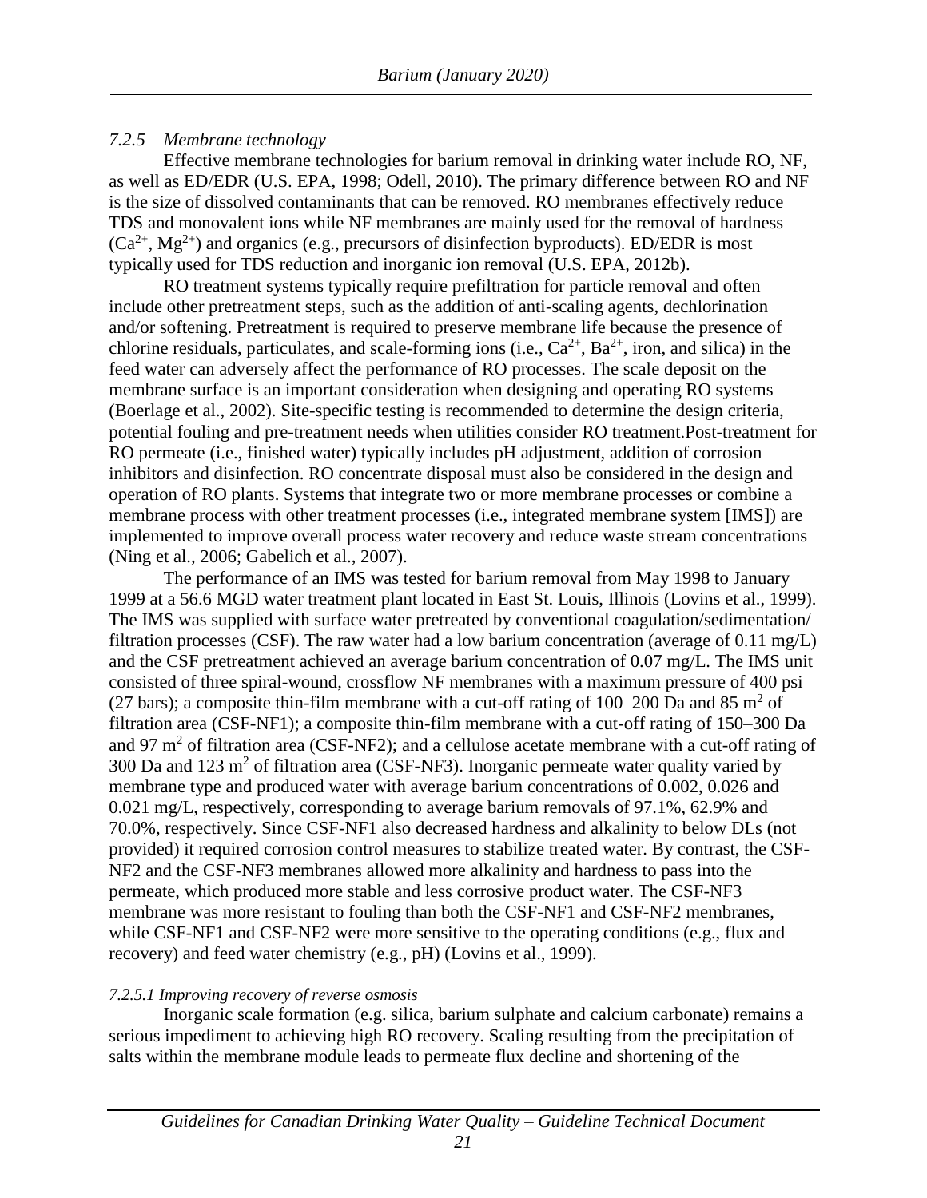### *7.2.5 Membrane technology*

Effective membrane technologies for barium removal in drinking water include RO, NF, as well as ED/EDR (U.S. EPA, 1998; Odell, 2010). The primary difference between RO and NF is the size of dissolved contaminants that can be removed. RO membranes effectively reduce TDS and monovalent ions while NF membranes are mainly used for the removal of hardness ($Ca^{2+}$, $Mg^{2+}$) and organics (e.g., precursors of disinfection byproducts). ED/EDR is most typically used for TDS reduction and inorganic ion removal (U.S. EPA, 2012b).

RO treatment systems typically require prefiltration for particle removal and often include other pretreatment steps, such as the addition of anti-scaling agents, dechlorination and/or softening. Pretreatment is required to preserve membrane life because the presence of chlorine residuals, particulates, and scale-forming ions (i.e., $Ca^{2+}$, $Ba^{2+}$, iron, and silica) in the feed water can adversely affect the performance of RO processes. The scale deposit on the membrane surface is an important consideration when designing and operating RO systems (Boerlage et al., 2002). Site-specific testing is recommended to determine the design criteria, potential fouling and pre-treatment needs when utilities consider RO treatment.Post-treatment for RO permeate (i.e., finished water) typically includes pH adjustment, addition of corrosion inhibitors and disinfection. RO concentrate disposal must also be considered in the design and operation of RO plants. Systems that integrate two or more membrane processes or combine a membrane process with other treatment processes (i.e., integrated membrane system [IMS]) are implemented to improve overall process water recovery and reduce waste stream concentrations (Ning et al., 2006; Gabelich et al., 2007).

The performance of an IMS was tested for barium removal from May 1998 to January 1999 at a 56.6 MGD water treatment plant located in East St. Louis, Illinois (Lovins et al., 1999). The IMS was supplied with surface water pretreated by conventional coagulation/sedimentation/ filtration processes (CSF). The raw water had a low barium concentration (average of 0.11 mg/L) and the CSF pretreatment achieved an average barium concentration of 0.07 mg/L. The IMS unit consisted of three spiral-wound, crossflow NF membranes with a maximum pressure of 400 psi (27 bars); a composite thin-film membrane with a cut-off rating of 100–200 Da and 85 $m^2$ of filtration area (CSF-NF1); a composite thin-film membrane with a cut-off rating of 150–300 Da and 97 $m^2$ of filtration area (CSF-NF2); and a cellulose acetate membrane with a cut-off rating of 300 Da and 123 $m^2$ of filtration area (CSF-NF3). Inorganic permeate water quality varied by membrane type and produced water with average barium concentrations of 0.002, 0.026 and 0.021 mg/L, respectively, corresponding to average barium removals of 97.1%, 62.9% and 70.0%, respectively. Since CSF-NF1 also decreased hardness and alkalinity to below DLs (not provided) it required corrosion control measures to stabilize treated water. By contrast, the CSF-NF2 and the CSF-NF3 membranes allowed more alkalinity and hardness to pass into the permeate, which produced more stable and less corrosive product water. The CSF-NF3 membrane was more resistant to fouling than both the CSF-NF1 and CSF-NF2 membranes, while CSF-NF1 and CSF-NF2 were more sensitive to the operating conditions (e.g., flux and recovery) and feed water chemistry (e.g., pH) (Lovins et al., 1999).

#### *7.2.5.1 Improving recovery of reverse osmosis*

Inorganic scale formation (e.g. silica, barium sulphate and calcium carbonate) remains a serious impediment to achieving high RO recovery. Scaling resulting from the precipitation of salts within the membrane module leads to permeate flux decline and shortening of the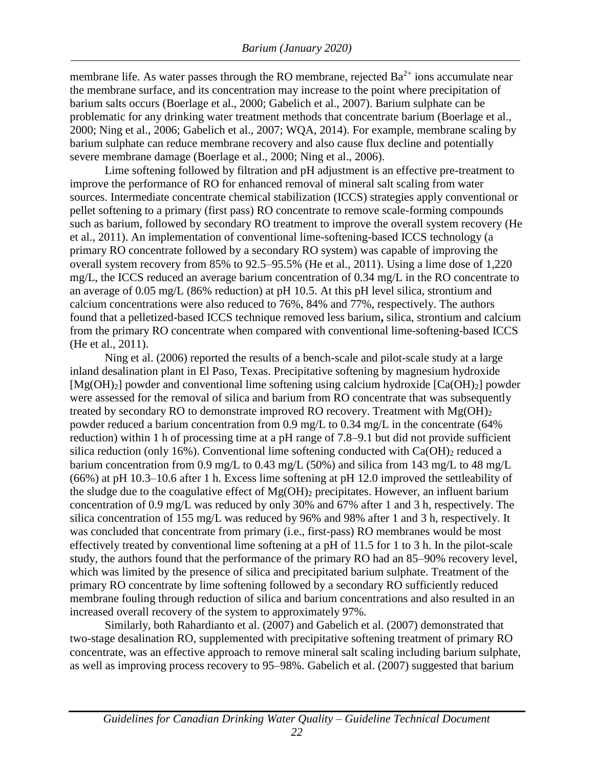membrane life. As water passes through the RO membrane, rejected $Ba^{2+}$ ions accumulate near the membrane surface, and its concentration may increase to the point where precipitation of barium salts occurs (Boerlage et al., 2000; Gabelich et al., 2007). Barium sulphate can be problematic for any drinking water treatment methods that concentrate barium (Boerlage et al., 2000; Ning et al., 2006; Gabelich et al., 2007; WQA, 2014). For example, membrane scaling by barium sulphate can reduce membrane recovery and also cause flux decline and potentially severe membrane damage (Boerlage et al., 2000; Ning et al., 2006).

Lime softening followed by filtration and pH adjustment is an effective pre-treatment to improve the performance of RO for enhanced removal of mineral salt scaling from water sources. Intermediate concentrate chemical stabilization (ICCS) strategies apply conventional or pellet softening to a primary (first pass) RO concentrate to remove scale-forming compounds such as barium, followed by secondary RO treatment to improve the overall system recovery (He et al., 2011). An implementation of conventional lime-softening-based ICCS technology (a primary RO concentrate followed by a secondary RO system) was capable of improving the overall system recovery from 85% to 92.5–95.5% (He et al., 2011). Using a lime dose of 1,220 mg/L, the ICCS reduced an average barium concentration of 0.34 mg/L in the RO concentrate to an average of 0.05 mg/L (86% reduction) at pH 10.5. At this pH level silica, strontium and calcium concentrations were also reduced to 76%, 84% and 77%, respectively. The authors found that a pelletized-based ICCS technique removed less barium**,** silica, strontium and calcium from the primary RO concentrate when compared with conventional lime-softening-based ICCS (He et al., 2011).

Ning et al. (2006) reported the results of a bench-scale and pilot-scale study at a large inland desalination plant in El Paso, Texas. Precipitative softening by magnesium hydroxide [$Mg(OH)_2$] powder and conventional lime softening using calcium hydroxide [$Ca(OH)_2$] powder were assessed for the removal of silica and barium from RO concentrate that was subsequently treated by secondary RO to demonstrate improved RO recovery. Treatment with $Mg(OH)_2$ powder reduced a barium concentration from 0.9 mg/L to 0.34 mg/L in the concentrate (64% reduction) within 1 h of processing time at a pH range of 7.8–9.1 but did not provide sufficient silica reduction (only 16%). Conventional lime softening conducted with $Ca(OH)_2$ reduced a barium concentration from 0.9 mg/L to 0.43 mg/L (50%) and silica from 143 mg/L to 48 mg/L (66%) at pH 10.3–10.6 after 1 h. Excess lime softening at pH 12.0 improved the settleability of the sludge due to the coagulative effect of $Mg(OH)_2$ precipitates. However, an influent barium concentration of 0.9 mg/L was reduced by only 30% and 67% after 1 and 3 h, respectively. The silica concentration of 155 mg/L was reduced by 96% and 98% after 1 and 3 h, respectively. It was concluded that concentrate from primary (i.e., first-pass) RO membranes would be most effectively treated by conventional lime softening at a pH of 11.5 for 1 to 3 h. In the pilot-scale study, the authors found that the performance of the primary RO had an 85–90% recovery level, which was limited by the presence of silica and precipitated barium sulphate. Treatment of the primary RO concentrate by lime softening followed by a secondary RO sufficiently reduced membrane fouling through reduction of silica and barium concentrations and also resulted in an increased overall recovery of the system to approximately 97%.

Similarly, both Rahardianto et al. (2007) and Gabelich et al. (2007) demonstrated that two-stage desalination RO, supplemented with precipitative softening treatment of primary RO concentrate, was an effective approach to remove mineral salt scaling including barium sulphate, as well as improving process recovery to 95–98%. Gabelich et al. (2007) suggested that barium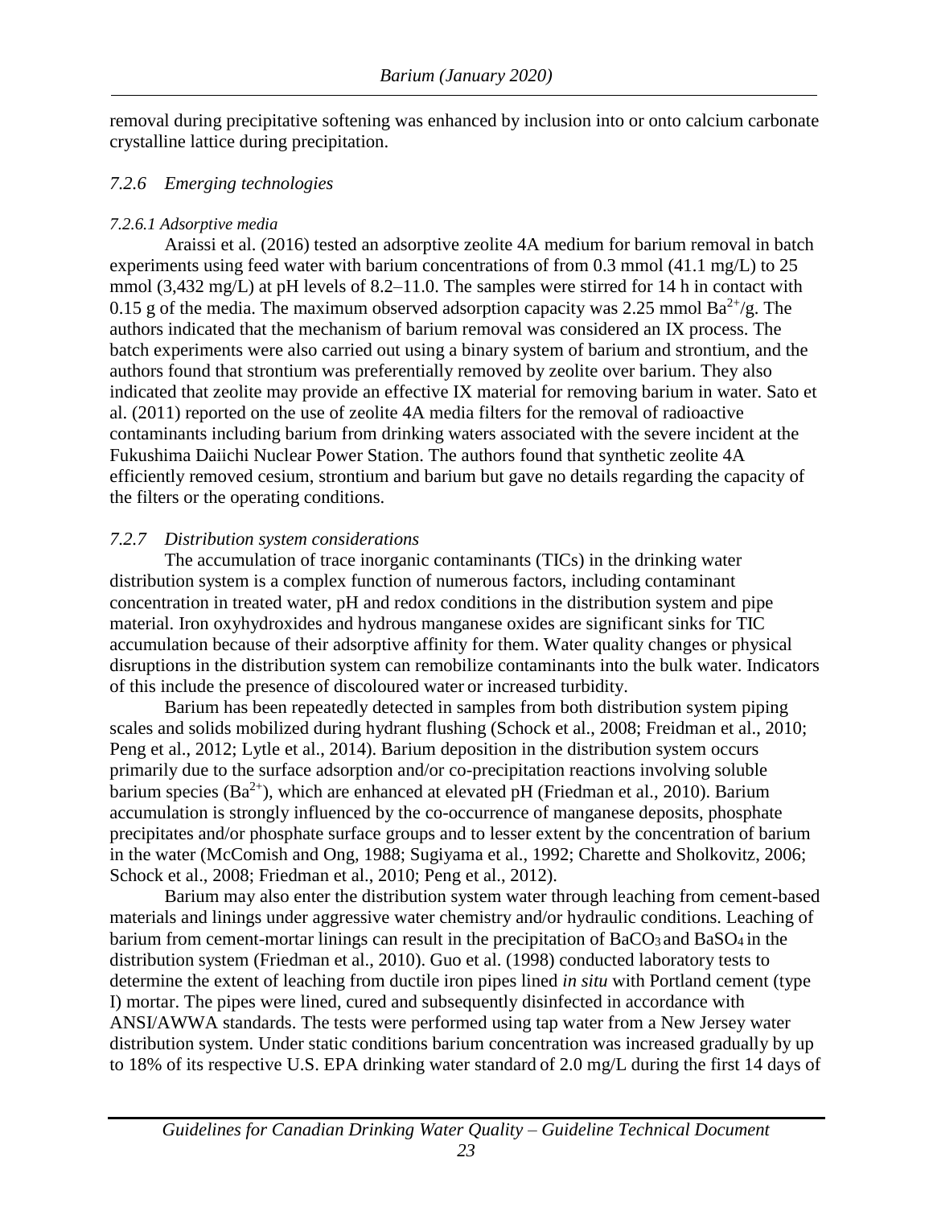removal during precipitative softening was enhanced by inclusion into or onto calcium carbonate crystalline lattice during precipitation.

### *7.2.6 Emerging technologies*

#### *7.2.6.1 Adsorptive media*

Araissi et al. (2016) tested an adsorptive zeolite 4A medium for barium removal in batch experiments using feed water with barium concentrations of from 0.3 mmol (41.1 mg/L) to 25 mmol (3,432 mg/L) at pH levels of 8.2–11.0. The samples were stirred for 14 h in contact with 0.15 g of the media. The maximum observed adsorption capacity was 2.25 mmol $Ba^{2+}$/g. The authors indicated that the mechanism of barium removal was considered an IX process. The batch experiments were also carried out using a binary system of barium and strontium, and the authors found that strontium was preferentially removed by zeolite over barium. They also indicated that zeolite may provide an effective IX material for removing barium in water. Sato et al. (2011) reported on the use of zeolite 4A media filters for the removal of radioactive contaminants including barium from drinking waters associated with the severe incident at the Fukushima Daiichi Nuclear Power Station. The authors found that synthetic zeolite 4A efficiently removed cesium, strontium and barium but gave no details regarding the capacity of the filters or the operating conditions.

### *7.2.7 Distribution system considerations*

The accumulation of trace inorganic contaminants (TICs) in the drinking water distribution system is a complex function of numerous factors, including contaminant concentration in treated water, pH and redox conditions in the distribution system and pipe material. Iron oxyhydroxides and hydrous manganese oxides are significant sinks for TIC accumulation because of their adsorptive affinity for them. Water quality changes or physical disruptions in the distribution system can remobilize contaminants into the bulk water. Indicators of this include the presence of discoloured water or increased turbidity.

Barium has been repeatedly detected in samples from both distribution system piping scales and solids mobilized during hydrant flushing (Schock et al., 2008; Freidman et al., 2010; Peng et al., 2012; Lytle et al., 2014). Barium deposition in the distribution system occurs primarily due to the surface adsorption and/or co-precipitation reactions involving soluble barium species ($Ba^{2+}$), which are enhanced at elevated pH (Friedman et al., 2010). Barium accumulation is strongly influenced by the co-occurrence of manganese deposits, phosphate precipitates and/or phosphate surface groups and to lesser extent by the concentration of barium in the water (McComish and Ong, 1988; Sugiyama et al., 1992; Charette and Sholkovitz, 2006; Schock et al., 2008; Friedman et al., 2010; Peng et al., 2012).

Barium may also enter the distribution system water through leaching from cement-based materials and linings under aggressive water chemistry and/or hydraulic conditions. Leaching of barium from cement-mortar linings can result in the precipitation of $BaCO_3$ and $BaSO_4$ in the distribution system (Friedman et al., 2010). Guo et al. (1998) conducted laboratory tests to determine the extent of leaching from ductile iron pipes lined *in situ* with Portland cement (type I) mortar. The pipes were lined, cured and subsequently disinfected in accordance with ANSI/AWWA standards. The tests were performed using tap water from a New Jersey water distribution system. Under static conditions barium concentration was increased gradually by up to 18% of its respective U.S. EPA drinking water standard of 2.0 mg/L during the first 14 days of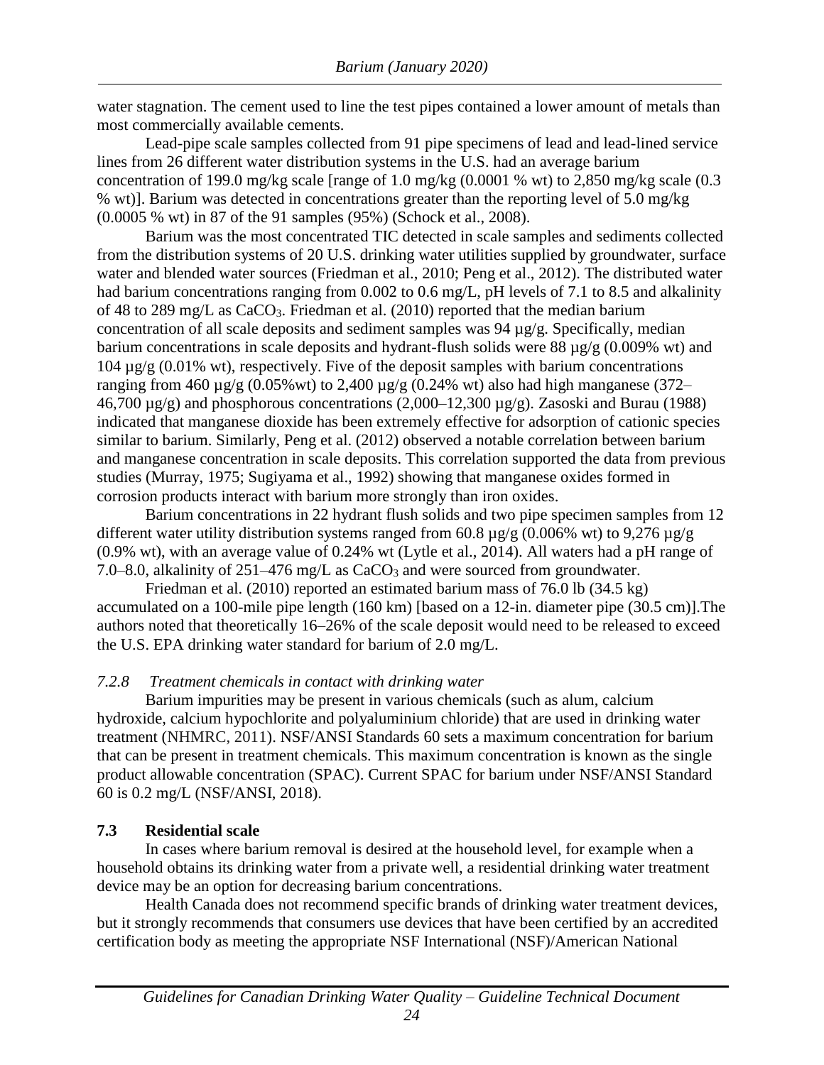water stagnation. The cement used to line the test pipes contained a lower amount of metals than most commercially available cements.

Lead-pipe scale samples collected from 91 pipe specimens of lead and lead-lined service lines from 26 different water distribution systems in the U.S. had an average barium concentration of 199.0 mg/kg scale [range of 1.0 mg/kg (0.0001 % wt) to 2,850 mg/kg scale (0.3 % wt)]. Barium was detected in concentrations greater than the reporting level of 5.0 mg/kg (0.0005 % wt) in 87 of the 91 samples (95%) (Schock et al., 2008).

Barium was the most concentrated TIC detected in scale samples and sediments collected from the distribution systems of 20 U.S. drinking water utilities supplied by groundwater, surface water and blended water sources (Friedman et al., 2010; Peng et al., 2012). The distributed water had barium concentrations ranging from 0.002 to 0.6 mg/L, pH levels of 7.1 to 8.5 and alkalinity of 48 to 289 mg/L as $CaCO_3$. Friedman et al. (2010) reported that the median barium concentration of all scale deposits and sediment samples was 94 µg/g. Specifically, median barium concentrations in scale deposits and hydrant-flush solids were 88 µg/g (0.009% wt) and 104 µg/g (0.01% wt), respectively. Five of the deposit samples with barium concentrations ranging from 460 µg/g (0.05%wt) to 2,400 µg/g (0.24% wt) also had high manganese (372–46,700 µg/g) and phosphorous concentrations (2,000–12,300 µg/g). Zasoski and Burau (1988) indicated that manganese dioxide has been extremely effective for adsorption of cationic species similar to barium. Similarly, Peng et al. (2012) observed a notable correlation between barium and manganese concentration in scale deposits. This correlation supported the data from previous studies (Murray, 1975; Sugiyama et al., 1992) showing that manganese oxides formed in corrosion products interact with barium more strongly than iron oxides.

Barium concentrations in 22 hydrant flush solids and two pipe specimen samples from 12 different water utility distribution systems ranged from 60.8 µg/g (0.006% wt) to 9,276 µg/g (0.9% wt), with an average value of 0.24% wt (Lytle et al., 2014). All waters had a pH range of 7.0–8.0, alkalinity of 251–476 mg/L as $CaCO_3$ and were sourced from groundwater.

Friedman et al. (2010) reported an estimated barium mass of 76.0 lb (34.5 kg) accumulated on a 100-mile pipe length (160 km) [based on a 12-in. diameter pipe (30.5 cm)].The authors noted that theoretically 16–26% of the scale deposit would need to be released to exceed the U.S. EPA drinking water standard for barium of 2.0 mg/L.

#### *7.2.8 Treatment chemicals in contact with drinking water*

Barium impurities may be present in various chemicals (such as alum, calcium hydroxide, calcium hypochlorite and polyaluminium chloride) that are used in drinking water treatment (NHMRC, 2011). NSF/ANSI Standards 60 sets a maximum concentration for barium that can be present in treatment chemicals. This maximum concentration is known as the single product allowable concentration (SPAC). Current SPAC for barium under NSF/ANSI Standard 60 is 0.2 mg/L (NSF/ANSI, 2018).

### **7.3 Residential scale**

In cases where barium removal is desired at the household level, for example when a household obtains its drinking water from a private well, a residential drinking water treatment device may be an option for decreasing barium concentrations.

Health Canada does not recommend specific brands of drinking water treatment devices, but it strongly recommends that consumers use devices that have been certified by an accredited certification body as meeting the appropriate NSF International (NSF)/American National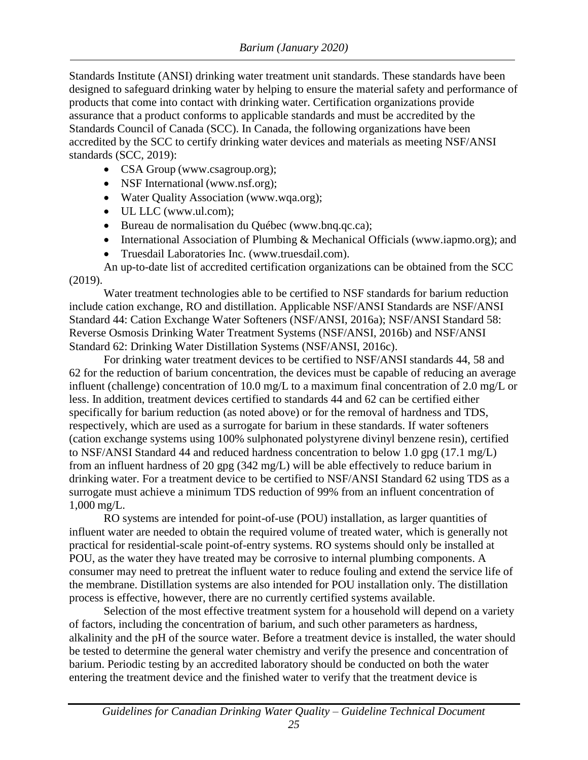Standards Institute (ANSI) drinking water treatment unit standards. These standards have been designed to safeguard drinking water by helping to ensure the material safety and performance of products that come into contact with drinking water. Certification organizations provide assurance that a product conforms to applicable standards and must be accredited by the Standards Council of Canada (SCC). In Canada, the following organizations have been accredited by the SCC to certify drinking water devices and materials as meeting NSF/ANSI standards (SCC, 2019):

- CSA Group (www.csagroup.org);
- NSF International (www.nsf.org);
- Water Quality Association (www.wqa.org);
- UL LLC (www.ul.com);
- Bureau de normalisation du Québec (www.bnq.qc.ca);
- International Association of Plumbing & Mechanical Officials (www.iapmo.org); and
- Truesdail Laboratories Inc. (www.truesdail.com).

An up-to-date list of accredited certification organizations can be obtained from the SCC (2019).

Water treatment technologies able to be certified to NSF standards for barium reduction include cation exchange, RO and distillation. Applicable NSF/ANSI Standards are NSF/ANSI Standard 44: Cation Exchange Water Softeners (NSF/ANSI, 2016a); NSF/ANSI Standard 58: Reverse Osmosis Drinking Water Treatment Systems (NSF/ANSI, 2016b) and NSF/ANSI Standard 62: Drinking Water Distillation Systems (NSF/ANSI, 2016c).

For drinking water treatment devices to be certified to NSF/ANSI standards 44, 58 and 62 for the reduction of barium concentration, the devices must be capable of reducing an average influent (challenge) concentration of 10.0 mg/L to a maximum final concentration of 2.0 mg/L or less. In addition, treatment devices certified to standards 44 and 62 can be certified either specifically for barium reduction (as noted above) or for the removal of hardness and TDS, respectively, which are used as a surrogate for barium in these standards. If water softeners (cation exchange systems using 100% sulphonated polystyrene divinyl benzene resin), certified to NSF/ANSI Standard 44 and reduced hardness concentration to below 1.0 gpg (17.1 mg/L) from an influent hardness of 20 gpg (342 mg/L) will be able effectively to reduce barium in drinking water. For a treatment device to be certified to NSF/ANSI Standard 62 using TDS as a surrogate must achieve a minimum TDS reduction of 99% from an influent concentration of 1,000 mg/L.

RO systems are intended for point-of-use (POU) installation, as larger quantities of influent water are needed to obtain the required volume of treated water, which is generally not practical for residential-scale point-of-entry systems. RO systems should only be installed at POU, as the water they have treated may be corrosive to internal plumbing components. A consumer may need to pretreat the influent water to reduce fouling and extend the service life of the membrane. Distillation systems are also intended for POU installation only. The distillation process is effective, however, there are no currently certified systems available.

Selection of the most effective treatment system for a household will depend on a variety of factors, including the concentration of barium, and such other parameters as hardness, alkalinity and the pH of the source water. Before a treatment device is installed, the water should be tested to determine the general water chemistry and verify the presence and concentration of barium. Periodic testing by an accredited laboratory should be conducted on both the water entering the treatment device and the finished water to verify that the treatment device is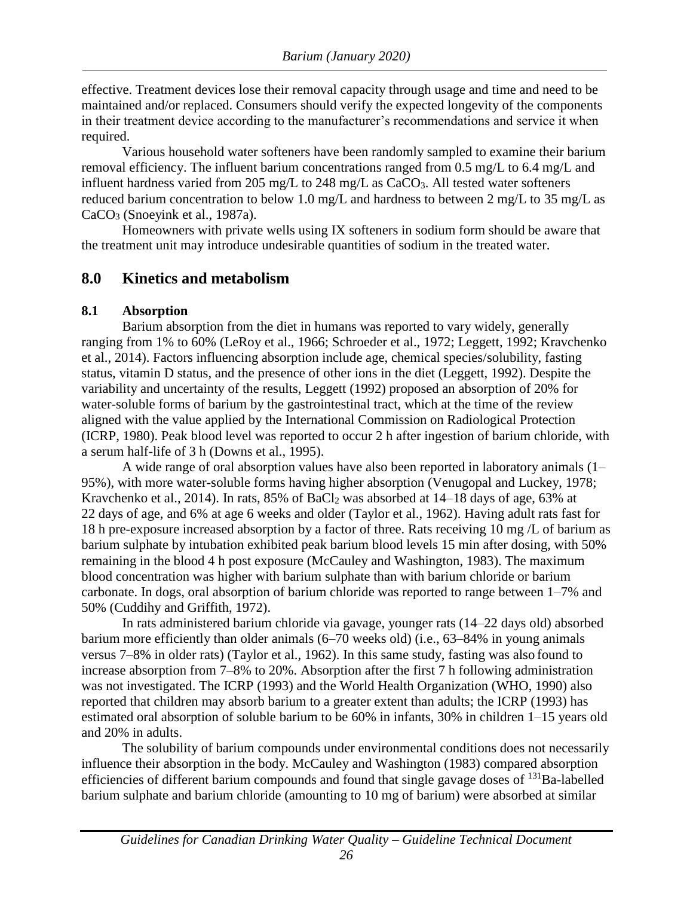effective. Treatment devices lose their removal capacity through usage and time and need to be maintained and/or replaced. Consumers should verify the expected longevity of the components in their treatment device according to the manufacturer's recommendations and service it when required.

Various household water softeners have been randomly sampled to examine their barium removal efficiency. The influent barium concentrations ranged from 0.5 mg/L to 6.4 mg/L and influent hardness varied from 205 mg/L to 248 mg/L as $CaCO_3$. All tested water softeners reduced barium concentration to below 1.0 mg/L and hardness to between 2 mg/L to 35 mg/L as $CaCO_3$ (Snoeyink et al., 1987a).

Homeowners with private wells using IX softeners in sodium form should be aware that the treatment unit may introduce undesirable quantities of sodium in the treated water.

## 8.0 Kinetics and metabolism

### 8.1 Absorption

Barium absorption from the diet in humans was reported to vary widely, generally ranging from 1% to 60% (LeRoy et al., 1966; Schroeder et al., 1972; Leggett, 1992; Kravchenko et al., 2014). Factors influencing absorption include age, chemical species/solubility, fasting status, vitamin D status, and the presence of other ions in the diet (Leggett, 1992). Despite the variability and uncertainty of the results, Leggett (1992) proposed an absorption of 20% for water-soluble forms of barium by the gastrointestinal tract, which at the time of the review aligned with the value applied by the International Commission on Radiological Protection (ICRP, 1980). Peak blood level was reported to occur 2 h after ingestion of barium chloride, with a serum half-life of 3 h (Downs et al., 1995).

A wide range of oral absorption values have also been reported in laboratory animals (1–95%), with more water-soluble forms having higher absorption (Venugopal and Luckey, 1978; Kravchenko et al., 2014). In rats, 85% of $BaCl_2$ was absorbed at 14–18 days of age, 63% at 22 days of age, and 6% at age 6 weeks and older (Taylor et al., 1962). Having adult rats fast for 18 h pre-exposure increased absorption by a factor of three. Rats receiving 10 mg /L of barium as barium sulphate by intubation exhibited peak barium blood levels 15 min after dosing, with 50% remaining in the blood 4 h post exposure (McCauley and Washington, 1983). The maximum blood concentration was higher with barium sulphate than with barium chloride or barium carbonate. In dogs, oral absorption of barium chloride was reported to range between 1–7% and 50% (Cuddihy and Griffith, 1972).

In rats administered barium chloride via gavage, younger rats (14–22 days old) absorbed barium more efficiently than older animals (6–70 weeks old) (i.e., 63–84% in young animals versus 7–8% in older rats) (Taylor et al., 1962). In this same study, fasting was also found to increase absorption from 7–8% to 20%. Absorption after the first 7 h following administration was not investigated. The ICRP (1993) and the World Health Organization (WHO, 1990) also reported that children may absorb barium to a greater extent than adults; the ICRP (1993) has estimated oral absorption of soluble barium to be 60% in infants, 30% in children 1–15 years old and 20% in adults.

The solubility of barium compounds under environmental conditions does not necessarily influence their absorption in the body. McCauley and Washington (1983) compared absorption efficiencies of different barium compounds and found that single gavage doses of $^{131}$Ba-labelled barium sulphate and barium chloride (amounting to 10 mg of barium) were absorbed at similar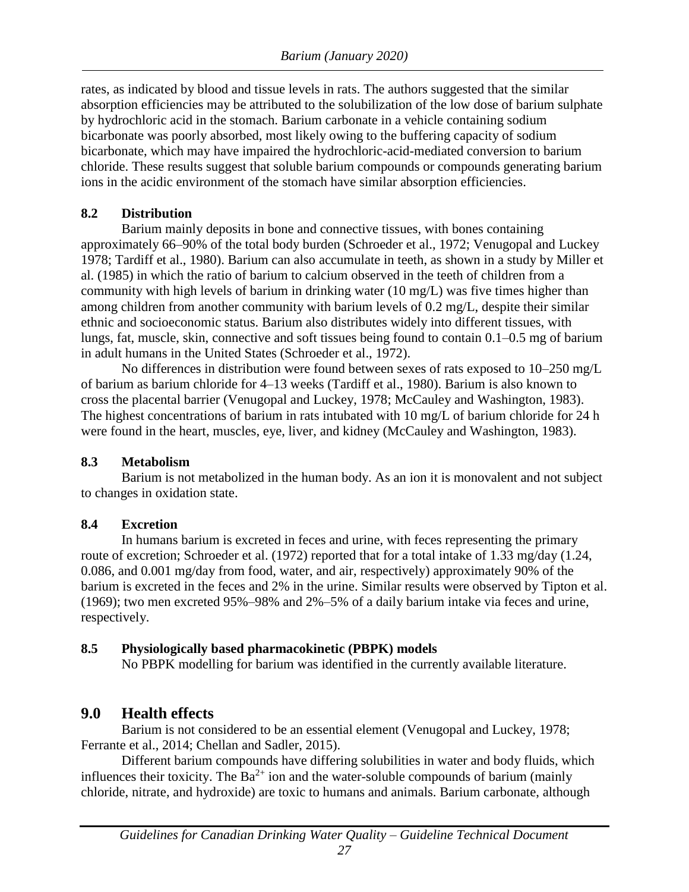rates, as indicated by blood and tissue levels in rats. The authors suggested that the similar absorption efficiencies may be attributed to the solubilization of the low dose of barium sulphate by hydrochloric acid in the stomach. Barium carbonate in a vehicle containing sodium bicarbonate was poorly absorbed, most likely owing to the buffering capacity of sodium bicarbonate, which may have impaired the hydrochloric-acid-mediated conversion to barium chloride. These results suggest that soluble barium compounds or compounds generating barium ions in the acidic environment of the stomach have similar absorption efficiencies.

### 8.2 Distribution

Barium mainly deposits in bone and connective tissues, with bones containing approximately 66–90% of the total body burden (Schroeder et al., 1972; Venugopal and Luckey 1978; Tardiff et al., 1980). Barium can also accumulate in teeth, as shown in a study by Miller et al. (1985) in which the ratio of barium to calcium observed in the teeth of children from a community with high levels of barium in drinking water (10 mg/L) was five times higher than among children from another community with barium levels of 0.2 mg/L, despite their similar ethnic and socioeconomic status. Barium also distributes widely into different tissues, with lungs, fat, muscle, skin, connective and soft tissues being found to contain 0.1–0.5 mg of barium in adult humans in the United States (Schroeder et al., 1972).

No differences in distribution were found between sexes of rats exposed to 10–250 mg/L of barium as barium chloride for 4–13 weeks (Tardiff et al., 1980). Barium is also known to cross the placental barrier (Venugopal and Luckey, 1978; McCauley and Washington, 1983). The highest concentrations of barium in rats intubated with 10 mg/L of barium chloride for 24 h were found in the heart, muscles, eye, liver, and kidney (McCauley and Washington, 1983).

### 8.3 Metabolism

Barium is not metabolized in the human body. As an ion it is monovalent and not subject to changes in oxidation state.

### 8.4 Excretion

In humans barium is excreted in feces and urine, with feces representing the primary route of excretion; Schroeder et al. (1972) reported that for a total intake of 1.33 mg/day (1.24, 0.086, and 0.001 mg/day from food, water, and air, respectively) approximately 90% of the barium is excreted in the feces and 2% in the urine. Similar results were observed by Tipton et al. (1969); two men excreted 95%–98% and 2%–5% of a daily barium intake via feces and urine, respectively.

### 8.5 Physiologically based pharmacokinetic (PBPK) models

No PBPK modelling for barium was identified in the currently available literature.

## 9.0 Health effects

Barium is not considered to be an essential element (Venugopal and Luckey, 1978; Ferrante et al., 2014; Chellan and Sadler, 2015).

Different barium compounds have differing solubilities in water and body fluids, which influences their toxicity. The $Ba^{2+}$ ion and the water-soluble compounds of barium (mainly chloride, nitrate, and hydroxide) are toxic to humans and animals. Barium carbonate, although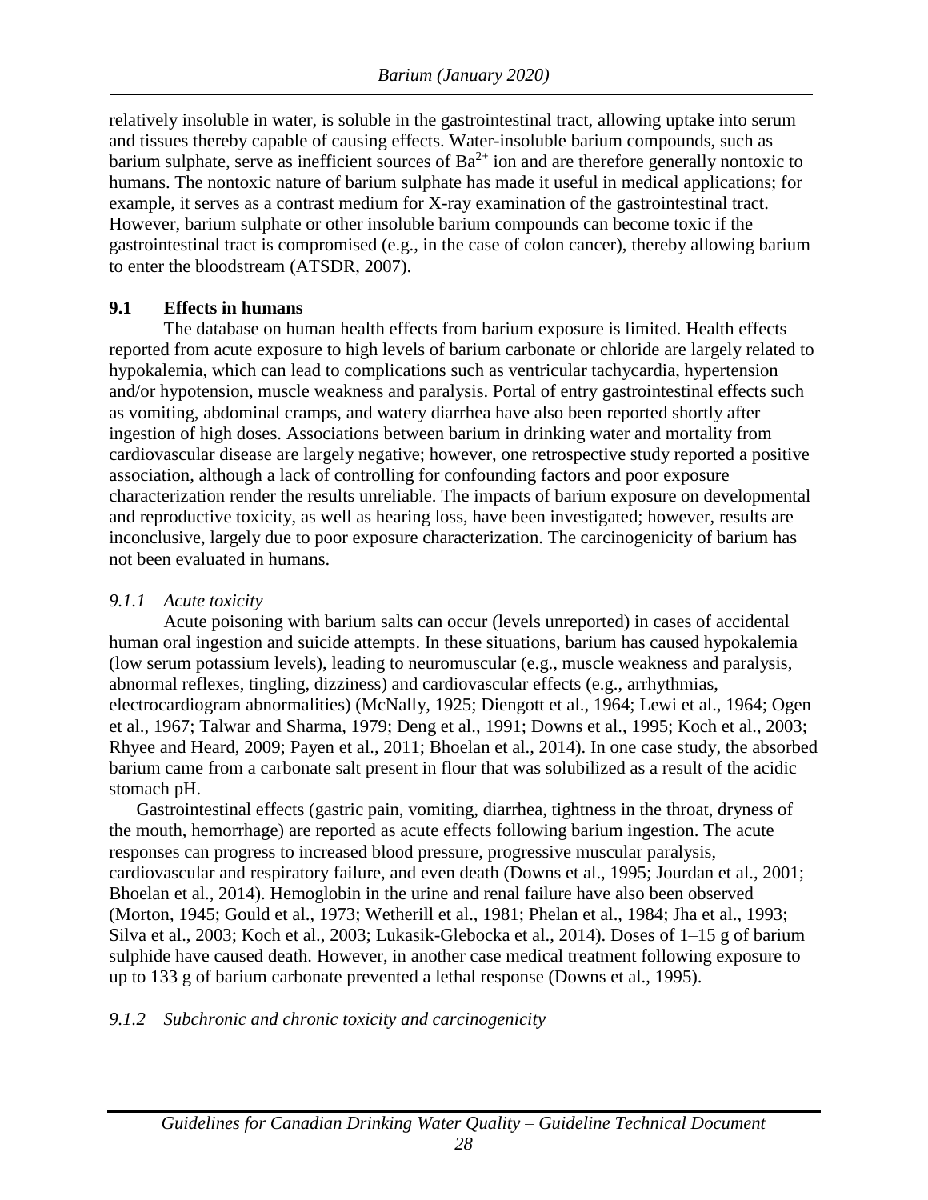relatively insoluble in water, is soluble in the gastrointestinal tract, allowing uptake into serum and tissues thereby capable of causing effects. Water-insoluble barium compounds, such as barium sulphate, serve as inefficient sources of $Ba^{2+}$ ion and are therefore generally nontoxic to humans. The nontoxic nature of barium sulphate has made it useful in medical applications; for example, it serves as a contrast medium for X-ray examination of the gastrointestinal tract. However, barium sulphate or other insoluble barium compounds can become toxic if the gastrointestinal tract is compromised (e.g., in the case of colon cancer), thereby allowing barium to enter the bloodstream (ATSDR, 2007).

## 9.1 Effects in humans

The database on human health effects from barium exposure is limited. Health effects reported from acute exposure to high levels of barium carbonate or chloride are largely related to hypokalemia, which can lead to complications such as ventricular tachycardia, hypertension and/or hypotension, muscle weakness and paralysis. Portal of entry gastrointestinal effects such as vomiting, abdominal cramps, and watery diarrhea have also been reported shortly after ingestion of high doses. Associations between barium in drinking water and mortality from cardiovascular disease are largely negative; however, one retrospective study reported a positive association, although a lack of controlling for confounding factors and poor exposure characterization render the results unreliable. The impacts of barium exposure on developmental and reproductive toxicity, as well as hearing loss, have been investigated; however, results are inconclusive, largely due to poor exposure characterization. The carcinogenicity of barium has not been evaluated in humans.

### *9.1.1 Acute toxicity*

Acute poisoning with barium salts can occur (levels unreported) in cases of accidental human oral ingestion and suicide attempts. In these situations, barium has caused hypokalemia (low serum potassium levels), leading to neuromuscular (e.g., muscle weakness and paralysis, abnormal reflexes, tingling, dizziness) and cardiovascular effects (e.g., arrhythmias, electrocardiogram abnormalities) (McNally, 1925; Diengott et al., 1964; Lewi et al., 1964; Ogen et al., 1967; Talwar and Sharma, 1979; Deng et al., 1991; Downs et al., 1995; Koch et al., 2003; Rhyee and Heard, 2009; Payen et al., 2011; Bhoelan et al., 2014). In one case study, the absorbed barium came from a carbonate salt present in flour that was solubilized as a result of the acidic stomach pH.

Gastrointestinal effects (gastric pain, vomiting, diarrhea, tightness in the throat, dryness of the mouth, hemorrhage) are reported as acute effects following barium ingestion. The acute responses can progress to increased blood pressure, progressive muscular paralysis, cardiovascular and respiratory failure, and even death (Downs et al., 1995; Jourdan et al., 2001; Bhoelan et al., 2014). Hemoglobin in the urine and renal failure have also been observed (Morton, 1945; Gould et al., 1973; Wetherill et al., 1981; Phelan et al., 1984; Jha et al., 1993; Silva et al., 2003; Koch et al., 2003; Lukasik-Glebocka et al., 2014). Doses of 1–15 g of barium sulphide have caused death. However, in another case medical treatment following exposure to up to 133 g of barium carbonate prevented a lethal response (Downs et al., 1995).

### *9.1.2 Subchronic and chronic toxicity and carcinogenicity*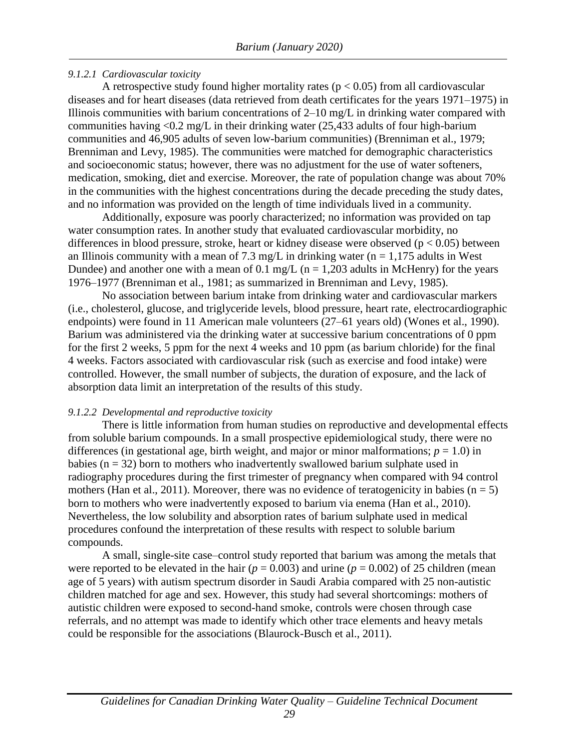#### *9.1.2.1 Cardiovascular toxicity*

A retrospective study found higher mortality rates ($p < 0.05$) from all cardiovascular diseases and for heart diseases (data retrieved from death certificates for the years 1971–1975) in Illinois communities with barium concentrations of 2–10 mg/L in drinking water compared with communities having <0.2 mg/L in their drinking water (25,433 adults of four high-barium communities and 46,905 adults of seven low-barium communities) (Brenniman et al., 1979; Brenniman and Levy, 1985). The communities were matched for demographic characteristics and socioeconomic status; however, there was no adjustment for the use of water softeners, medication, smoking, diet and exercise. Moreover, the rate of population change was about 70% in the communities with the highest concentrations during the decade preceding the study dates, and no information was provided on the length of time individuals lived in a community.

Additionally, exposure was poorly characterized; no information was provided on tap water consumption rates. In another study that evaluated cardiovascular morbidity, no differences in blood pressure, stroke, heart or kidney disease were observed ($p < 0.05$) between an Illinois community with a mean of 7.3 mg/L in drinking water ($n = 1,175$ adults in West Dundee) and another one with a mean of 0.1 mg/L ($n = 1,203$ adults in McHenry) for the years 1976–1977 (Brenniman et al., 1981; as summarized in Brenniman and Levy, 1985).

No association between barium intake from drinking water and cardiovascular markers (i.e., cholesterol, glucose, and triglyceride levels, blood pressure, heart rate, electrocardiographic endpoints) were found in 11 American male volunteers (27–61 years old) (Wones et al., 1990). Barium was administered via the drinking water at successive barium concentrations of 0 ppm for the first 2 weeks, 5 ppm for the next 4 weeks and 10 ppm (as barium chloride) for the final 4 weeks. Factors associated with cardiovascular risk (such as exercise and food intake) were controlled. However, the small number of subjects, the duration of exposure, and the lack of absorption data limit an interpretation of the results of this study.

#### *9.1.2.2 Developmental and reproductive toxicity*

There is little information from human studies on reproductive and developmental effects from soluble barium compounds. In a small prospective epidemiological study, there were no differences (in gestational age, birth weight, and major or minor malformations; $p = 1.0$) in babies ($n = 32$) born to mothers who inadvertently swallowed barium sulphate used in radiography procedures during the first trimester of pregnancy when compared with 94 control mothers (Han et al., 2011). Moreover, there was no evidence of teratogenicity in babies ($n = 5$) born to mothers who were inadvertently exposed to barium via enema (Han et al., 2010). Nevertheless, the low solubility and absorption rates of barium sulphate used in medical procedures confound the interpretation of these results with respect to soluble barium compounds.

A small, single-site case–control study reported that barium was among the metals that were reported to be elevated in the hair ($p = 0.003$) and urine ($p = 0.002$) of 25 children (mean age of 5 years) with autism spectrum disorder in Saudi Arabia compared with 25 non-autistic children matched for age and sex. However, this study had several shortcomings: mothers of autistic children were exposed to second-hand smoke, controls were chosen through case referrals, and no attempt was made to identify which other trace elements and heavy metals could be responsible for the associations (Blaurock-Busch et al., 2011).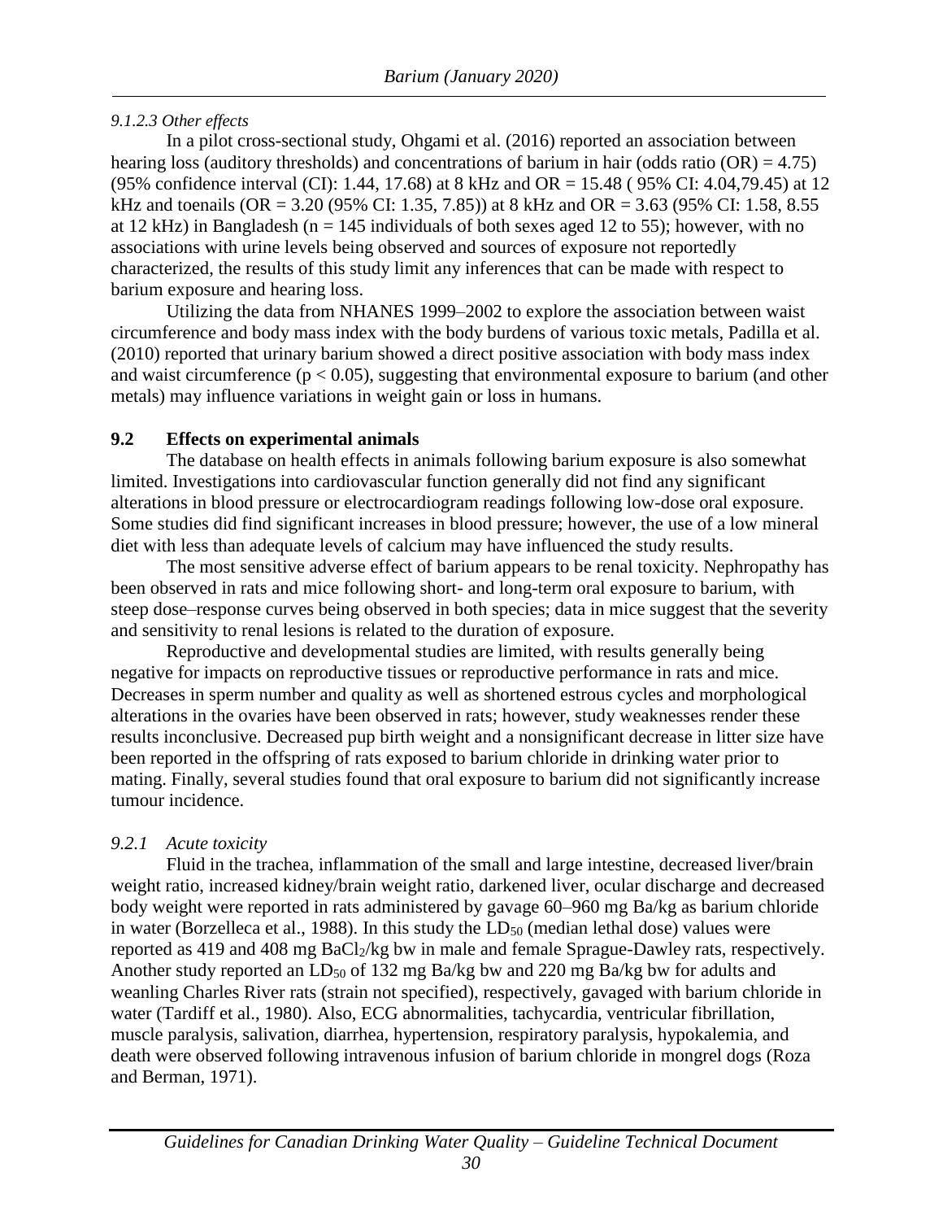*9.1.2.3 Other effects*

In a pilot cross-sectional study, Ohgami et al. (2016) reported an association between hearing loss (auditory thresholds) and concentrations of barium in hair (odds ratio (OR) = 4.75) (95% confidence interval (CI): 1.44, 17.68) at 8 kHz and OR = 15.48 ( 95% CI: 4.04,79.45) at 12 kHz and toenails (OR = 3.20 (95% CI: 1.35, 7.85)) at 8 kHz and OR = 3.63 (95% CI: 1.58, 8.55 at 12 kHz) in Bangladesh (n = 145 individuals of both sexes aged 12 to 55); however, with no associations with urine levels being observed and sources of exposure not reportedly characterized, the results of this study limit any inferences that can be made with respect to barium exposure and hearing loss.

Utilizing the data from NHANES 1999–2002 to explore the association between waist circumference and body mass index with the body burdens of various toxic metals, Padilla et al. (2010) reported that urinary barium showed a direct positive association with body mass index and waist circumference ($p < 0.05$), suggesting that environmental exposure to barium (and other metals) may influence variations in weight gain or loss in humans.

## 9.2 Effects on experimental animals

The database on health effects in animals following barium exposure is also somewhat limited. Investigations into cardiovascular function generally did not find any significant alterations in blood pressure or electrocardiogram readings following low-dose oral exposure. Some studies did find significant increases in blood pressure; however, the use of a low mineral diet with less than adequate levels of calcium may have influenced the study results.

The most sensitive adverse effect of barium appears to be renal toxicity. Nephropathy has been observed in rats and mice following short- and long-term oral exposure to barium, with steep dose–response curves being observed in both species; data in mice suggest that the severity and sensitivity to renal lesions is related to the duration of exposure.

Reproductive and developmental studies are limited, with results generally being negative for impacts on reproductive tissues or reproductive performance in rats and mice. Decreases in sperm number and quality as well as shortened estrous cycles and morphological alterations in the ovaries have been observed in rats; however, study weaknesses render these results inconclusive. Decreased pup birth weight and a nonsignificant decrease in litter size have been reported in the offspring of rats exposed to barium chloride in drinking water prior to mating. Finally, several studies found that oral exposure to barium did not significantly increase tumour incidence.

### *9.2.1 Acute toxicity*

Fluid in the trachea, inflammation of the small and large intestine, decreased liver/brain weight ratio, increased kidney/brain weight ratio, darkened liver, ocular discharge and decreased body weight were reported in rats administered by gavage 60–960 mg Ba/kg as barium chloride in water (Borzelleca et al., 1988). In this study the $LD_{50}$ (median lethal dose) values were reported as 419 and 408 mg $BaCl_2$/kg bw in male and female Sprague-Dawley rats, respectively. Another study reported an $LD_{50}$ of 132 mg Ba/kg bw and 220 mg Ba/kg bw for adults and weanling Charles River rats (strain not specified), respectively, gavaged with barium chloride in water (Tardiff et al., 1980). Also, ECG abnormalities, tachycardia, ventricular fibrillation, muscle paralysis, salivation, diarrhea, hypertension, respiratory paralysis, hypokalemia, and death were observed following intravenous infusion of barium chloride in mongrel dogs (Roza and Berman, 1971).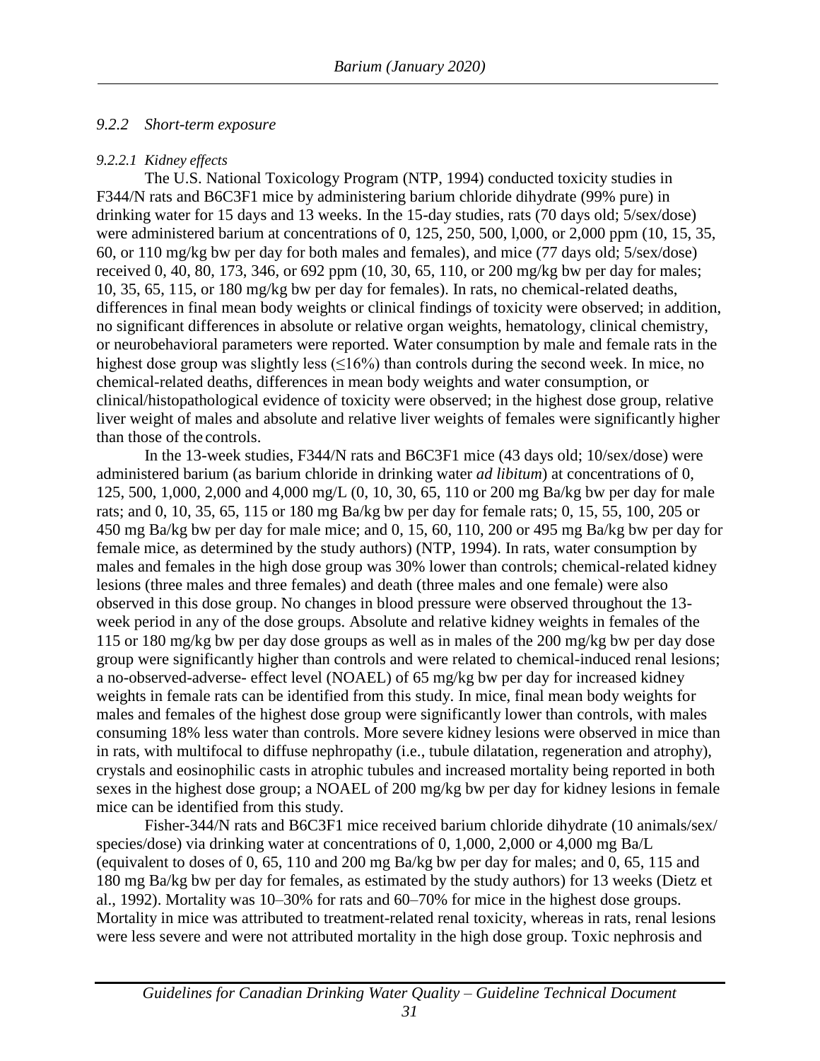### 9.2.2 Short-term exposure

#### 9.2.2.1 Kidney effects

The U.S. National Toxicology Program (NTP, 1994) conducted toxicity studies in F344/N rats and B6C3F1 mice by administering barium chloride dihydrate (99% pure) in drinking water for 15 days and 13 weeks. In the 15-day studies, rats (70 days old; 5/sex/dose) were administered barium at concentrations of 0, 125, 250, 500, l,000, or 2,000 ppm (10, 15, 35, 60, or 110 mg/kg bw per day for both males and females), and mice (77 days old; 5/sex/dose) received 0, 40, 80, 173, 346, or 692 ppm (10, 30, 65, 110, or 200 mg/kg bw per day for males; 10, 35, 65, 115, or 180 mg/kg bw per day for females). In rats, no chemical-related deaths, differences in final mean body weights or clinical findings of toxicity were observed; in addition, no significant differences in absolute or relative organ weights, hematology, clinical chemistry, or neurobehavioral parameters were reported. Water consumption by male and female rats in the highest dose group was slightly less (≤16%) than controls during the second week. In mice, no chemical-related deaths, differences in mean body weights and water consumption, or clinical/histopathological evidence of toxicity were observed; in the highest dose group, relative liver weight of males and absolute and relative liver weights of females were significantly higher than those of the controls.

In the 13-week studies, F344/N rats and B6C3F1 mice (43 days old; 10/sex/dose) were administered barium (as barium chloride in drinking water *ad libitum*) at concentrations of 0, 125, 500, 1,000, 2,000 and 4,000 mg/L (0, 10, 30, 65, 110 or 200 mg Ba/kg bw per day for male rats; and 0, 10, 35, 65, 115 or 180 mg Ba/kg bw per day for female rats; 0, 15, 55, 100, 205 or 450 mg Ba/kg bw per day for male mice; and 0, 15, 60, 110, 200 or 495 mg Ba/kg bw per day for female mice, as determined by the study authors) (NTP, 1994). In rats, water consumption by males and females in the high dose group was 30% lower than controls; chemical-related kidney lesions (three males and three females) and death (three males and one female) were also observed in this dose group. No changes in blood pressure were observed throughout the 13-week period in any of the dose groups. Absolute and relative kidney weights in females of the 115 or 180 mg/kg bw per day dose groups as well as in males of the 200 mg/kg bw per day dose group were significantly higher than controls and were related to chemical-induced renal lesions; a no-observed-adverse- effect level (NOAEL) of 65 mg/kg bw per day for increased kidney weights in female rats can be identified from this study. In mice, final mean body weights for males and females of the highest dose group were significantly lower than controls, with males consuming 18% less water than controls. More severe kidney lesions were observed in mice than in rats, with multifocal to diffuse nephropathy (i.e., tubule dilatation, regeneration and atrophy), crystals and eosinophilic casts in atrophic tubules and increased mortality being reported in both sexes in the highest dose group; a NOAEL of 200 mg/kg bw per day for kidney lesions in female mice can be identified from this study.

Fisher-344/N rats and B6C3F1 mice received barium chloride dihydrate (10 animals/sex/ species/dose) via drinking water at concentrations of 0, 1,000, 2,000 or 4,000 mg Ba/L (equivalent to doses of 0, 65, 110 and 200 mg Ba/kg bw per day for males; and 0, 65, 115 and 180 mg Ba/kg bw per day for females, as estimated by the study authors) for 13 weeks (Dietz et al., 1992). Mortality was 10–30% for rats and 60–70% for mice in the highest dose groups. Mortality in mice was attributed to treatment-related renal toxicity, whereas in rats, renal lesions were less severe and were not attributed mortality in the high dose group. Toxic nephrosis and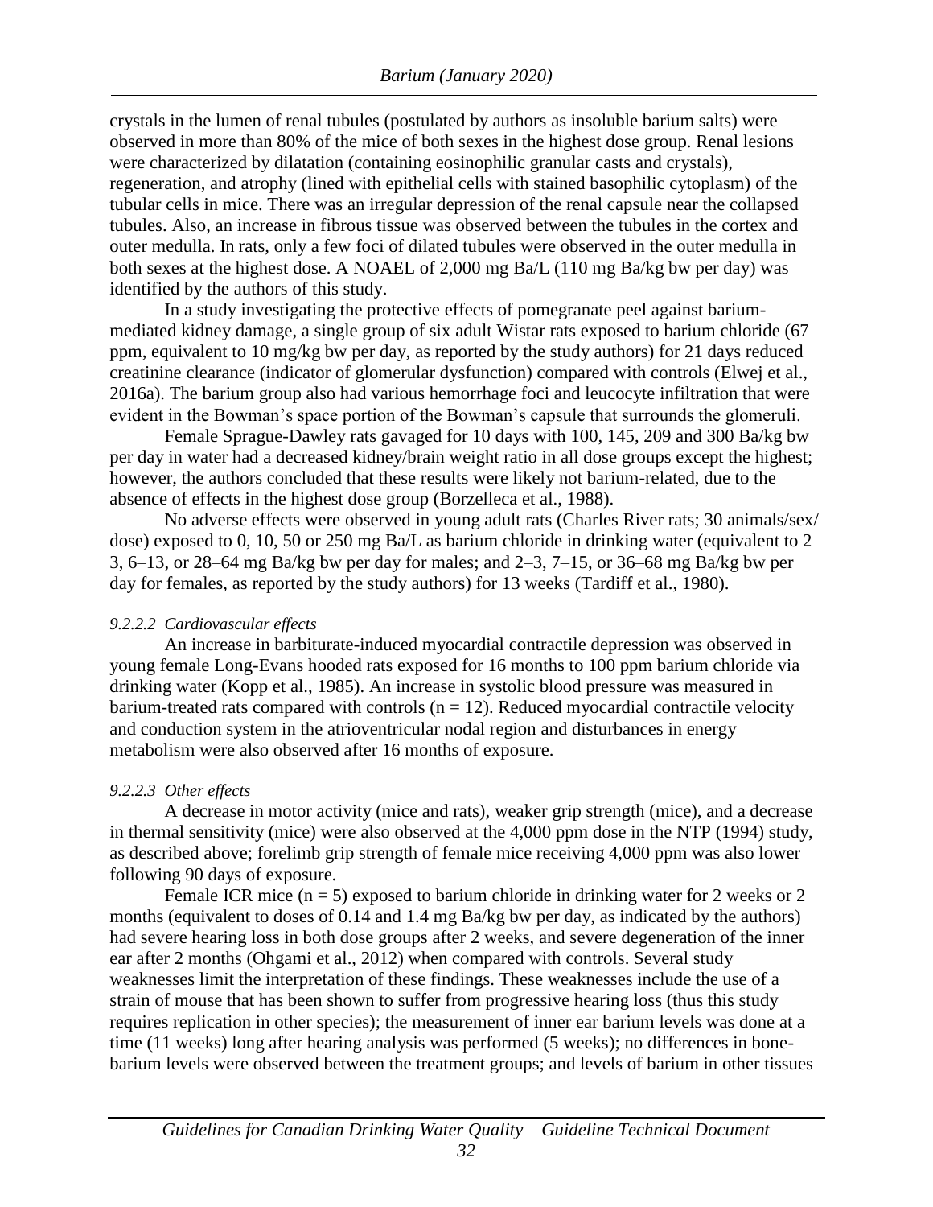crystals in the lumen of renal tubules (postulated by authors as insoluble barium salts) were observed in more than 80% of the mice of both sexes in the highest dose group. Renal lesions were characterized by dilatation (containing eosinophilic granular casts and crystals), regeneration, and atrophy (lined with epithelial cells with stained basophilic cytoplasm) of the tubular cells in mice. There was an irregular depression of the renal capsule near the collapsed tubules. Also, an increase in fibrous tissue was observed between the tubules in the cortex and outer medulla. In rats, only a few foci of dilated tubules were observed in the outer medulla in both sexes at the highest dose. A NOAEL of 2,000 mg Ba/L (110 mg Ba/kg bw per day) was identified by the authors of this study.

In a study investigating the protective effects of pomegranate peel against barium-mediated kidney damage, a single group of six adult Wistar rats exposed to barium chloride (67 ppm, equivalent to 10 mg/kg bw per day, as reported by the study authors) for 21 days reduced creatinine clearance (indicator of glomerular dysfunction) compared with controls (Elwej et al., 2016a). The barium group also had various hemorrhage foci and leucocyte infiltration that were evident in the Bowman's space portion of the Bowman's capsule that surrounds the glomeruli.

Female Sprague-Dawley rats gavaged for 10 days with 100, 145, 209 and 300 Ba/kg bw per day in water had a decreased kidney/brain weight ratio in all dose groups except the highest; however, the authors concluded that these results were likely not barium-related, due to the absence of effects in the highest dose group (Borzelleca et al., 1988).

No adverse effects were observed in young adult rats (Charles River rats; 30 animals/sex/ dose) exposed to 0, 10, 50 or 250 mg Ba/L as barium chloride in drinking water (equivalent to 2–3, 6–13, or 28–64 mg Ba/kg bw per day for males; and 2–3, 7–15, or 36–68 mg Ba/kg bw per day for females, as reported by the study authors) for 13 weeks (Tardiff et al., 1980).

#### *9.2.2.2 Cardiovascular effects*

An increase in barbiturate-induced myocardial contractile depression was observed in young female Long-Evans hooded rats exposed for 16 months to 100 ppm barium chloride via drinking water (Kopp et al., 1985). An increase in systolic blood pressure was measured in barium-treated rats compared with controls ($n = 12$). Reduced myocardial contractile velocity and conduction system in the atrioventricular nodal region and disturbances in energy metabolism were also observed after 16 months of exposure.

#### *9.2.2.3 Other effects*

A decrease in motor activity (mice and rats), weaker grip strength (mice), and a decrease in thermal sensitivity (mice) were also observed at the 4,000 ppm dose in the NTP (1994) study, as described above; forelimb grip strength of female mice receiving 4,000 ppm was also lower following 90 days of exposure.

Female ICR mice ($n = 5$) exposed to barium chloride in drinking water for 2 weeks or 2 months (equivalent to doses of 0.14 and 1.4 mg Ba/kg bw per day, as indicated by the authors) had severe hearing loss in both dose groups after 2 weeks, and severe degeneration of the inner ear after 2 months (Ohgami et al., 2012) when compared with controls. Several study weaknesses limit the interpretation of these findings. These weaknesses include the use of a strain of mouse that has been shown to suffer from progressive hearing loss (thus this study requires replication in other species); the measurement of inner ear barium levels was done at a time (11 weeks) long after hearing analysis was performed (5 weeks); no differences in bone-barium levels were observed between the treatment groups; and levels of barium in other tissues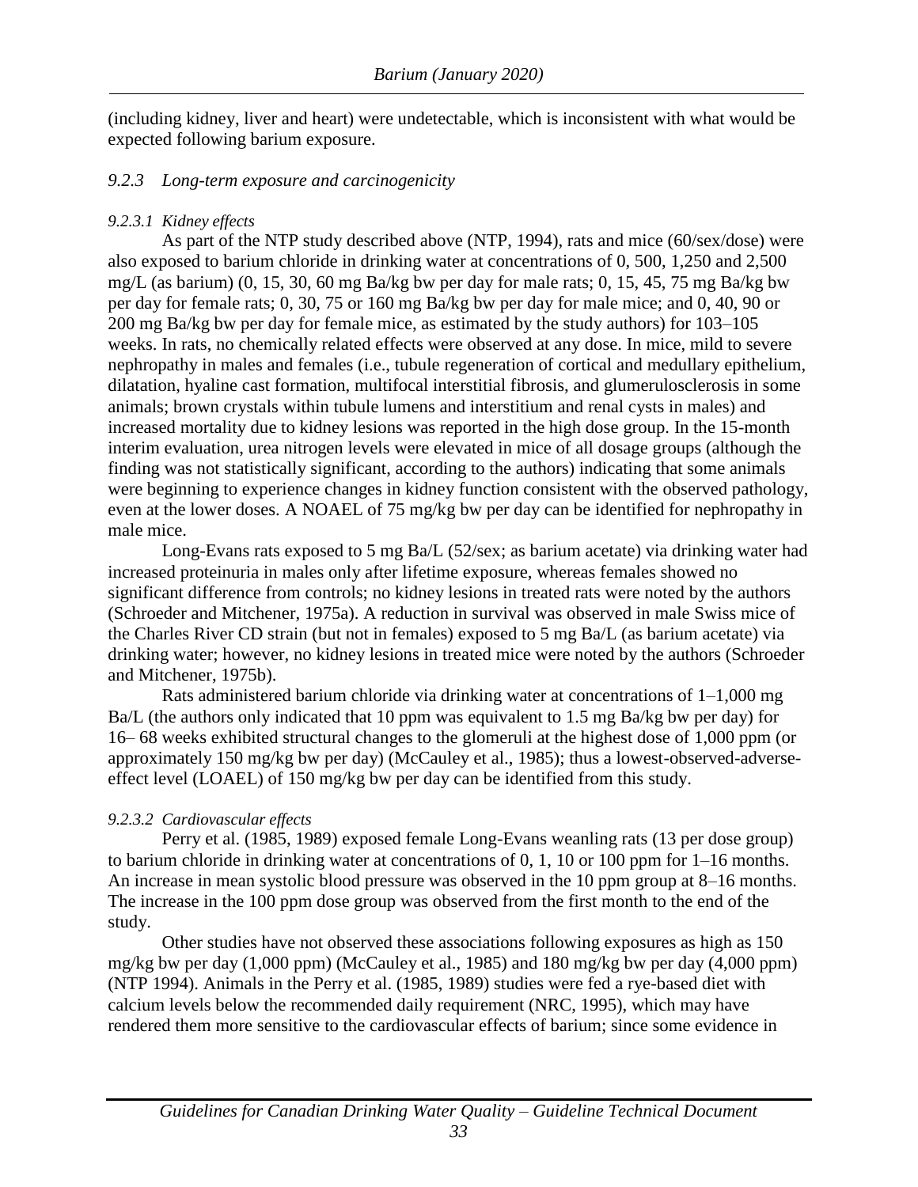(including kidney, liver and heart) were undetectable, which is inconsistent with what would be expected following barium exposure.

### *9.2.3 Long-term exposure and carcinogenicity*

#### *9.2.3.1 Kidney effects*

As part of the NTP study described above (NTP, 1994), rats and mice (60/sex/dose) were also exposed to barium chloride in drinking water at concentrations of 0, 500, 1,250 and 2,500 mg/L (as barium) (0, 15, 30, 60 mg Ba/kg bw per day for male rats; 0, 15, 45, 75 mg Ba/kg bw per day for female rats; 0, 30, 75 or 160 mg Ba/kg bw per day for male mice; and 0, 40, 90 or 200 mg Ba/kg bw per day for female mice, as estimated by the study authors) for 103–105 weeks. In rats, no chemically related effects were observed at any dose. In mice, mild to severe nephropathy in males and females (i.e., tubule regeneration of cortical and medullary epithelium, dilatation, hyaline cast formation, multifocal interstitial fibrosis, and glumerulosclerosis in some animals; brown crystals within tubule lumens and interstitium and renal cysts in males) and increased mortality due to kidney lesions was reported in the high dose group. In the 15-month interim evaluation, urea nitrogen levels were elevated in mice of all dosage groups (although the finding was not statistically significant, according to the authors) indicating that some animals were beginning to experience changes in kidney function consistent with the observed pathology, even at the lower doses. A NOAEL of 75 mg/kg bw per day can be identified for nephropathy in male mice.

Long-Evans rats exposed to 5 mg Ba/L (52/sex; as barium acetate) via drinking water had increased proteinuria in males only after lifetime exposure, whereas females showed no significant difference from controls; no kidney lesions in treated rats were noted by the authors (Schroeder and Mitchener, 1975a). A reduction in survival was observed in male Swiss mice of the Charles River CD strain (but not in females) exposed to 5 mg Ba/L (as barium acetate) via drinking water; however, no kidney lesions in treated mice were noted by the authors (Schroeder and Mitchener, 1975b).

Rats administered barium chloride via drinking water at concentrations of 1–1,000 mg Ba/L (the authors only indicated that 10 ppm was equivalent to 1.5 mg Ba/kg bw per day) for 16– 68 weeks exhibited structural changes to the glomeruli at the highest dose of 1,000 ppm (or approximately 150 mg/kg bw per day) (McCauley et al., 1985); thus a lowest-observed-adverse-effect level (LOAEL) of 150 mg/kg bw per day can be identified from this study.

#### *9.2.3.2 Cardiovascular effects*

Perry et al. (1985, 1989) exposed female Long-Evans weanling rats (13 per dose group) to barium chloride in drinking water at concentrations of 0, 1, 10 or 100 ppm for 1–16 months. An increase in mean systolic blood pressure was observed in the 10 ppm group at 8–16 months. The increase in the 100 ppm dose group was observed from the first month to the end of the study.

Other studies have not observed these associations following exposures as high as 150 mg/kg bw per day (1,000 ppm) (McCauley et al., 1985) and 180 mg/kg bw per day (4,000 ppm) (NTP 1994). Animals in the Perry et al. (1985, 1989) studies were fed a rye-based diet with calcium levels below the recommended daily requirement (NRC, 1995), which may have rendered them more sensitive to the cardiovascular effects of barium; since some evidence in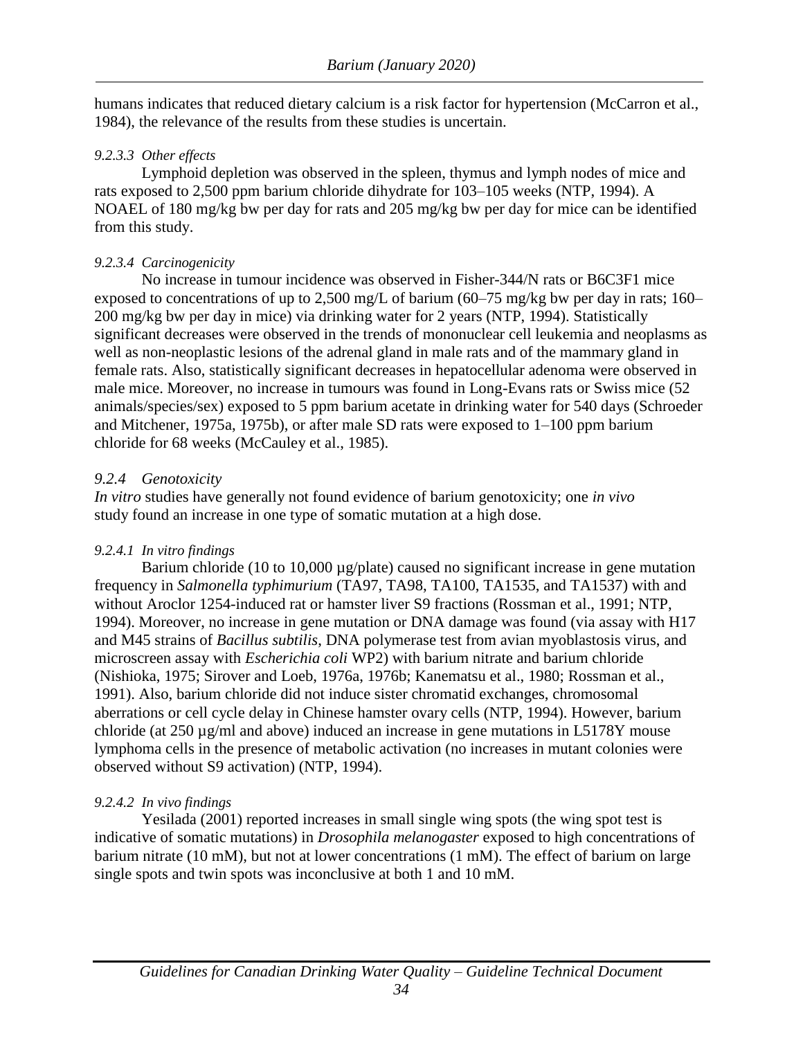humans indicates that reduced dietary calcium is a risk factor for hypertension (McCarron et al., 1984), the relevance of the results from these studies is uncertain.

#### *9.2.3.3 Other effects*

Lymphoid depletion was observed in the spleen, thymus and lymph nodes of mice and rats exposed to 2,500 ppm barium chloride dihydrate for 103–105 weeks (NTP, 1994). A NOAEL of 180 mg/kg bw per day for rats and 205 mg/kg bw per day for mice can be identified from this study.

#### *9.2.3.4 Carcinogenicity*

No increase in tumour incidence was observed in Fisher-344/N rats or B6C3F1 mice exposed to concentrations of up to 2,500 mg/L of barium (60–75 mg/kg bw per day in rats; 160–200 mg/kg bw per day in mice) via drinking water for 2 years (NTP, 1994). Statistically significant decreases were observed in the trends of mononuclear cell leukemia and neoplasms as well as non-neoplastic lesions of the adrenal gland in male rats and of the mammary gland in female rats. Also, statistically significant decreases in hepatocellular adenoma were observed in male mice. Moreover, no increase in tumours was found in Long-Evans rats or Swiss mice (52 animals/species/sex) exposed to 5 ppm barium acetate in drinking water for 540 days (Schroeder and Mitchener, 1975a, 1975b), or after male SD rats were exposed to 1–100 ppm barium chloride for 68 weeks (McCauley et al., 1985).

### *9.2.4 Genotoxicity*

*In vitro* studies have generally not found evidence of barium genotoxicity; one *in vivo* study found an increase in one type of somatic mutation at a high dose.

#### *9.2.4.1 In vitro findings*

Barium chloride (10 to 10,000 µg/plate) caused no significant increase in gene mutation frequency in *Salmonella typhimurium* (TA97, TA98, TA100, TA1535, and TA1537) with and without Aroclor 1254-induced rat or hamster liver S9 fractions (Rossman et al., 1991; NTP, 1994). Moreover, no increase in gene mutation or DNA damage was found (via assay with H17 and M45 strains of *Bacillus subtilis*, DNA polymerase test from avian myoblastosis virus, and microscreen assay with *Escherichia coli* WP2) with barium nitrate and barium chloride (Nishioka, 1975; Sirover and Loeb, 1976a, 1976b; Kanematsu et al., 1980; Rossman et al., 1991). Also, barium chloride did not induce sister chromatid exchanges, chromosomal aberrations or cell cycle delay in Chinese hamster ovary cells (NTP, 1994). However, barium chloride (at 250 µg/ml and above) induced an increase in gene mutations in L5178Y mouse lymphoma cells in the presence of metabolic activation (no increases in mutant colonies were observed without S9 activation) (NTP, 1994).

#### *9.2.4.2 In vivo findings*

Yesilada (2001) reported increases in small single wing spots (the wing spot test is indicative of somatic mutations) in *Drosophila melanogaster* exposed to high concentrations of barium nitrate (10 mM), but not at lower concentrations (1 mM). The effect of barium on large single spots and twin spots was inconclusive at both 1 and 10 mM.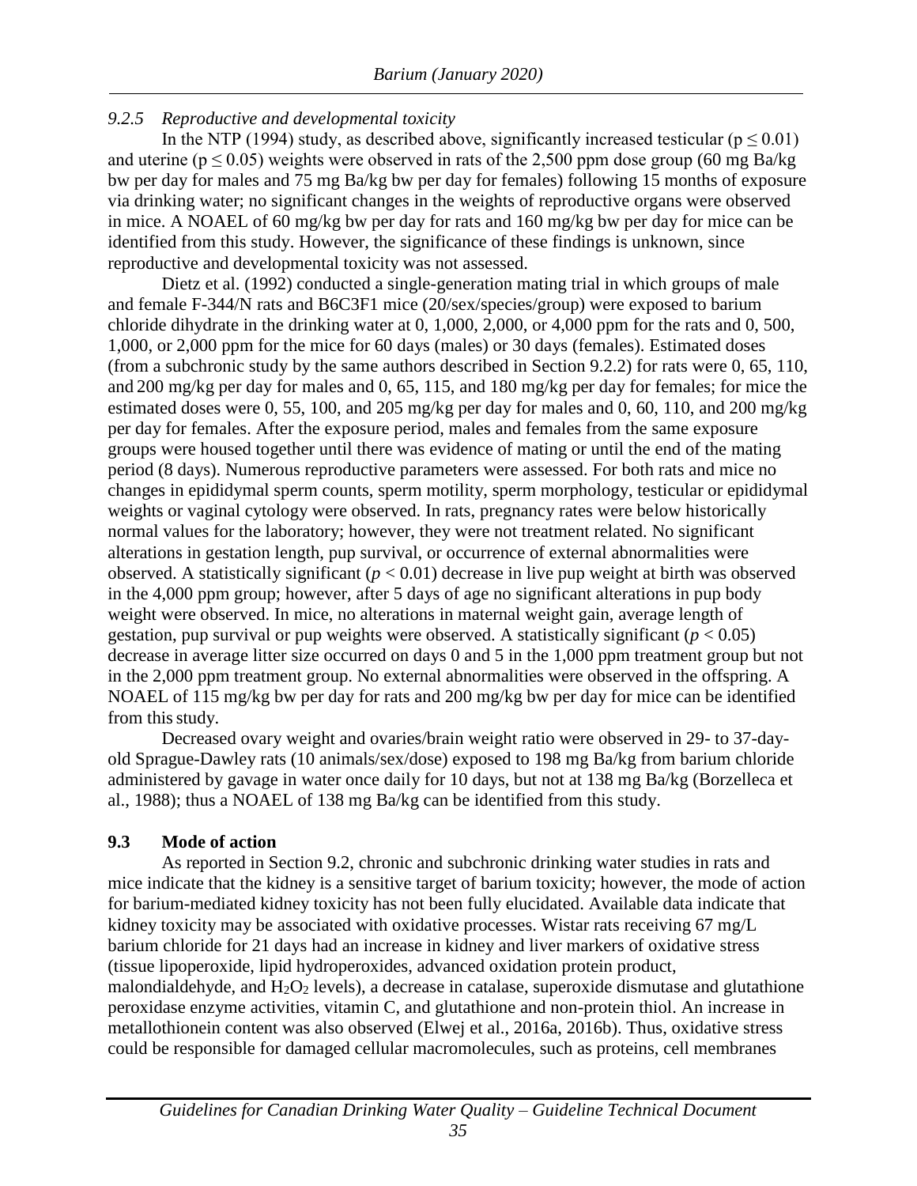### *9.2.5 Reproductive and developmental toxicity*

In the NTP (1994) study, as described above, significantly increased testicular ($p \leq 0.01$) and uterine ($p \leq 0.05$) weights were observed in rats of the 2,500 ppm dose group (60 mg Ba/kg bw per day for males and 75 mg Ba/kg bw per day for females) following 15 months of exposure via drinking water; no significant changes in the weights of reproductive organs were observed in mice. A NOAEL of 60 mg/kg bw per day for rats and 160 mg/kg bw per day for mice can be identified from this study. However, the significance of these findings is unknown, since reproductive and developmental toxicity was not assessed.

Dietz et al. (1992) conducted a single-generation mating trial in which groups of male and female F-344/N rats and B6C3F1 mice (20/sex/species/group) were exposed to barium chloride dihydrate in the drinking water at 0, 1,000, 2,000, or 4,000 ppm for the rats and 0, 500, 1,000, or 2,000 ppm for the mice for 60 days (males) or 30 days (females). Estimated doses (from a subchronic study by the same authors described in Section 9.2.2) for rats were 0, 65, 110, and 200 mg/kg per day for males and 0, 65, 115, and 180 mg/kg per day for females; for mice the estimated doses were 0, 55, 100, and 205 mg/kg per day for males and 0, 60, 110, and 200 mg/kg per day for females. After the exposure period, males and females from the same exposure groups were housed together until there was evidence of mating or until the end of the mating period (8 days). Numerous reproductive parameters were assessed. For both rats and mice no changes in epididymal sperm counts, sperm motility, sperm morphology, testicular or epididymal weights or vaginal cytology were observed. In rats, pregnancy rates were below historically normal values for the laboratory; however, they were not treatment related. No significant alterations in gestation length, pup survival, or occurrence of external abnormalities were observed. A statistically significant ($p < 0.01$) decrease in live pup weight at birth was observed in the 4,000 ppm group; however, after 5 days of age no significant alterations in pup body weight were observed. In mice, no alterations in maternal weight gain, average length of gestation, pup survival or pup weights were observed. A statistically significant ($p < 0.05$) decrease in average litter size occurred on days 0 and 5 in the 1,000 ppm treatment group but not in the 2,000 ppm treatment group. No external abnormalities were observed in the offspring. A NOAEL of 115 mg/kg bw per day for rats and 200 mg/kg bw per day for mice can be identified from this study.

Decreased ovary weight and ovaries/brain weight ratio were observed in 29- to 37-day-old Sprague-Dawley rats (10 animals/sex/dose) exposed to 198 mg Ba/kg from barium chloride administered by gavage in water once daily for 10 days, but not at 138 mg Ba/kg (Borzelleca et al., 1988); thus a NOAEL of 138 mg Ba/kg can be identified from this study.

## 9.3 Mode of action

As reported in Section 9.2, chronic and subchronic drinking water studies in rats and mice indicate that the kidney is a sensitive target of barium toxicity; however, the mode of action for barium-mediated kidney toxicity has not been fully elucidated. Available data indicate that kidney toxicity may be associated with oxidative processes. Wistar rats receiving 67 mg/L barium chloride for 21 days had an increase in kidney and liver markers of oxidative stress (tissue lipoperoxide, lipid hydroperoxides, advanced oxidation protein product, malondialdehyde, and $H_2O_2$ levels), a decrease in catalase, superoxide dismutase and glutathione peroxidase enzyme activities, vitamin C, and glutathione and non-protein thiol. An increase in metallothionein content was also observed (Elwej et al., 2016a, 2016b). Thus, oxidative stress could be responsible for damaged cellular macromolecules, such as proteins, cell membranes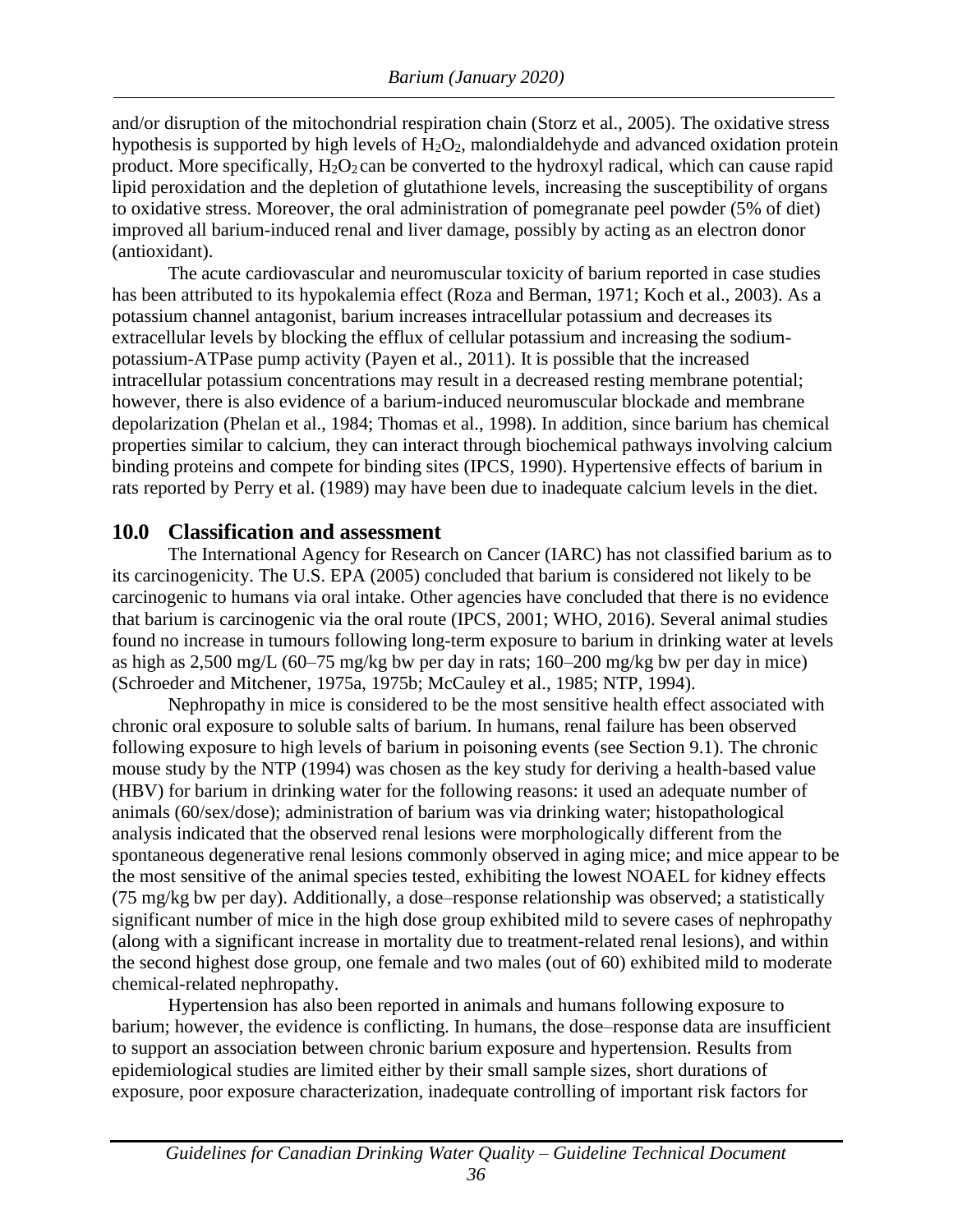and/or disruption of the mitochondrial respiration chain (Storz et al., 2005). The oxidative stress hypothesis is supported by high levels of $H_2O_2$, malondialdehyde and advanced oxidation protein product. More specifically, $H_2O_2$ can be converted to the hydroxyl radical, which can cause rapid lipid peroxidation and the depletion of glutathione levels, increasing the susceptibility of organs to oxidative stress. Moreover, the oral administration of pomegranate peel powder (5% of diet) improved all barium-induced renal and liver damage, possibly by acting as an electron donor (antioxidant).

The acute cardiovascular and neuromuscular toxicity of barium reported in case studies has been attributed to its hypokalemia effect (Roza and Berman, 1971; Koch et al., 2003). As a potassium channel antagonist, barium increases intracellular potassium and decreases its extracellular levels by blocking the efflux of cellular potassium and increasing the sodium-potassium-ATPase pump activity (Payen et al., 2011). It is possible that the increased intracellular potassium concentrations may result in a decreased resting membrane potential; however, there is also evidence of a barium-induced neuromuscular blockade and membrane depolarization (Phelan et al., 1984; Thomas et al., 1998). In addition, since barium has chemical properties similar to calcium, they can interact through biochemical pathways involving calcium binding proteins and compete for binding sites (IPCS, 1990). Hypertensive effects of barium in rats reported by Perry et al. (1989) may have been due to inadequate calcium levels in the diet.

## 10.0 Classification and assessment

The International Agency for Research on Cancer (IARC) has not classified barium as to its carcinogenicity. The U.S. EPA (2005) concluded that barium is considered not likely to be carcinogenic to humans via oral intake. Other agencies have concluded that there is no evidence that barium is carcinogenic via the oral route (IPCS, 2001; WHO, 2016). Several animal studies found no increase in tumours following long-term exposure to barium in drinking water at levels as high as 2,500 mg/L (60–75 mg/kg bw per day in rats; 160–200 mg/kg bw per day in mice) (Schroeder and Mitchener, 1975a, 1975b; McCauley et al., 1985; NTP, 1994).

Nephropathy in mice is considered to be the most sensitive health effect associated with chronic oral exposure to soluble salts of barium. In humans, renal failure has been observed following exposure to high levels of barium in poisoning events (see Section 9.1). The chronic mouse study by the NTP (1994) was chosen as the key study for deriving a health-based value (HBV) for barium in drinking water for the following reasons: it used an adequate number of animals (60/sex/dose); administration of barium was via drinking water; histopathological analysis indicated that the observed renal lesions were morphologically different from the spontaneous degenerative renal lesions commonly observed in aging mice; and mice appear to be the most sensitive of the animal species tested, exhibiting the lowest NOAEL for kidney effects (75 mg/kg bw per day). Additionally, a dose–response relationship was observed; a statistically significant number of mice in the high dose group exhibited mild to severe cases of nephropathy (along with a significant increase in mortality due to treatment-related renal lesions), and within the second highest dose group, one female and two males (out of 60) exhibited mild to moderate chemical-related nephropathy.

Hypertension has also been reported in animals and humans following exposure to barium; however, the evidence is conflicting. In humans, the dose–response data are insufficient to support an association between chronic barium exposure and hypertension. Results from epidemiological studies are limited either by their small sample sizes, short durations of exposure, poor exposure characterization, inadequate controlling of important risk factors for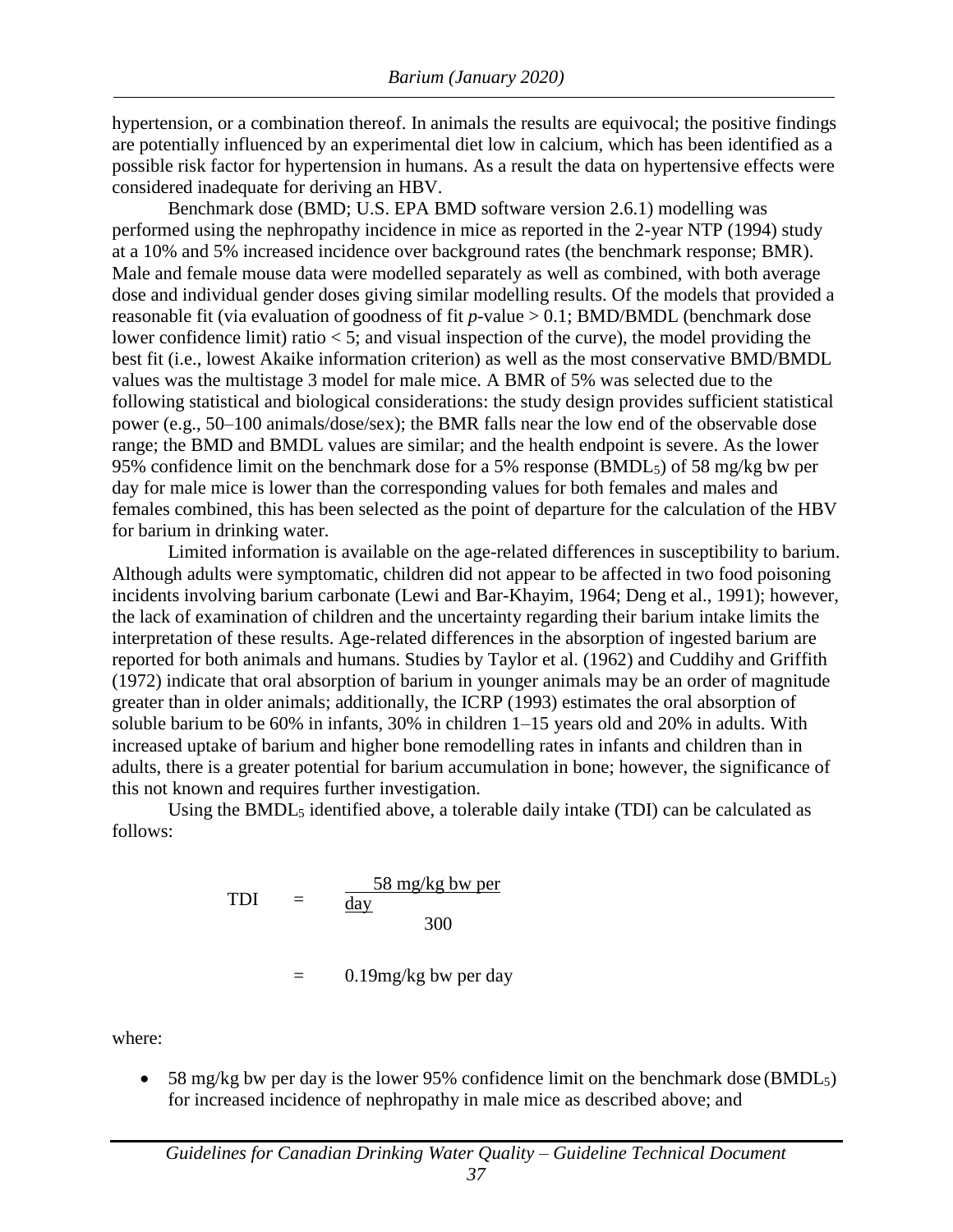hypertension, or a combination thereof. In animals the results are equivocal; the positive findings are potentially influenced by an experimental diet low in calcium, which has been identified as a possible risk factor for hypertension in humans. As a result the data on hypertensive effects were considered inadequate for deriving an HBV.

Benchmark dose (BMD; U.S. EPA BMD software version 2.6.1) modelling was performed using the nephropathy incidence in mice as reported in the 2-year NTP (1994) study at a 10% and 5% increased incidence over background rates (the benchmark response; BMR). Male and female mouse data were modelled separately as well as combined, with both average dose and individual gender doses giving similar modelling results. Of the models that provided a reasonable fit (via evaluation of goodness of fit $p$-value > 0.1; BMD/BMDL (benchmark dose lower confidence limit) ratio < 5; and visual inspection of the curve), the model providing the best fit (i.e., lowest Akaike information criterion) as well as the most conservative BMD/BMDL values was the multistage 3 model for male mice. A BMR of 5% was selected due to the following statistical and biological considerations: the study design provides sufficient statistical power (e.g., 50–100 animals/dose/sex); the BMR falls near the low end of the observable dose range; the BMD and BMDL values are similar; and the health endpoint is severe. As the lower 95% confidence limit on the benchmark dose for a 5% response ($BMDL_5$) of 58 mg/kg bw per day for male mice is lower than the corresponding values for both females and males and females combined, this has been selected as the point of departure for the calculation of the HBV for barium in drinking water.

Limited information is available on the age-related differences in susceptibility to barium. Although adults were symptomatic, children did not appear to be affected in two food poisoning incidents involving barium carbonate (Lewi and Bar-Khayim, 1964; Deng et al., 1991); however, the lack of examination of children and the uncertainty regarding their barium intake limits the interpretation of these results. Age-related differences in the absorption of ingested barium are reported for both animals and humans. Studies by Taylor et al. (1962) and Cuddihy and Griffith (1972) indicate that oral absorption of barium in younger animals may be an order of magnitude greater than in older animals; additionally, the ICRP (1993) estimates the oral absorption of soluble barium to be 60% in infants, 30% in children 1–15 years old and 20% in adults. With increased uptake of barium and higher bone remodelling rates in infants and children than in adults, there is a greater potential for barium accumulation in bone; however, the significance of this not known and requires further investigation.

Using the $BMDL_5$ identified above, a tolerable daily intake (TDI) can be calculated as follows:

$$\text{TDI} = \frac{58 \text{ mg/kg bw per day}}{300}$$

$$= 0.19 \text{mg/kg bw per day}$$

where:

- 58 mg/kg bw per day is the lower 95% confidence limit on the benchmark dose ($BMDL_5$) for increased incidence of nephropathy in male mice as described above; and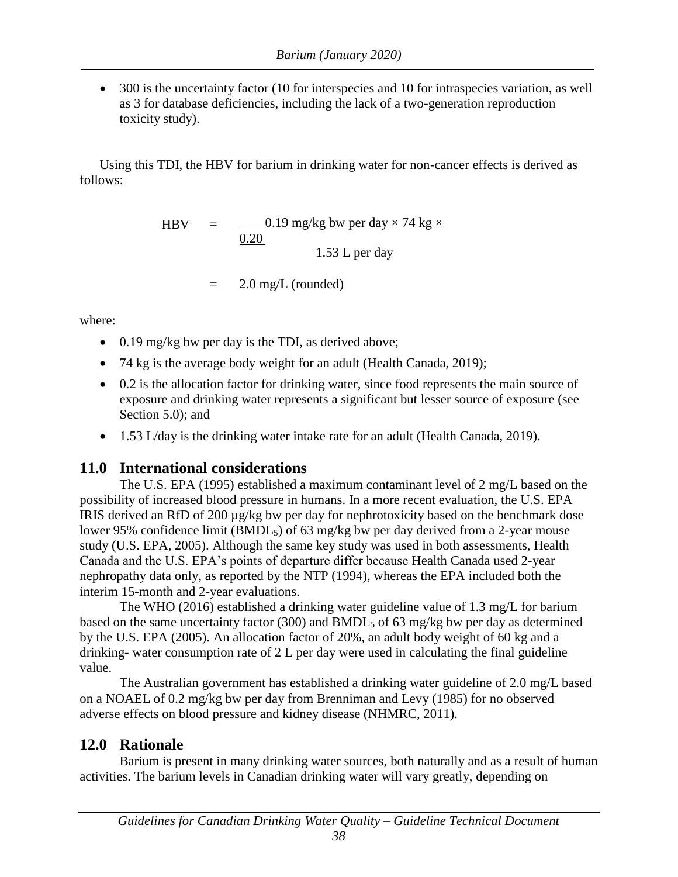- 300 is the uncertainty factor (10 for interspecies and 10 for intraspecies variation, as well as 3 for database deficiencies, including the lack of a two-generation reproduction toxicity study).

Using this TDI, the HBV for barium in drinking water for non-cancer effects is derived as follows:

$$\text{HBV} = \frac{0.19 \text{ mg/kg bw per day} \times 74 \text{ kg} \times 0.20}{1.53 \text{ L per day}}$$

$$= 2.0 \text{ mg/L (rounded)}$$

where:

- 0.19 mg/kg bw per day is the TDI, as derived above;
- 74 kg is the average body weight for an adult (Health Canada, 2019);
- 0.2 is the allocation factor for drinking water, since food represents the main source of exposure and drinking water represents a significant but lesser source of exposure (see Section 5.0); and
- 1.53 L/day is the drinking water intake rate for an adult (Health Canada, 2019).

## 11.0 International considerations

The U.S. EPA (1995) established a maximum contaminant level of 2 mg/L based on the possibility of increased blood pressure in humans. In a more recent evaluation, the U.S. EPA IRIS derived an RfD of 200 µg/kg bw per day for nephrotoxicity based on the benchmark dose lower 95% confidence limit ($BMDL_5$) of 63 mg/kg bw per day derived from a 2-year mouse study (U.S. EPA, 2005). Although the same key study was used in both assessments, Health Canada and the U.S. EPA's points of departure differ because Health Canada used 2-year nephropathy data only, as reported by the NTP (1994), whereas the EPA included both the interim 15-month and 2-year evaluations.

The WHO (2016) established a drinking water guideline value of 1.3 mg/L for barium based on the same uncertainty factor (300) and $BMDL_5$ of 63 mg/kg bw per day as determined by the U.S. EPA (2005). An allocation factor of 20%, an adult body weight of 60 kg and a drinking- water consumption rate of 2 L per day were used in calculating the final guideline value.

The Australian government has established a drinking water guideline of 2.0 mg/L based on a NOAEL of 0.2 mg/kg bw per day from Brenniman and Levy (1985) for no observed adverse effects on blood pressure and kidney disease (NHMRC, 2011).

## 12.0 Rationale

Barium is present in many drinking water sources, both naturally and as a result of human activities. The barium levels in Canadian drinking water will vary greatly, depending on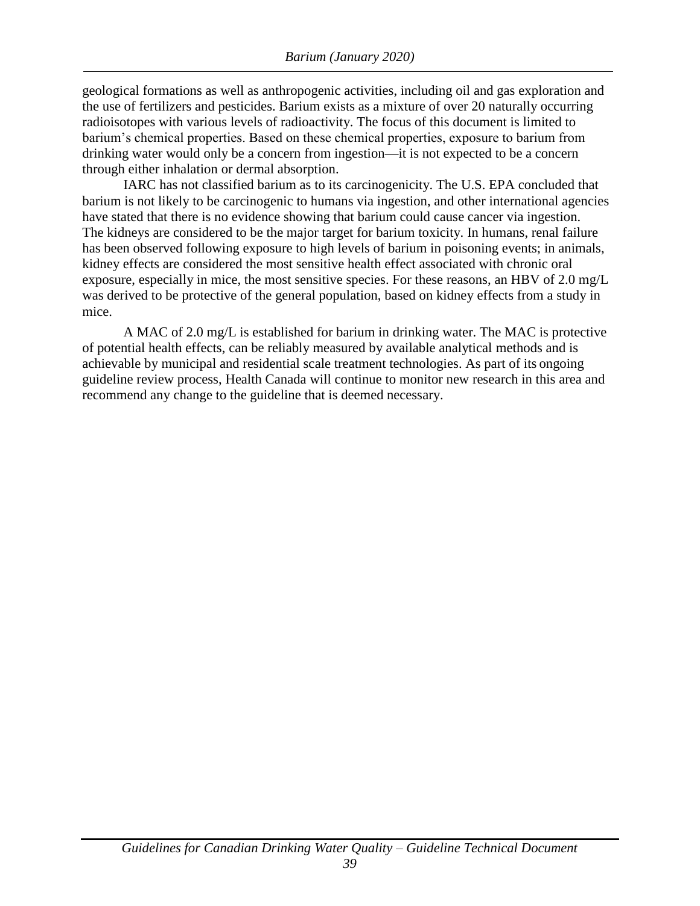geological formations as well as anthropogenic activities, including oil and gas exploration and the use of fertilizers and pesticides. Barium exists as a mixture of over 20 naturally occurring radioisotopes with various levels of radioactivity. The focus of this document is limited to barium's chemical properties. Based on these chemical properties, exposure to barium from drinking water would only be a concern from ingestion—it is not expected to be a concern through either inhalation or dermal absorption.

IARC has not classified barium as to its carcinogenicity. The U.S. EPA concluded that barium is not likely to be carcinogenic to humans via ingestion, and other international agencies have stated that there is no evidence showing that barium could cause cancer via ingestion. The kidneys are considered to be the major target for barium toxicity. In humans, renal failure has been observed following exposure to high levels of barium in poisoning events; in animals, kidney effects are considered the most sensitive health effect associated with chronic oral exposure, especially in mice, the most sensitive species. For these reasons, an HBV of 2.0 mg/L was derived to be protective of the general population, based on kidney effects from a study in mice.

A MAC of 2.0 mg/L is established for barium in drinking water. The MAC is protective of potential health effects, can be reliably measured by available analytical methods and is achievable by municipal and residential scale treatment technologies. As part of its ongoing guideline review process, Health Canada will continue to monitor new research in this area and recommend any change to the guideline that is deemed necessary.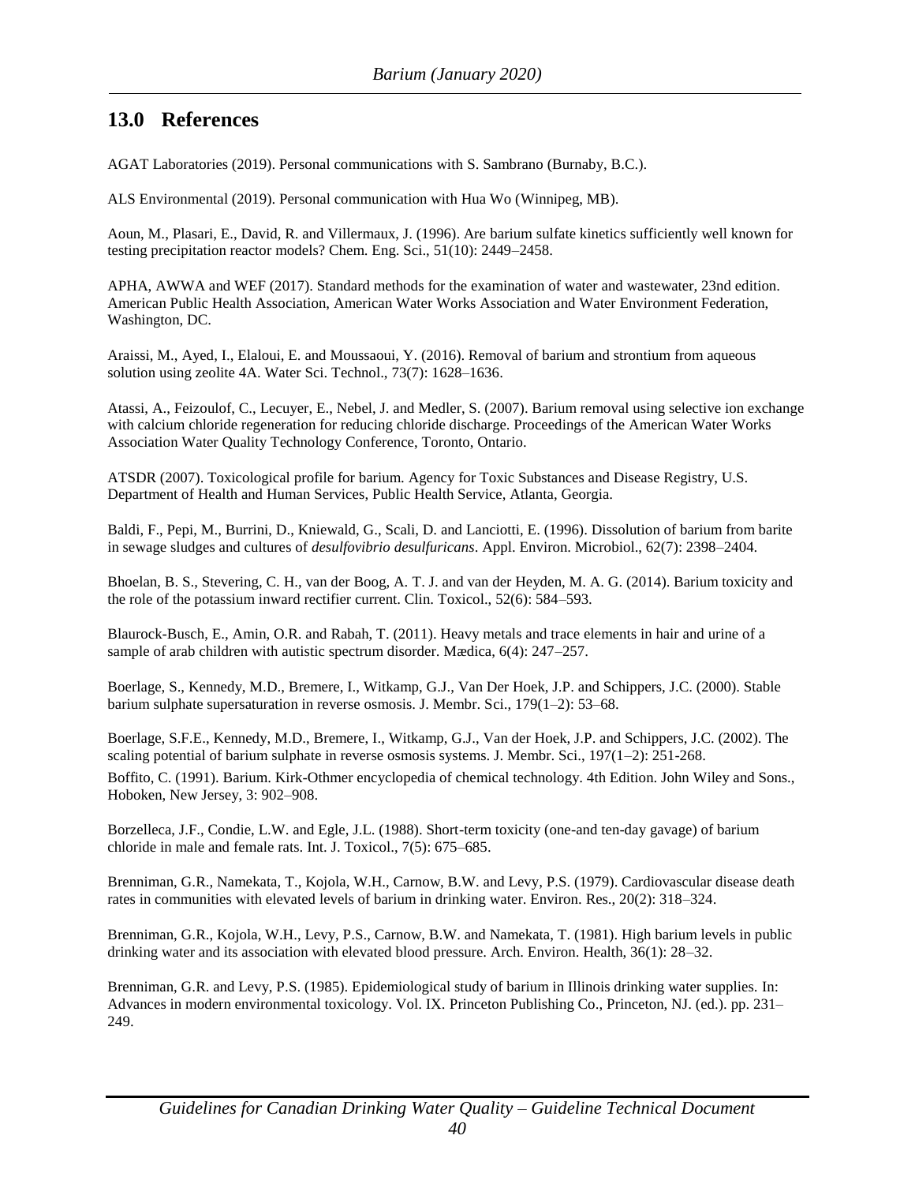## 13.0 References

AGAT Laboratories (2019). Personal communications with S. Sambrano (Burnaby, B.C.).

ALS Environmental (2019). Personal communication with Hua Wo (Winnipeg, MB).

Aoun, M., Plasari, E., David, R. and Villermaux, J. (1996). Are barium sulfate kinetics sufficiently well known for testing precipitation reactor models? Chem. Eng. Sci., 51(10): 2449–2458.

APHA, AWWA and WEF (2017). Standard methods for the examination of water and wastewater, 23nd edition. American Public Health Association, American Water Works Association and Water Environment Federation, Washington, DC.

Araissi, M., Ayed, I., Elaloui, E. and Moussaoui, Y. (2016). Removal of barium and strontium from aqueous solution using zeolite 4A. Water Sci. Technol., 73(7): 1628–1636.

Atassi, A., Feizoulof, C., Lecuyer, E., Nebel, J. and Medler, S. (2007). Barium removal using selective ion exchange with calcium chloride regeneration for reducing chloride discharge. Proceedings of the American Water Works Association Water Quality Technology Conference, Toronto, Ontario.

ATSDR (2007). Toxicological profile for barium. Agency for Toxic Substances and Disease Registry, U.S. Department of Health and Human Services, Public Health Service, Atlanta, Georgia.

Baldi, F., Pepi, M., Burrini, D., Kniewald, G., Scali, D. and Lanciotti, E. (1996). Dissolution of barium from barite in sewage sludges and cultures of *desulfovibrio desulfuricans*. Appl. Environ. Microbiol., 62(7): 2398–2404.

Bhoelan, B. S., Stevering, C. H., van der Boog, A. T. J. and van der Heyden, M. A. G. (2014). Barium toxicity and the role of the potassium inward rectifier current. Clin. Toxicol., 52(6): 584–593.

Blaurock-Busch, E., Amin, O.R. and Rabah, T. (2011). Heavy metals and trace elements in hair and urine of a sample of arab children with autistic spectrum disorder. Mædica, 6(4): 247–257.

Boerlage, S., Kennedy, M.D., Bremere, I., Witkamp, G.J., Van Der Hoek, J.P. and Schippers, J.C. (2000). Stable barium sulphate supersaturation in reverse osmosis. J. Membr. Sci., 179(1–2): 53–68.

Boerlage, S.F.E., Kennedy, M.D., Bremere, I., Witkamp, G.J., Van der Hoek, J.P. and Schippers, J.C. (2002). The scaling potential of barium sulphate in reverse osmosis systems. J. Membr. Sci., 197(1–2): 251-268.

Boffito, C. (1991). Barium. Kirk-Othmer encyclopedia of chemical technology. 4th Edition. John Wiley and Sons., Hoboken, New Jersey, 3: 902–908.

Borzelleca, J.F., Condie, L.W. and Egle, J.L. (1988). Short-term toxicity (one-and ten-day gavage) of barium chloride in male and female rats. Int. J. Toxicol., 7(5): 675–685.

Brenniman, G.R., Namekata, T., Kojola, W.H., Carnow, B.W. and Levy, P.S. (1979). Cardiovascular disease death rates in communities with elevated levels of barium in drinking water. Environ. Res., 20(2): 318–324.

Brenniman, G.R., Kojola, W.H., Levy, P.S., Carnow, B.W. and Namekata, T. (1981). High barium levels in public drinking water and its association with elevated blood pressure. Arch. Environ. Health, 36(1): 28–32.

Brenniman, G.R. and Levy, P.S. (1985). Epidemiological study of barium in Illinois drinking water supplies. In: Advances in modern environmental toxicology. Vol. IX. Princeton Publishing Co., Princeton, NJ. (ed.). pp. 231–249.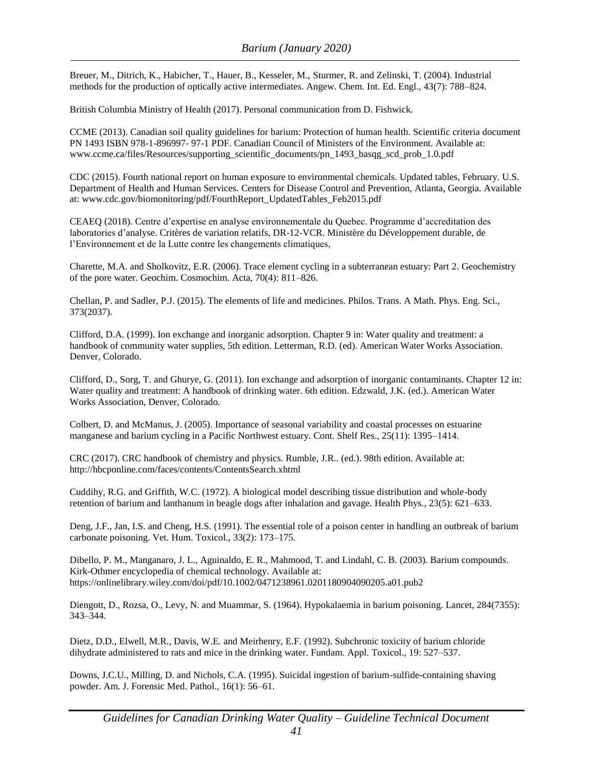Breuer, M., Ditrich, K., Habicher, T., Hauer, B., Kesseler, M., Sturmer, R. and Zelinski, T. (2004). Industrial methods for the production of optically active intermediates. Angew. Chem. Int. Ed. Engl., 43(7): 788–824.

British Columbia Ministry of Health (2017). Personal communication from D. Fishwick.

CCME (2013). Canadian soil quality guidelines for barium: Protection of human health. Scientific criteria document PN 1493 ISBN 978-1-896997- 97-1 PDF. Canadian Council of Ministers of the Environment. Available at: www.ccme.ca/files/Resources/supporting_scientific_documents/pn_1493_basqg_scd_prob_1.0.pdf

CDC (2015). Fourth national report on human exposure to environmental chemicals. Updated tables, February. U.S. Department of Health and Human Services. Centers for Disease Control and Prevention, Atlanta, Georgia. Available at: www.cdc.gov/biomonitoring/pdf/FourthReport_UpdatedTables_Feb2015.pdf

CEAEQ (2018). Centre d'expertise en analyse environnementale du Quebec. Programme d'accreditation des laboratories d'analyse. Critères de variation relatifs, DR-12-VCR. Ministère du Développement durable, de l'Environnement et de la Lutte contre les changements climatiques,

Charette, M.A. and Sholkovitz, E.R. (2006). Trace element cycling in a subterranean estuary: Part 2. Geochemistry of the pore water. Geochim. Cosmochim. Acta, 70(4): 811–826.

Chellan, P. and Sadler, P.J. (2015). The elements of life and medicines. Philos. Trans. A Math. Phys. Eng. Sci., 373(2037).

Clifford, D.A. (1999). Ion exchange and inorganic adsorption. Chapter 9 in: Water quality and treatment: a handbook of community water supplies, 5th edition. Letterman, R.D. (ed). American Water Works Association. Denver, Colorado.

Clifford, D., Sorg, T. and Ghurye, G. (2011). Ion exchange and adsorption of inorganic contaminants. Chapter 12 in: Water quality and treatment: A handbook of drinking water. 6th edition. Edzwald, J.K. (ed.). American Water Works Association, Denver, Colorado.

Colbert, D. and McManus, J. (2005). Importance of seasonal variability and coastal processes on estuarine manganese and barium cycling in a Pacific Northwest estuary. Cont. Shelf Res., 25(11): 1395–1414.

CRC (2017). CRC handbook of chemistry and physics. Rumble, J.R.. (ed.). 98th edition. Available at: http://hbcponline.com/faces/contents/ContentsSearch.xhtml

Cuddihy, R.G. and Griffith, W.C. (1972). A biological model describing tissue distribution and whole-body retention of barium and lanthanum in beagle dogs after inhalation and gavage. Health Phys., 23(5): 621–633.

Deng, J.F., Jan, I.S. and Cheng, H.S. (1991). The essential role of a poison center in handling an outbreak of barium carbonate poisoning. Vet. Hum. Toxicol., 33(2): 173–175.

Dibello, P. M., Manganaro, J. L., Aguinaldo, E. R., Mahmood, T. and Lindahl, C. B. (2003). Barium compounds. Kirk-Othmer encyclopedia of chemical technology. Available at: https://onlinelibrary.wiley.com/doi/pdf/10.1002/0471238961.0201180904090205.a01.pub2

Diengott, D., Rozsa, O., Levy, N. and Muammar, S. (1964). Hypokalaemia in barium poisoning. Lancet, 284(7355): 343–344.

Dietz, D.D., Elwell, M.R., Davis, W.E. and Meirhenry, E.F. (1992). Subchronic toxicity of barium chloride dihydrate administered to rats and mice in the drinking water. Fundam. Appl. Toxicol., 19: 527–537.

Downs, J.C.U., Milling, D. and Nichols, C.A. (1995). Suicidal ingestion of barium-sulfide-containing shaving powder. Am. J. Forensic Med. Pathol., 16(1): 56–61.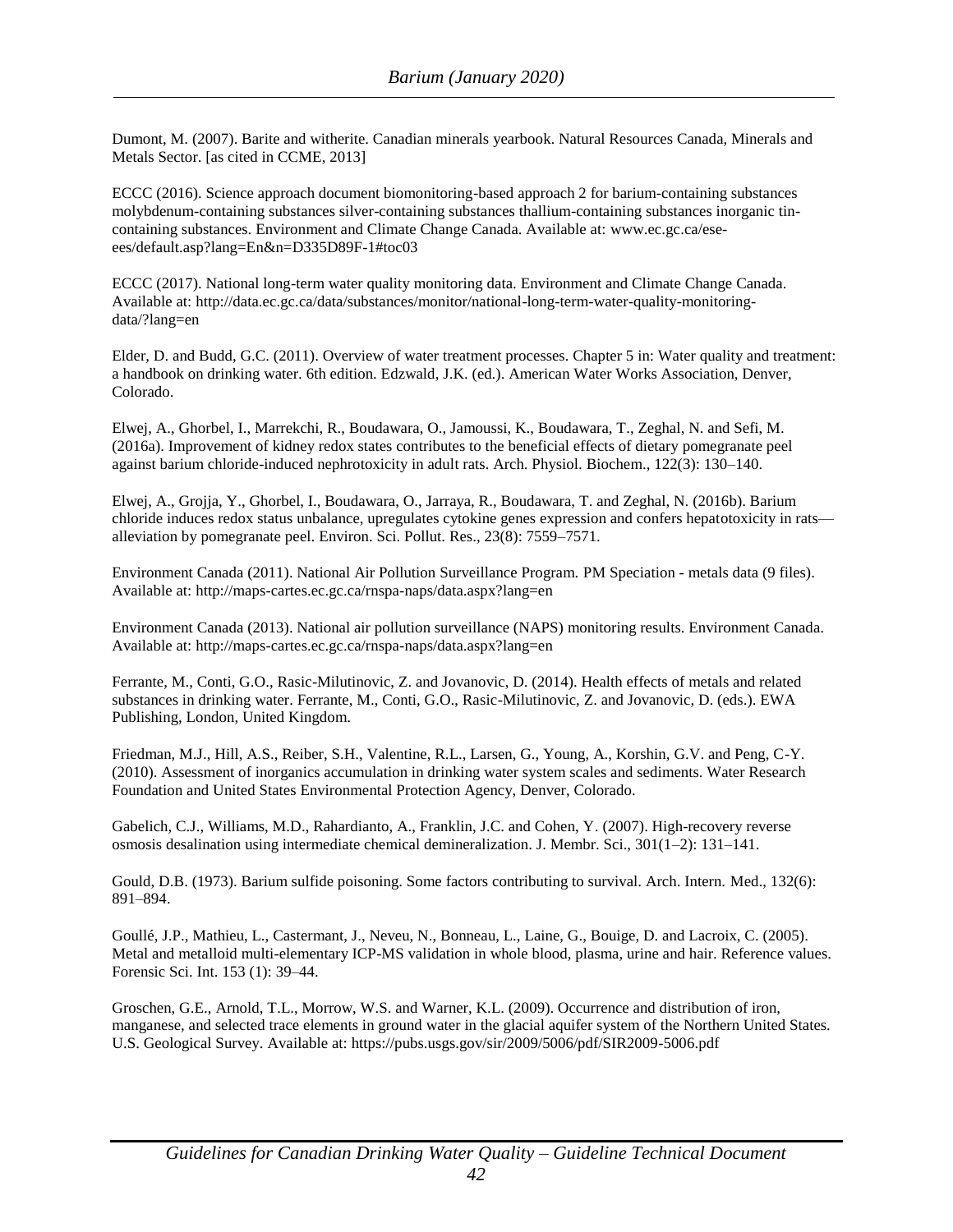Dumont, M. (2007). Barite and witherite. Canadian minerals yearbook. Natural Resources Canada, Minerals and Metals Sector. [as cited in CCME, 2013]

ECCC (2016). Science approach document biomonitoring-based approach 2 for barium-containing substances molybdenum-containing substances silver-containing substances thallium-containing substances inorganic tin-containing substances. Environment and Climate Change Canada. Available at: www.ec.gc.ca/ese-ees/default.asp?lang=En&n=D335D89F-1#toc03

ECCC (2017). National long-term water quality monitoring data. Environment and Climate Change Canada. Available at: http://data.ec.gc.ca/data/substances/monitor/national-long-term-water-quality-monitoring-data/?lang=en

Elder, D. and Budd, G.C. (2011). Overview of water treatment processes. Chapter 5 in: Water quality and treatment: a handbook on drinking water. 6th edition. Edzwald, J.K. (ed.). American Water Works Association, Denver, Colorado.

Elwej, A., Ghorbel, I., Marrekchi, R., Boudawara, O., Jamoussi, K., Boudawara, T., Zeghal, N. and Sefi, M. (2016a). Improvement of kidney redox states contributes to the beneficial effects of dietary pomegranate peel against barium chloride-induced nephrotoxicity in adult rats. Arch. Physiol. Biochem., 122(3): 130–140.

Elwej, A., Grojja, Y., Ghorbel, I., Boudawara, O., Jarraya, R., Boudawara, T. and Zeghal, N. (2016b). Barium chloride induces redox status unbalance, upregulates cytokine genes expression and confers hepatotoxicity in rats—alleviation by pomegranate peel. Environ. Sci. Pollut. Res., 23(8): 7559–7571.

Environment Canada (2011). National Air Pollution Surveillance Program. PM Speciation - metals data (9 files). Available at: http://maps-cartes.ec.gc.ca/rnspa-naps/data.aspx?lang=en

Environment Canada (2013). National air pollution surveillance (NAPS) monitoring results. Environment Canada. Available at: http://maps-cartes.ec.gc.ca/rnspa-naps/data.aspx?lang=en

Ferrante, M., Conti, G.O., Rasic-Milutinovic, Z. and Jovanovic, D. (2014). Health effects of metals and related substances in drinking water. Ferrante, M., Conti, G.O., Rasic-Milutinovic, Z. and Jovanovic, D. (eds.). EWA Publishing, London, United Kingdom.

Friedman, M.J., Hill, A.S., Reiber, S.H., Valentine, R.L., Larsen, G., Young, A., Korshin, G.V. and Peng, C-Y. (2010). Assessment of inorganics accumulation in drinking water system scales and sediments. Water Research Foundation and United States Environmental Protection Agency, Denver, Colorado.

Gabelich, C.J., Williams, M.D., Rahardianto, A., Franklin, J.C. and Cohen, Y. (2007). High-recovery reverse osmosis desalination using intermediate chemical demineralization. J. Membr. Sci., 301(1–2): 131–141.

Gould, D.B. (1973). Barium sulfide poisoning. Some factors contributing to survival. Arch. Intern. Med., 132(6): 891–894.

Goullé, J.P., Mathieu, L., Castermant, J., Neveu, N., Bonneau, L., Laine, G., Bouige, D. and Lacroix, C. (2005). Metal and metalloid multi-elementary ICP-MS validation in whole blood, plasma, urine and hair. Reference values. Forensic Sci. Int. 153 (1): 39–44.

Groschen, G.E., Arnold, T.L., Morrow, W.S. and Warner, K.L. (2009). Occurrence and distribution of iron, manganese, and selected trace elements in ground water in the glacial aquifer system of the Northern United States. U.S. Geological Survey. Available at: https://pubs.usgs.gov/sir/2009/5006/pdf/SIR2009-5006.pdf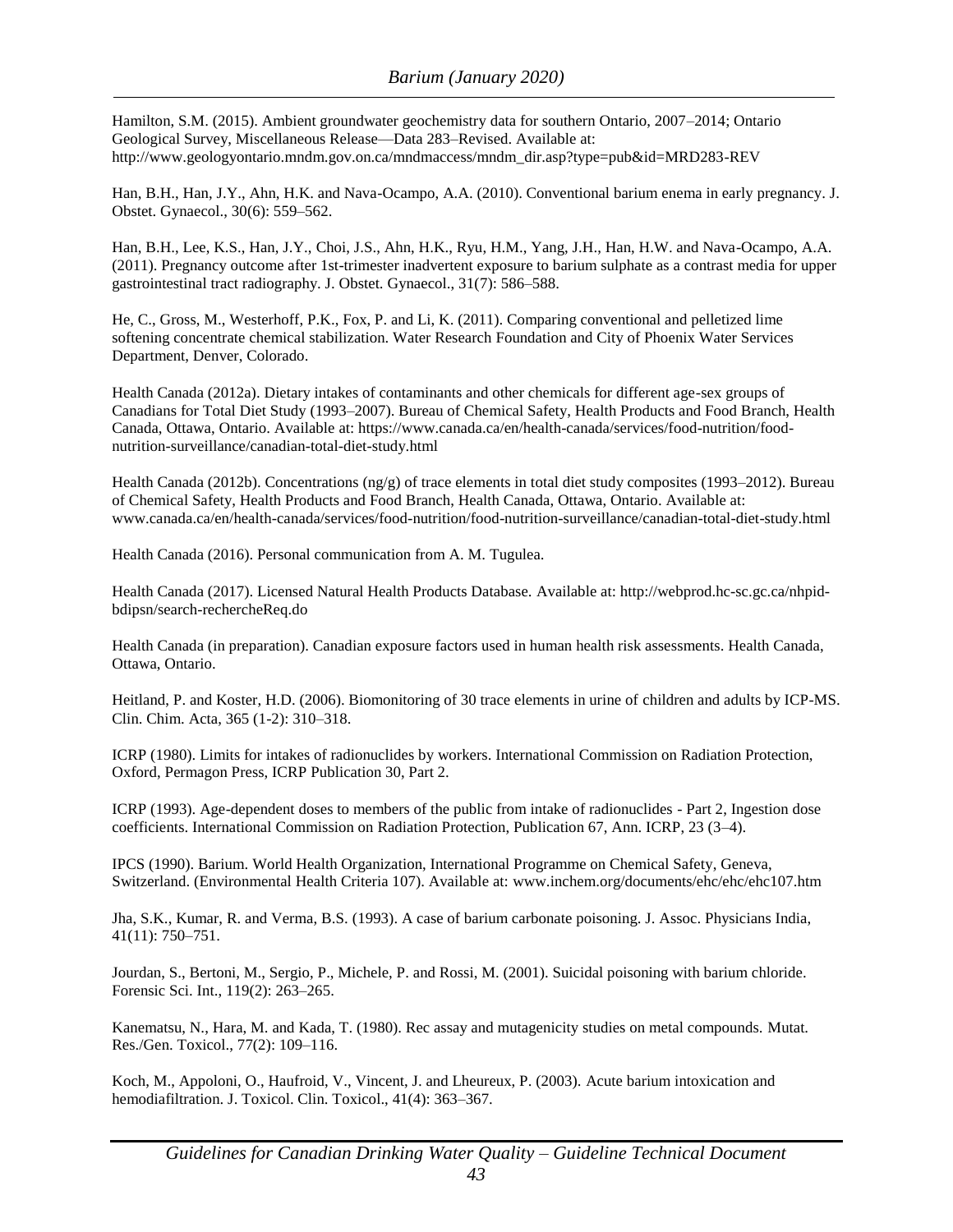Hamilton, S.M. (2015). Ambient groundwater geochemistry data for southern Ontario, 2007–2014; Ontario Geological Survey, Miscellaneous Release—Data 283–Revised. Available at: http://www.geologyontario.mndm.gov.on.ca/mndmaccess/mndm_dir.asp?type=pub&id=MRD283-REV

Han, B.H., Han, J.Y., Ahn, H.K. and Nava-Ocampo, A.A. (2010). Conventional barium enema in early pregnancy. J. Obstet. Gynaecol., 30(6): 559–562.

Han, B.H., Lee, K.S., Han, J.Y., Choi, J.S., Ahn, H.K., Ryu, H.M., Yang, J.H., Han, H.W. and Nava-Ocampo, A.A. (2011). Pregnancy outcome after 1st-trimester inadvertent exposure to barium sulphate as a contrast media for upper gastrointestinal tract radiography. J. Obstet. Gynaecol., 31(7): 586–588.

He, C., Gross, M., Westerhoff, P.K., Fox, P. and Li, K. (2011). Comparing conventional and pelletized lime softening concentrate chemical stabilization. Water Research Foundation and City of Phoenix Water Services Department, Denver, Colorado.

Health Canada (2012a). Dietary intakes of contaminants and other chemicals for different age-sex groups of Canadians for Total Diet Study (1993–2007). Bureau of Chemical Safety, Health Products and Food Branch, Health Canada, Ottawa, Ontario. Available at: https://www.canada.ca/en/health-canada/services/food-nutrition/food-nutrition-surveillance/canadian-total-diet-study.html

Health Canada (2012b). Concentrations (ng/g) of trace elements in total diet study composites (1993–2012). Bureau of Chemical Safety, Health Products and Food Branch, Health Canada, Ottawa, Ontario. Available at: www.canada.ca/en/health-canada/services/food-nutrition/food-nutrition-surveillance/canadian-total-diet-study.html

Health Canada (2016). Personal communication from A. M. Tugulea.

Health Canada (2017). Licensed Natural Health Products Database. Available at: http://webprod.hc-sc.gc.ca/nhpid-bdipsn/search-rechercheReq.do

Health Canada (in preparation). Canadian exposure factors used in human health risk assessments. Health Canada, Ottawa, Ontario.

Heitland, P. and Koster, H.D. (2006). Biomonitoring of 30 trace elements in urine of children and adults by ICP-MS. Clin. Chim. Acta, 365 (1-2): 310–318.

ICRP (1980). Limits for intakes of radionuclides by workers. International Commission on Radiation Protection, Oxford, Permagon Press, ICRP Publication 30, Part 2.

ICRP (1993). Age-dependent doses to members of the public from intake of radionuclides - Part 2, Ingestion dose coefficients. International Commission on Radiation Protection, Publication 67, Ann. ICRP, 23 (3–4).

IPCS (1990). Barium. World Health Organization, International Programme on Chemical Safety, Geneva, Switzerland. (Environmental Health Criteria 107). Available at: www.inchem.org/documents/ehc/ehc/ehc107.htm

Jha, S.K., Kumar, R. and Verma, B.S. (1993). A case of barium carbonate poisoning. J. Assoc. Physicians India, 41(11): 750–751.

Jourdan, S., Bertoni, M., Sergio, P., Michele, P. and Rossi, M. (2001). Suicidal poisoning with barium chloride. Forensic Sci. Int., 119(2): 263–265.

Kanematsu, N., Hara, M. and Kada, T. (1980). Rec assay and mutagenicity studies on metal compounds. Mutat. Res./Gen. Toxicol., 77(2): 109–116.

Koch, M., Appoloni, O., Haufroid, V., Vincent, J. and Lheureux, P. (2003). Acute barium intoxication and hemodiafiltration. J. Toxicol. Clin. Toxicol., 41(4): 363–367.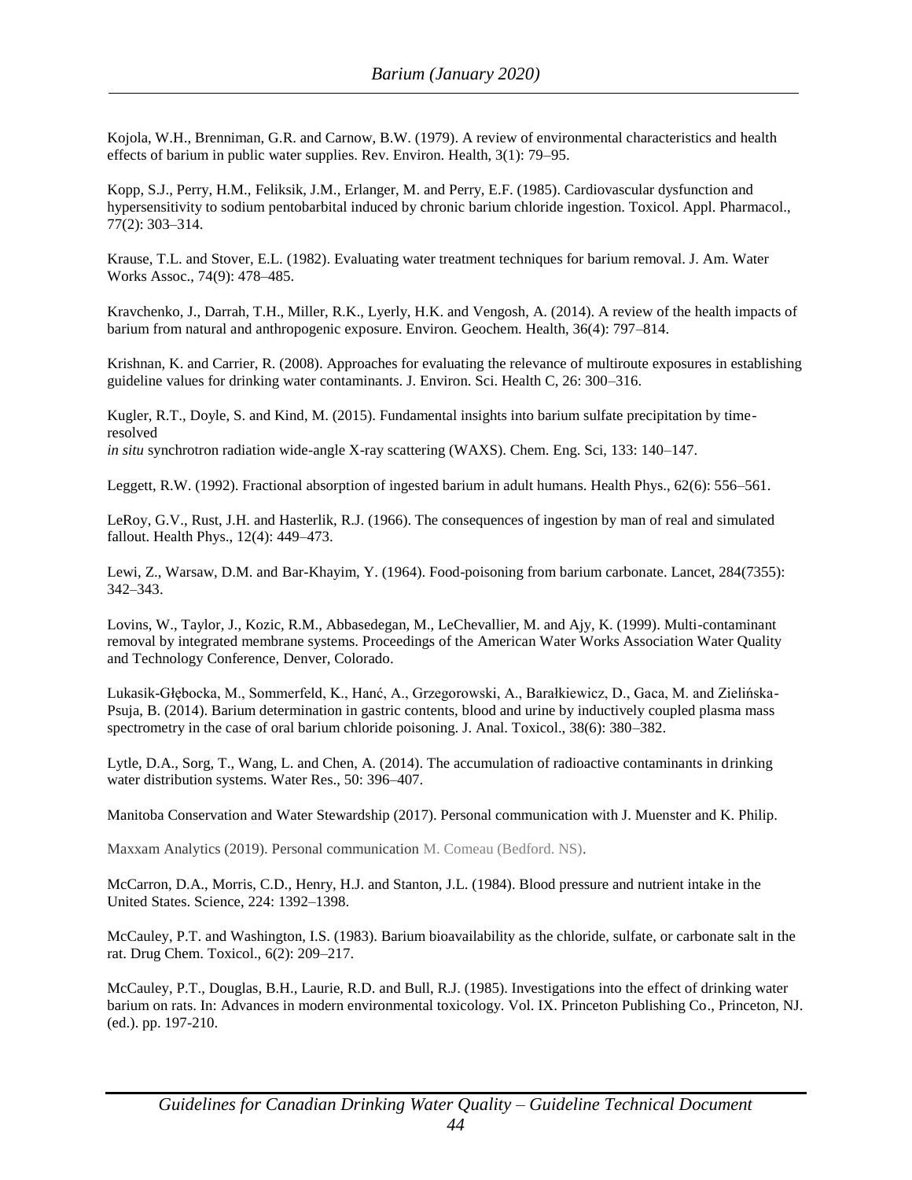Kojola, W.H., Brenniman, G.R. and Carnow, B.W. (1979). A review of environmental characteristics and health effects of barium in public water supplies. Rev. Environ. Health, 3(1): 79–95.

Kopp, S.J., Perry, H.M., Feliksik, J.M., Erlanger, M. and Perry, E.F. (1985). Cardiovascular dysfunction and hypersensitivity to sodium pentobarbital induced by chronic barium chloride ingestion. Toxicol. Appl. Pharmacol., 77(2): 303–314.

Krause, T.L. and Stover, E.L. (1982). Evaluating water treatment techniques for barium removal. J. Am. Water Works Assoc., 74(9): 478–485.

Kravchenko, J., Darrah, T.H., Miller, R.K., Lyerly, H.K. and Vengosh, A. (2014). A review of the health impacts of barium from natural and anthropogenic exposure. Environ. Geochem. Health, 36(4): 797–814.

Krishnan, K. and Carrier, R. (2008). Approaches for evaluating the relevance of multiroute exposures in establishing guideline values for drinking water contaminants. J. Environ. Sci. Health C, 26: 300–316.

Kugler, R.T., Doyle, S. and Kind, M. (2015). Fundamental insights into barium sulfate precipitation by time-resolved *in situ* synchrotron radiation wide-angle X-ray scattering (WAXS). Chem. Eng. Sci, 133: 140–147.

Leggett, R.W. (1992). Fractional absorption of ingested barium in adult humans. Health Phys., 62(6): 556–561.

LeRoy, G.V., Rust, J.H. and Hasterlik, R.J. (1966). The consequences of ingestion by man of real and simulated fallout. Health Phys., 12(4): 449–473.

Lewi, Z., Warsaw, D.M. and Bar-Khayim, Y. (1964). Food-poisoning from barium carbonate. Lancet, 284(7355): 342–343.

Lovins, W., Taylor, J., Kozic, R.M., Abbasedegan, M., LeChevallier, M. and Ajy, K. (1999). Multi-contaminant removal by integrated membrane systems. Proceedings of the American Water Works Association Water Quality and Technology Conference, Denver, Colorado.

Lukasik-Głębocka, M., Sommerfeld, K., Hanć, A., Grzegorowski, A., Barałkiewicz, D., Gaca, M. and Zielińska-Psuja, B. (2014). Barium determination in gastric contents, blood and urine by inductively coupled plasma mass spectrometry in the case of oral barium chloride poisoning. J. Anal. Toxicol., 38(6): 380–382.

Lytle, D.A., Sorg, T., Wang, L. and Chen, A. (2014). The accumulation of radioactive contaminants in drinking water distribution systems. Water Res., 50: 396–407.

Manitoba Conservation and Water Stewardship (2017). Personal communication with J. Muenster and K. Philip.

Maxxam Analytics (2019). Personal communication M. Comeau (Bedford. NS).

McCarron, D.A., Morris, C.D., Henry, H.J. and Stanton, J.L. (1984). Blood pressure and nutrient intake in the United States. Science, 224: 1392–1398.

McCauley, P.T. and Washington, I.S. (1983). Barium bioavailability as the chloride, sulfate, or carbonate salt in the rat. Drug Chem. Toxicol., 6(2): 209–217.

McCauley, P.T., Douglas, B.H., Laurie, R.D. and Bull, R.J. (1985). Investigations into the effect of drinking water barium on rats. In: Advances in modern environmental toxicology. Vol. IX. Princeton Publishing Co., Princeton, NJ. (ed.). pp. 197-210.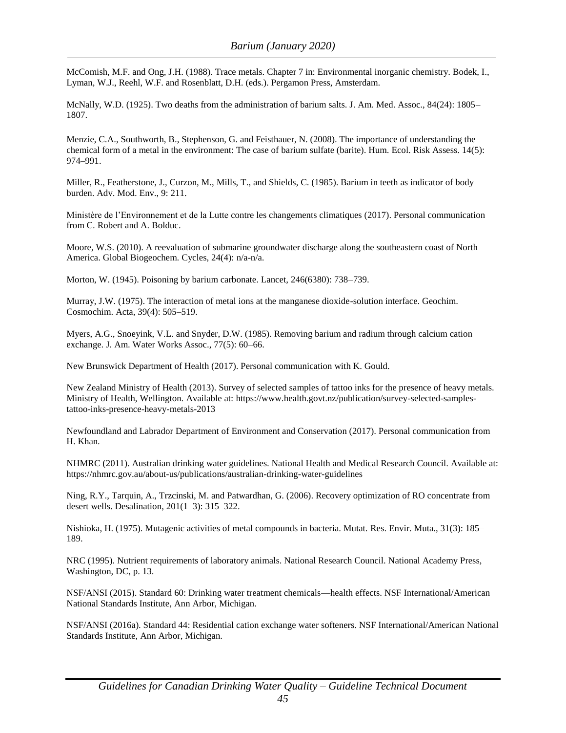McComish, M.F. and Ong, J.H. (1988). Trace metals. Chapter 7 in: Environmental inorganic chemistry. Bodek, I., Lyman, W.J., Reehl, W.F. and Rosenblatt, D.H. (eds.). Pergamon Press, Amsterdam.

McNally, W.D. (1925). Two deaths from the administration of barium salts. J. Am. Med. Assoc., 84(24): 1805–1807.

Menzie, C.A., Southworth, B., Stephenson, G. and Feisthauer, N. (2008). The importance of understanding the chemical form of a metal in the environment: The case of barium sulfate (barite). Hum. Ecol. Risk Assess. 14(5): 974–991.

Miller, R., Featherstone, J., Curzon, M., Mills, T., and Shields, C. (1985). Barium in teeth as indicator of body burden. Adv. Mod. Env., 9: 211.

Ministère de l'Environnement et de la Lutte contre les changements climatiques (2017). Personal communication from C. Robert and A. Bolduc.

Moore, W.S. (2010). A reevaluation of submarine groundwater discharge along the southeastern coast of North America. Global Biogeochem. Cycles, 24(4): n/a-n/a.

Morton, W. (1945). Poisoning by barium carbonate. Lancet, 246(6380): 738–739.

Murray, J.W. (1975). The interaction of metal ions at the manganese dioxide-solution interface. Geochim. Cosmochim. Acta, 39(4): 505–519.

Myers, A.G., Snoeyink, V.L. and Snyder, D.W. (1985). Removing barium and radium through calcium cation exchange. J. Am. Water Works Assoc., 77(5): 60–66.

New Brunswick Department of Health (2017). Personal communication with K. Gould.

New Zealand Ministry of Health (2013). Survey of selected samples of tattoo inks for the presence of heavy metals. Ministry of Health, Wellington. Available at: https://www.health.govt.nz/publication/survey-selected-samples-tattoo-inks-presence-heavy-metals-2013

Newfoundland and Labrador Department of Environment and Conservation (2017). Personal communication from H. Khan.

NHMRC (2011). Australian drinking water guidelines. National Health and Medical Research Council. Available at: https://nhmrc.gov.au/about-us/publications/australian-drinking-water-guidelines

Ning, R.Y., Tarquin, A., Trzcinski, M. and Patwardhan, G. (2006). Recovery optimization of RO concentrate from desert wells. Desalination, 201(1–3): 315–322.

Nishioka, H. (1975). Mutagenic activities of metal compounds in bacteria. Mutat. Res. Envir. Muta., 31(3): 185–189.

NRC (1995). Nutrient requirements of laboratory animals. National Research Council. National Academy Press, Washington, DC, p. 13.

NSF/ANSI (2015). Standard 60: Drinking water treatment chemicals—health effects. NSF International/American National Standards Institute, Ann Arbor, Michigan.

NSF/ANSI (2016a). Standard 44: Residential cation exchange water softeners. NSF International/American National Standards Institute, Ann Arbor, Michigan.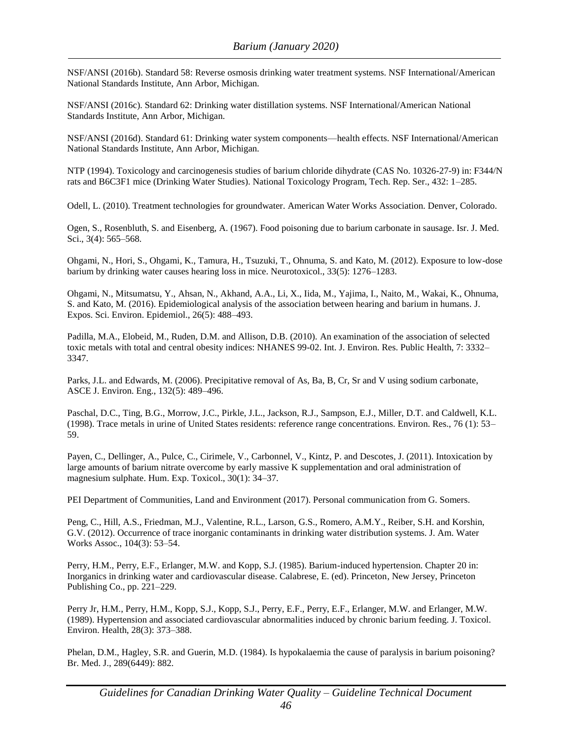NSF/ANSI (2016b). Standard 58: Reverse osmosis drinking water treatment systems. NSF International/American National Standards Institute, Ann Arbor, Michigan.

NSF/ANSI (2016c). Standard 62: Drinking water distillation systems. NSF International/American National Standards Institute, Ann Arbor, Michigan.

NSF/ANSI (2016d). Standard 61: Drinking water system components—health effects. NSF International/American National Standards Institute, Ann Arbor, Michigan.

NTP (1994). Toxicology and carcinogenesis studies of barium chloride dihydrate (CAS No. 10326-27-9) in: F344/N rats and B6C3F1 mice (Drinking Water Studies). National Toxicology Program, Tech. Rep. Ser., 432: 1–285.

Odell, L. (2010). Treatment technologies for groundwater. American Water Works Association. Denver, Colorado.

Ogen, S., Rosenbluth, S. and Eisenberg, A. (1967). Food poisoning due to barium carbonate in sausage. Isr. J. Med. Sci., 3(4): 565–568.

Ohgami, N., Hori, S., Ohgami, K., Tamura, H., Tsuzuki, T., Ohnuma, S. and Kato, M. (2012). Exposure to low-dose barium by drinking water causes hearing loss in mice. Neurotoxicol., 33(5): 1276–1283.

Ohgami, N., Mitsumatsu, Y., Ahsan, N., Akhand, A.A., Li, X., Iida, M., Yajima, I., Naito, M., Wakai, K., Ohnuma, S. and Kato, M. (2016). Epidemiological analysis of the association between hearing and barium in humans. J. Expos. Sci. Environ. Epidemiol., 26(5): 488–493.

Padilla, M.A., Elobeid, M., Ruden, D.M. and Allison, D.B. (2010). An examination of the association of selected toxic metals with total and central obesity indices: NHANES 99-02. Int. J. Environ. Res. Public Health, 7: 3332–3347.

Parks, J.L. and Edwards, M. (2006). Precipitative removal of As, Ba, B, Cr, Sr and V using sodium carbonate, ASCE J. Environ. Eng., 132(5): 489–496.

Paschal, D.C., Ting, B.G., Morrow, J.C., Pirkle, J.L., Jackson, R.J., Sampson, E.J., Miller, D.T. and Caldwell, K.L. (1998). Trace metals in urine of United States residents: reference range concentrations. Environ. Res., 76 (1): 53–59.

Payen, C., Dellinger, A., Pulce, C., Cirimele, V., Carbonnel, V., Kintz, P. and Descotes, J. (2011). Intoxication by large amounts of barium nitrate overcome by early massive K supplementation and oral administration of magnesium sulphate. Hum. Exp. Toxicol., 30(1): 34–37.

PEI Department of Communities, Land and Environment (2017). Personal communication from G. Somers.

Peng, C., Hill, A.S., Friedman, M.J., Valentine, R.L., Larson, G.S., Romero, A.M.Y., Reiber, S.H. and Korshin, G.V. (2012). Occurrence of trace inorganic contaminants in drinking water distribution systems. J. Am. Water Works Assoc., 104(3): 53–54.

Perry, H.M., Perry, E.F., Erlanger, M.W. and Kopp, S.J. (1985). Barium-induced hypertension. Chapter 20 in: Inorganics in drinking water and cardiovascular disease. Calabrese, E. (ed). Princeton, New Jersey, Princeton Publishing Co., pp. 221–229.

Perry Jr, H.M., Perry, H.M., Kopp, S.J., Kopp, S.J., Perry, E.F., Perry, E.F., Erlanger, M.W. and Erlanger, M.W. (1989). Hypertension and associated cardiovascular abnormalities induced by chronic barium feeding. J. Toxicol. Environ. Health, 28(3): 373–388.

Phelan, D.M., Hagley, S.R. and Guerin, M.D. (1984). Is hypokalaemia the cause of paralysis in barium poisoning? Br. Med. J., 289(6449): 882.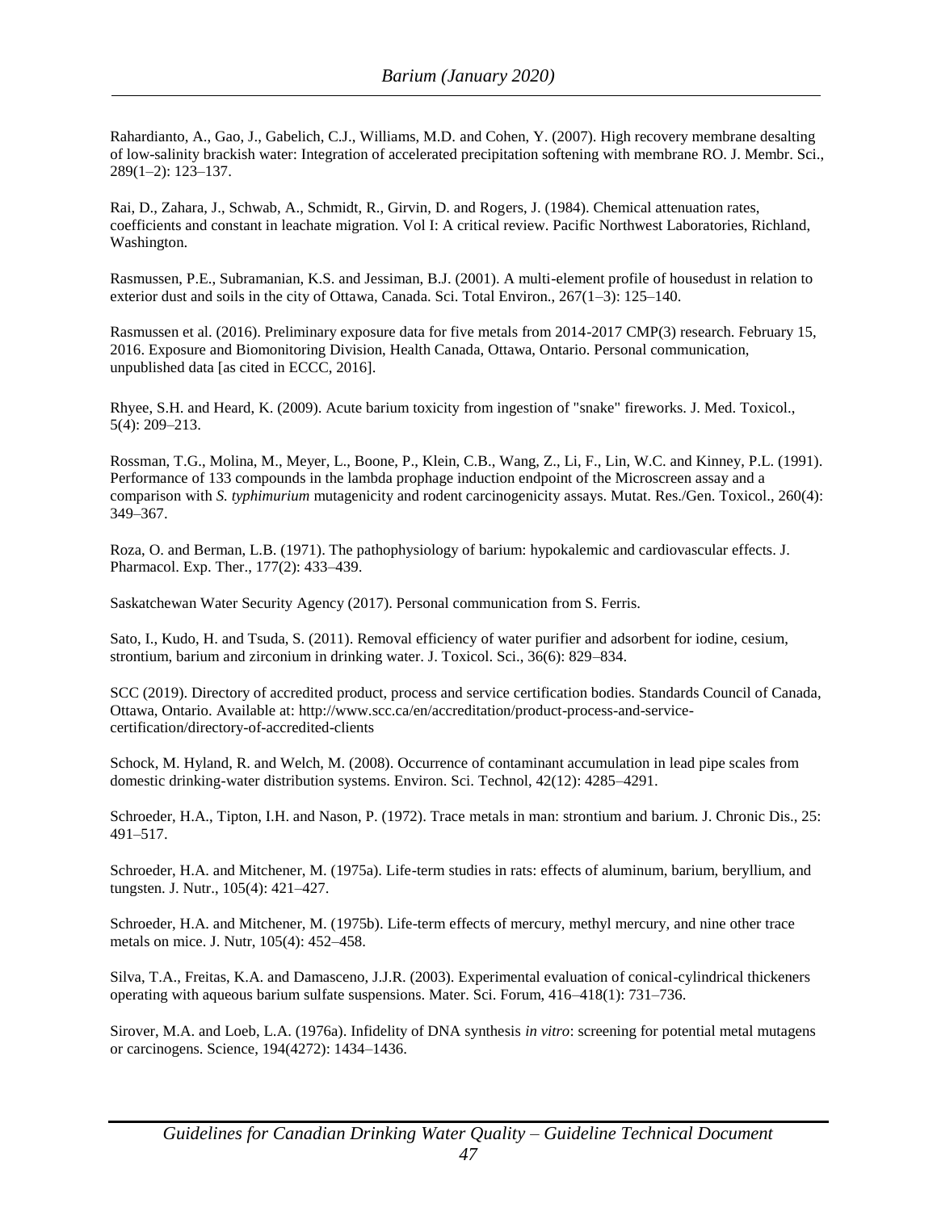Rahardianto, A., Gao, J., Gabelich, C.J., Williams, M.D. and Cohen, Y. (2007). High recovery membrane desalting of low-salinity brackish water: Integration of accelerated precipitation softening with membrane RO. J. Membr. Sci., 289(1–2): 123–137.

Rai, D., Zahara, J., Schwab, A., Schmidt, R., Girvin, D. and Rogers, J. (1984). Chemical attenuation rates, coefficients and constant in leachate migration. Vol I: A critical review. Pacific Northwest Laboratories, Richland, Washington.

Rasmussen, P.E., Subramanian, K.S. and Jessiman, B.J. (2001). A multi-element profile of housedust in relation to exterior dust and soils in the city of Ottawa, Canada. Sci. Total Environ., 267(1–3): 125–140.

Rasmussen et al. (2016). Preliminary exposure data for five metals from 2014-2017 CMP(3) research. February 15, 2016. Exposure and Biomonitoring Division, Health Canada, Ottawa, Ontario. Personal communication, unpublished data [as cited in ECCC, 2016].

Rhyee, S.H. and Heard, K. (2009). Acute barium toxicity from ingestion of "snake" fireworks. J. Med. Toxicol., 5(4): 209–213.

Rossman, T.G., Molina, M., Meyer, L., Boone, P., Klein, C.B., Wang, Z., Li, F., Lin, W.C. and Kinney, P.L. (1991). Performance of 133 compounds in the lambda prophage induction endpoint of the Microscreen assay and a comparison with *S. typhimurium* mutagenicity and rodent carcinogenicity assays. Mutat. Res./Gen. Toxicol., 260(4): 349–367.

Roza, O. and Berman, L.B. (1971). The pathophysiology of barium: hypokalemic and cardiovascular effects. J. Pharmacol. Exp. Ther., 177(2): 433–439.

Saskatchewan Water Security Agency (2017). Personal communication from S. Ferris.

Sato, I., Kudo, H. and Tsuda, S. (2011). Removal efficiency of water purifier and adsorbent for iodine, cesium, strontium, barium and zirconium in drinking water. J. Toxicol. Sci., 36(6): 829–834.

SCC (2019). Directory of accredited product, process and service certification bodies. Standards Council of Canada, Ottawa, Ontario. Available at: http://www.scc.ca/en/accreditation/product-process-and-service-certification/directory-of-accredited-clients

Schock, M. Hyland, R. and Welch, M. (2008). Occurrence of contaminant accumulation in lead pipe scales from domestic drinking-water distribution systems. Environ. Sci. Technol, 42(12): 4285–4291.

Schroeder, H.A., Tipton, I.H. and Nason, P. (1972). Trace metals in man: strontium and barium. J. Chronic Dis., 25: 491–517.

Schroeder, H.A. and Mitchener, M. (1975a). Life-term studies in rats: effects of aluminum, barium, beryllium, and tungsten. J. Nutr., 105(4): 421–427.

Schroeder, H.A. and Mitchener, M. (1975b). Life-term effects of mercury, methyl mercury, and nine other trace metals on mice. J. Nutr, 105(4): 452–458.

Silva, T.A., Freitas, K.A. and Damasceno, J.J.R. (2003). Experimental evaluation of conical-cylindrical thickeners operating with aqueous barium sulfate suspensions. Mater. Sci. Forum, 416–418(1): 731–736.

Sirover, M.A. and Loeb, L.A. (1976a). Infidelity of DNA synthesis *in vitro*: screening for potential metal mutagens or carcinogens. Science, 194(4272): 1434–1436.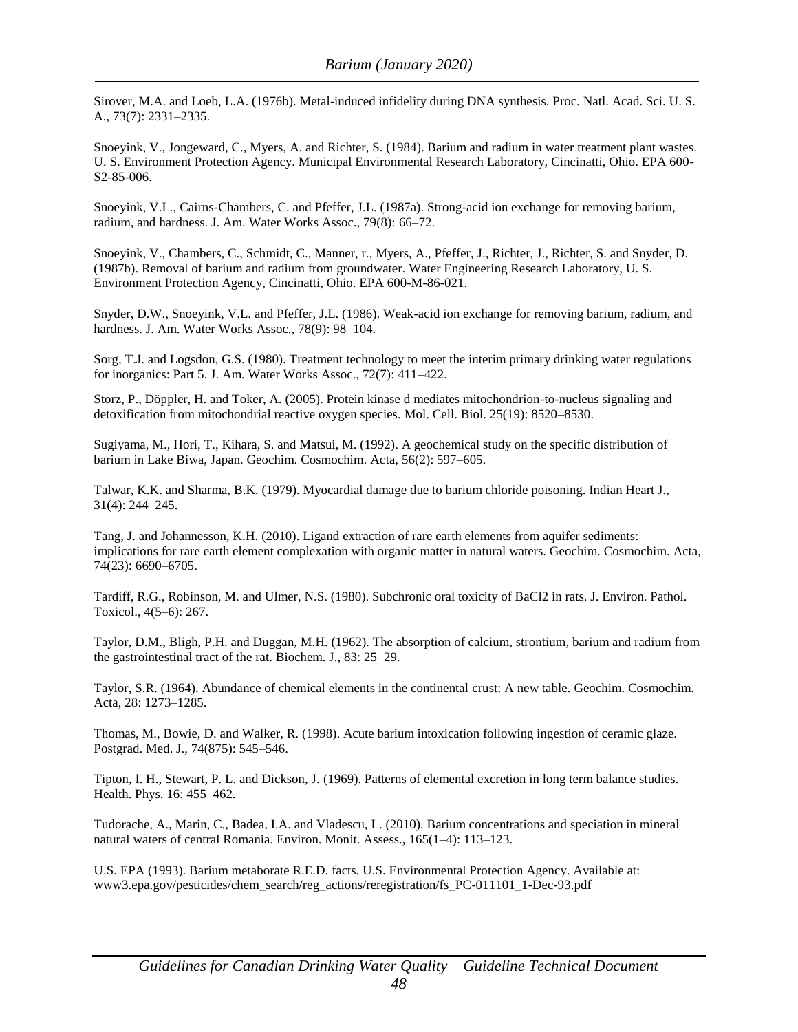Sirover, M.A. and Loeb, L.A. (1976b). Metal-induced infidelity during DNA synthesis. Proc. Natl. Acad. Sci. U. S. A., 73(7): 2331–2335.

Snoeyink, V., Jongeward, C., Myers, A. and Richter, S. (1984). Barium and radium in water treatment plant wastes. U. S. Environment Protection Agency. Municipal Environmental Research Laboratory, Cincinatti, Ohio. EPA 600-S2-85-006.

Snoeyink, V.L., Cairns-Chambers, C. and Pfeffer, J.L. (1987a). Strong-acid ion exchange for removing barium, radium, and hardness. J. Am. Water Works Assoc., 79(8): 66–72.

Snoeyink, V., Chambers, C., Schmidt, C., Manner, r., Myers, A., Pfeffer, J., Richter, J., Richter, S. and Snyder, D. (1987b). Removal of barium and radium from groundwater. Water Engineering Research Laboratory, U. S. Environment Protection Agency, Cincinatti, Ohio. EPA 600-M-86-021.

Snyder, D.W., Snoeyink, V.L. and Pfeffer, J.L. (1986). Weak-acid ion exchange for removing barium, radium, and hardness. J. Am. Water Works Assoc., 78(9): 98–104.

Sorg, T.J. and Logsdon, G.S. (1980). Treatment technology to meet the interim primary drinking water regulations for inorganics: Part 5. J. Am. Water Works Assoc., 72(7): 411–422.

Storz, P., Döppler, H. and Toker, A. (2005). Protein kinase d mediates mitochondrion-to-nucleus signaling and detoxification from mitochondrial reactive oxygen species. Mol. Cell. Biol. 25(19): 8520–8530.

Sugiyama, M., Hori, T., Kihara, S. and Matsui, M. (1992). A geochemical study on the specific distribution of barium in Lake Biwa, Japan. Geochim. Cosmochim. Acta, 56(2): 597–605.

Talwar, K.K. and Sharma, B.K. (1979). Myocardial damage due to barium chloride poisoning. Indian Heart J., 31(4): 244–245.

Tang, J. and Johannesson, K.H. (2010). Ligand extraction of rare earth elements from aquifer sediments: implications for rare earth element complexation with organic matter in natural waters. Geochim. Cosmochim. Acta, 74(23): 6690–6705.

Tardiff, R.G., Robinson, M. and Ulmer, N.S. (1980). Subchronic oral toxicity of BaCl2 in rats. J. Environ. Pathol. Toxicol., 4(5–6): 267.

Taylor, D.M., Bligh, P.H. and Duggan, M.H. (1962). The absorption of calcium, strontium, barium and radium from the gastrointestinal tract of the rat. Biochem. J., 83: 25–29.

Taylor, S.R. (1964). Abundance of chemical elements in the continental crust: A new table. Geochim. Cosmochim. Acta, 28: 1273–1285.

Thomas, M., Bowie, D. and Walker, R. (1998). Acute barium intoxication following ingestion of ceramic glaze. Postgrad. Med. J., 74(875): 545–546.

Tipton, I. H., Stewart, P. L. and Dickson, J. (1969). Patterns of elemental excretion in long term balance studies. Health. Phys. 16: 455–462.

Tudorache, A., Marin, C., Badea, I.A. and Vladescu, L. (2010). Barium concentrations and speciation in mineral natural waters of central Romania. Environ. Monit. Assess., 165(1–4): 113–123.

U.S. EPA (1993). Barium metaborate R.E.D. facts. U.S. Environmental Protection Agency. Available at: www3.epa.gov/pesticides/chem_search/reg_actions/reregistration/fs_PC-011101_1-Dec-93.pdf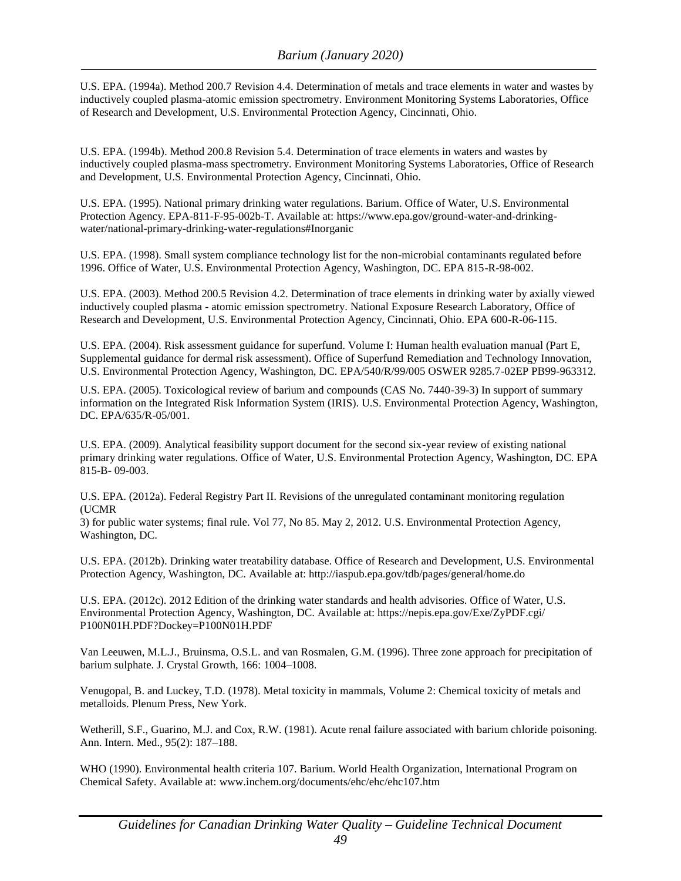U.S. EPA. (1994a). Method 200.7 Revision 4.4. Determination of metals and trace elements in water and wastes by inductively coupled plasma-atomic emission spectrometry. Environment Monitoring Systems Laboratories, Office of Research and Development, U.S. Environmental Protection Agency, Cincinnati, Ohio.

U.S. EPA. (1994b). Method 200.8 Revision 5.4. Determination of trace elements in waters and wastes by inductively coupled plasma-mass spectrometry. Environment Monitoring Systems Laboratories, Office of Research and Development, U.S. Environmental Protection Agency, Cincinnati, Ohio.

U.S. EPA. (1995). National primary drinking water regulations. Barium. Office of Water, U.S. Environmental Protection Agency. EPA-811-F-95-002b-T. Available at: https://www.epa.gov/ground-water-and-drinking-water/national-primary-drinking-water-regulations#Inorganic

U.S. EPA. (1998). Small system compliance technology list for the non-microbial contaminants regulated before 1996. Office of Water, U.S. Environmental Protection Agency, Washington, DC. EPA 815-R-98-002.

U.S. EPA. (2003). Method 200.5 Revision 4.2. Determination of trace elements in drinking water by axially viewed inductively coupled plasma - atomic emission spectrometry. National Exposure Research Laboratory, Office of Research and Development, U.S. Environmental Protection Agency, Cincinnati, Ohio. EPA 600-R-06-115.

U.S. EPA. (2004). Risk assessment guidance for superfund. Volume I: Human health evaluation manual (Part E, Supplemental guidance for dermal risk assessment). Office of Superfund Remediation and Technology Innovation, U.S. Environmental Protection Agency, Washington, DC. EPA/540/R/99/005 OSWER 9285.7-02EP PB99-963312.

U.S. EPA. (2005). Toxicological review of barium and compounds (CAS No. 7440-39-3) In support of summary information on the Integrated Risk Information System (IRIS). U.S. Environmental Protection Agency, Washington, DC. EPA/635/R-05/001.

U.S. EPA. (2009). Analytical feasibility support document for the second six-year review of existing national primary drinking water regulations. Office of Water, U.S. Environmental Protection Agency, Washington, DC. EPA 815-B- 09-003.

U.S. EPA. (2012a). Federal Registry Part II. Revisions of the unregulated contaminant monitoring regulation (UCMR 3) for public water systems; final rule. Vol 77, No 85. May 2, 2012. U.S. Environmental Protection Agency, Washington, DC.

U.S. EPA. (2012b). Drinking water treatability database. Office of Research and Development, U.S. Environmental Protection Agency, Washington, DC. Available at: http://iaspub.epa.gov/tdb/pages/general/home.do

U.S. EPA. (2012c). 2012 Edition of the drinking water standards and health advisories. Office of Water, U.S. Environmental Protection Agency, Washington, DC. Available at: https://nepis.epa.gov/Exe/ZyPDF.cgi/P100N01H.PDF?Dockey=P100N01H.PDF

Van Leeuwen, M.L.J., Bruinsma, O.S.L. and van Rosmalen, G.M. (1996). Three zone approach for precipitation of barium sulphate. J. Crystal Growth, 166: 1004–1008.

Venugopal, B. and Luckey, T.D. (1978). Metal toxicity in mammals, Volume 2: Chemical toxicity of metals and metalloids. Plenum Press, New York.

Wetherill, S.F., Guarino, M.J. and Cox, R.W. (1981). Acute renal failure associated with barium chloride poisoning. Ann. Intern. Med., 95(2): 187–188.

WHO (1990). Environmental health criteria 107. Barium. World Health Organization, International Program on Chemical Safety. Available at: www.inchem.org/documents/ehc/ehc/ehc107.htm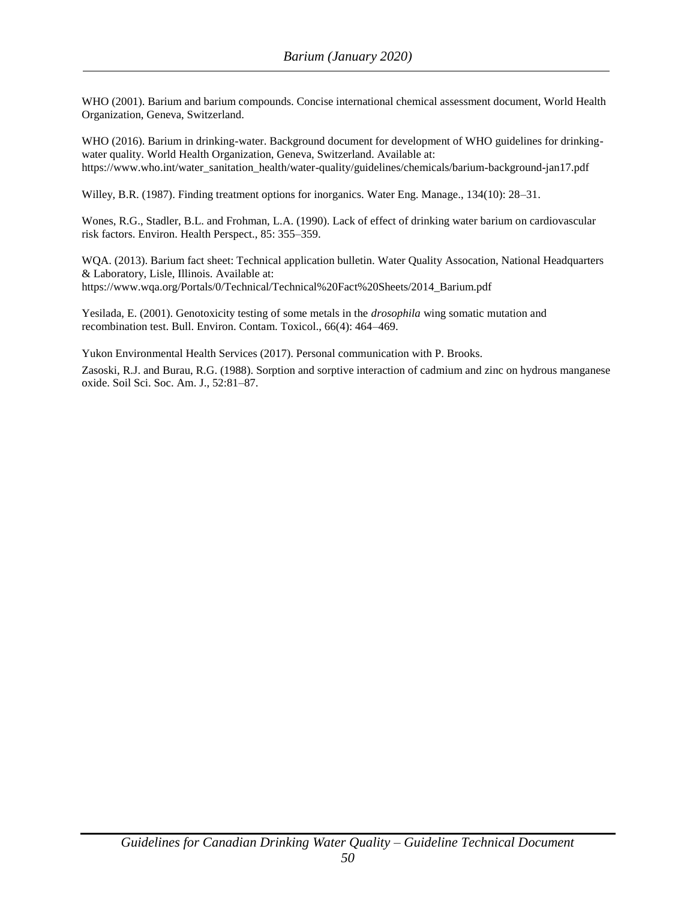WHO (2001). Barium and barium compounds. Concise international chemical assessment document, World Health Organization, Geneva, Switzerland.

WHO (2016). Barium in drinking-water. Background document for development of WHO guidelines for drinking-water quality. World Health Organization, Geneva, Switzerland. Available at: https://www.who.int/water_sanitation_health/water-quality/guidelines/chemicals/barium-background-jan17.pdf

Willey, B.R. (1987). Finding treatment options for inorganics. Water Eng. Manage., 134(10): 28–31.

Wones, R.G., Stadler, B.L. and Frohman, L.A. (1990). Lack of effect of drinking water barium on cardiovascular risk factors. Environ. Health Perspect., 85: 355–359.

WQA. (2013). Barium fact sheet: Technical application bulletin. Water Quality Assocation, National Headquarters & Laboratory, Lisle, Illinois. Available at: https://www.wqa.org/Portals/0/Technical/Technical%20Fact%20Sheets/2014_Barium.pdf

Yesilada, E. (2001). Genotoxicity testing of some metals in the *drosophila* wing somatic mutation and recombination test. Bull. Environ. Contam. Toxicol., 66(4): 464–469.

Yukon Environmental Health Services (2017). Personal communication with P. Brooks.

Zasoski, R.J. and Burau, R.G. (1988). Sorption and sorptive interaction of cadmium and zinc on hydrous manganese oxide. Soil Sci. Soc. Am. J., 52:81–87.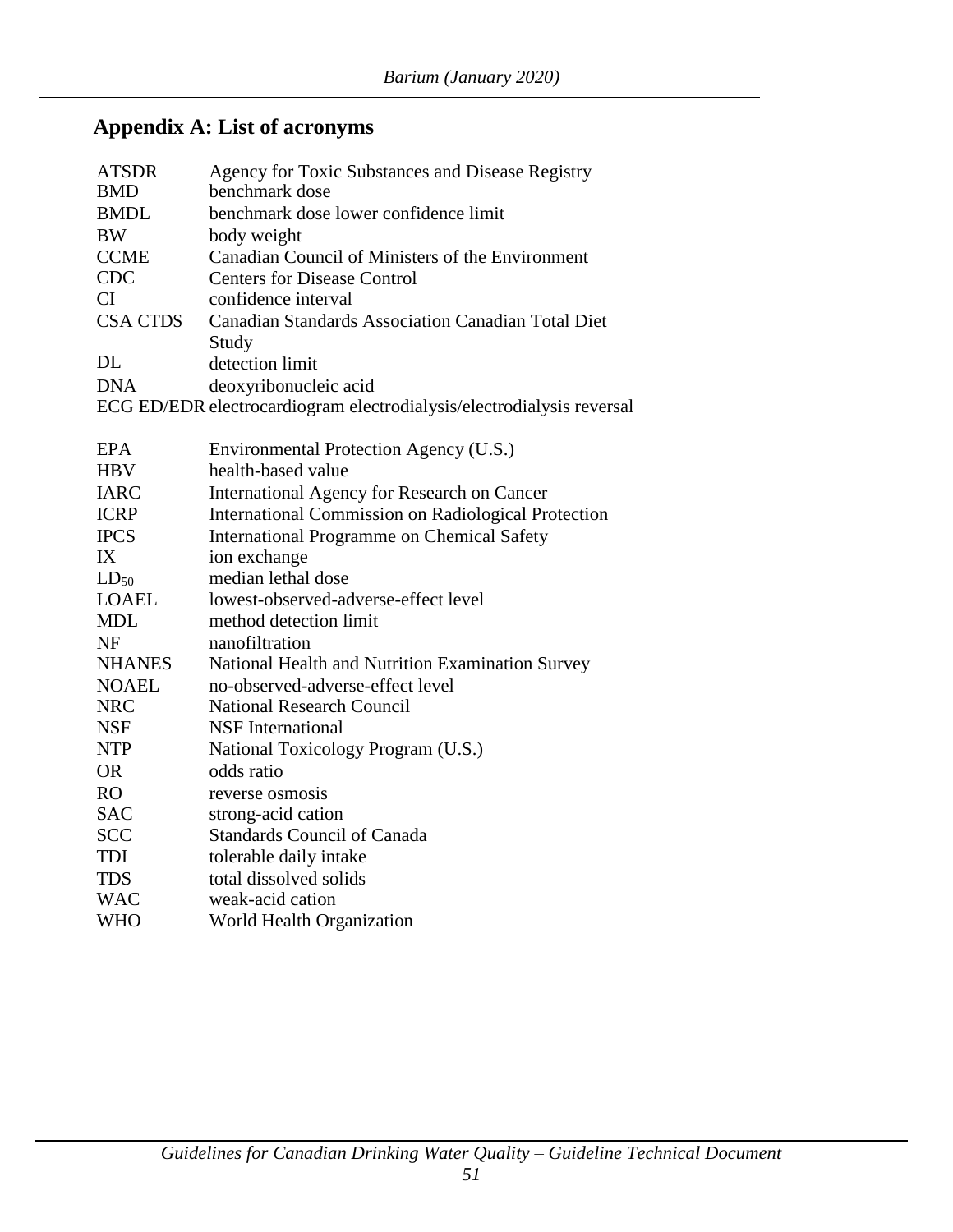## Appendix A: List of acronyms

| | |
|---|---|
| ATSDR | Agency for Toxic Substances and Disease Registry |
| BMD | benchmark dose |
| BMDL | benchmark dose lower confidence limit |
| BW | body weight |
| CCME | Canadian Council of Ministers of the Environment |
| CDC | Centers for Disease Control |
| CI | confidence interval |
| CSA CTDS | Canadian Standards Association Canadian Total Diet Study |
| DL | detection limit |
| DNA | deoxyribonucleic acid |
| ECG ED/EDR | electrocardiogram electrodialysis/electrodialysis reversal |
| EPA | Environmental Protection Agency (U.S.) |
| HBV | health-based value |
| IARC | International Agency for Research on Cancer |
| ICRP | International Commission on Radiological Protection |
| IPCS | International Programme on Chemical Safety |
| IX | ion exchange |
| $LD_{50}$ | median lethal dose |
| LOAEL | lowest-observed-adverse-effect level |
| MDL | method detection limit |
| NF | nanofiltration |
| NHANES | National Health and Nutrition Examination Survey |
| NOAEL | no-observed-adverse-effect level |
| NRC | National Research Council |
| NSF | NSF International |
| NTP | National Toxicology Program (U.S.) |
| OR | odds ratio |
| RO | reverse osmosis |
| SAC | strong-acid cation |
| SCC | Standards Council of Canada |
| TDI | tolerable daily intake |
| TDS | total dissolved solids |
| WAC | weak-acid cation |
| WHO | World Health Organization |